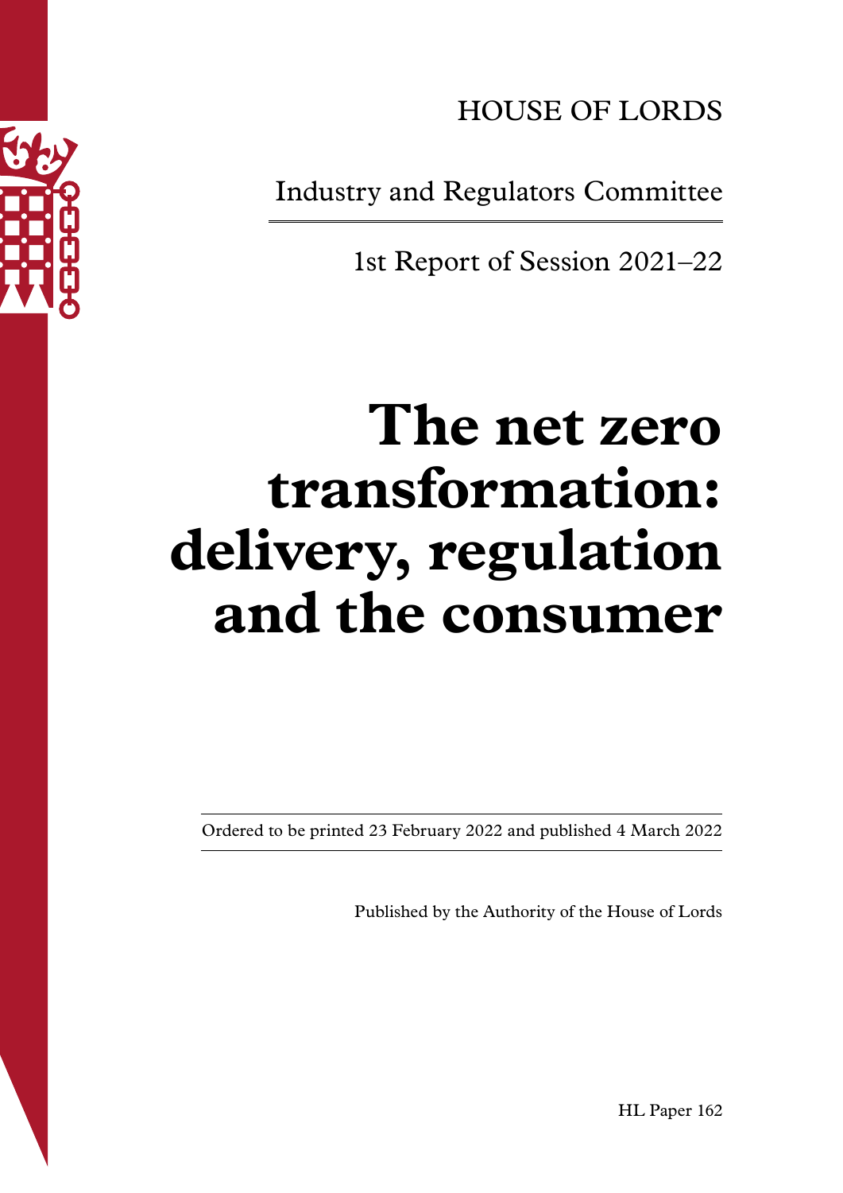HOUSE OF LORDS

Industry and Regulators Committee

1st Report of Session 2021–22

# The net zero transformation: delivery, regulation and the consumer

Ordered to be printed 23 February 2022 and published 4 March 2022

Published by the Authority of the House of Lords

HL Paper 162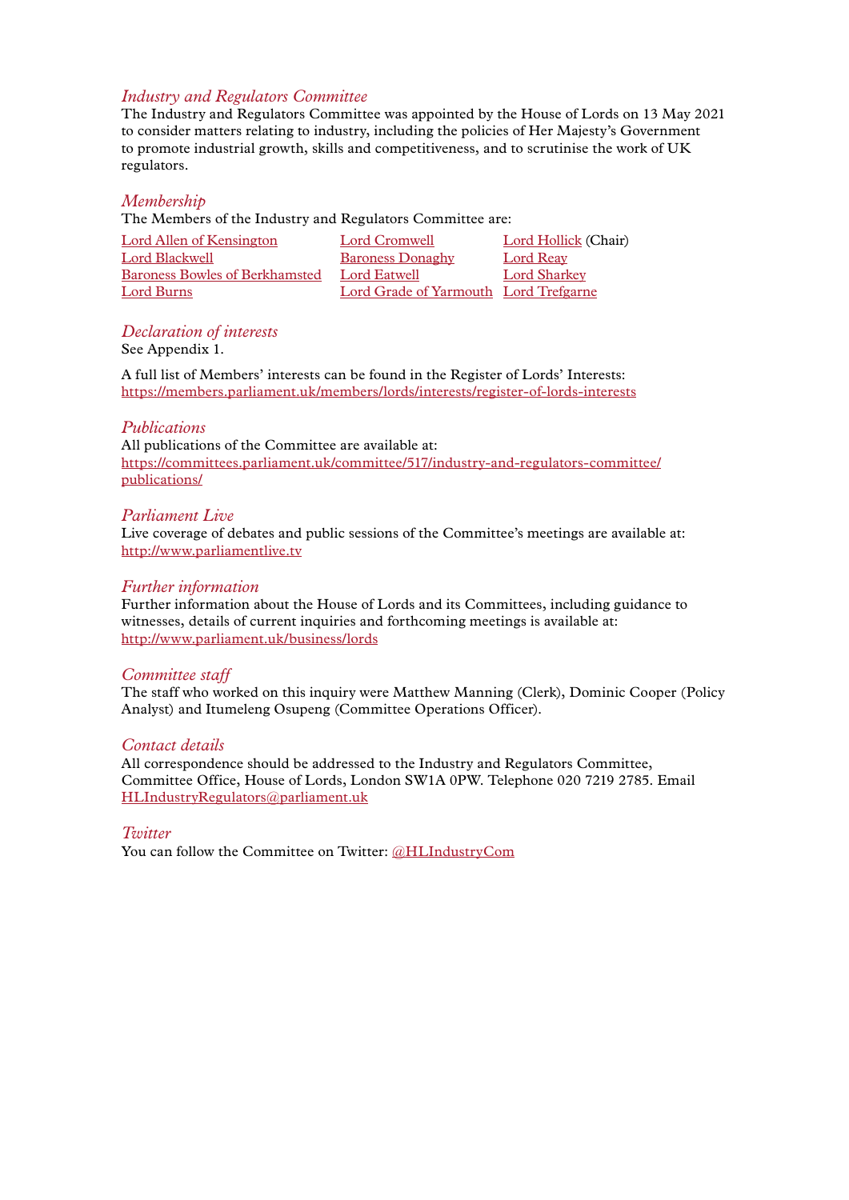### *Industry and Regulators Committee*

The Industry and Regulators Committee was appointed by the House of Lords on 13 May 2021 to consider matters relating to industry, including the policies of Her Majesty's Government to promote industrial growth, skills and competitiveness, and to scrutinise the work of UK regulators.

### *Membership*

The Members of the Industry and Regulators Committee are:

| | | |
|---|---|---|
| Lord Allen of Kensington | Lord Cromwell | Lord Hollick (Chair) |
| Lord Blackwell | Baroness Donaghy | Lord Reay |
| Baroness Bowles of Berkhamsted | Lord Eatwell | Lord Sharkey |
| Lord Burns | Lord Grade of Yarmouth | Lord Trefgarne |

### *Declaration of interests*

See Appendix 1.

A full list of Members' interests can be found in the Register of Lords' Interests:
https://members.parliament.uk/members/lords/interests/register-of-lords-interests

### *Publications*

All publications of the Committee are available at:
https://committees.parliament.uk/committee/517/industry-and-regulators-committee/publications/

### *Parliament Live*

Live coverage of debates and public sessions of the Committee's meetings are available at:
http://www.parliamentlive.tv

### *Further information*

Further information about the House of Lords and its Committees, including guidance to witnesses, details of current inquiries and forthcoming meetings is available at:
http://www.parliament.uk/business/lords

### *Committee staff*

The staff who worked on this inquiry were Matthew Manning (Clerk), Dominic Cooper (Policy Analyst) and Itumeleng Osupeng (Committee Operations Officer).

### *Contact details*

All correspondence should be addressed to the Industry and Regulators Committee, Committee Office, House of Lords, London SW1A 0PW. Telephone 020 7219 2785. Email HLIndustryRegulators@parliament.uk

### *Twitter*

You can follow the Committee on Twitter: @HLIndustryCom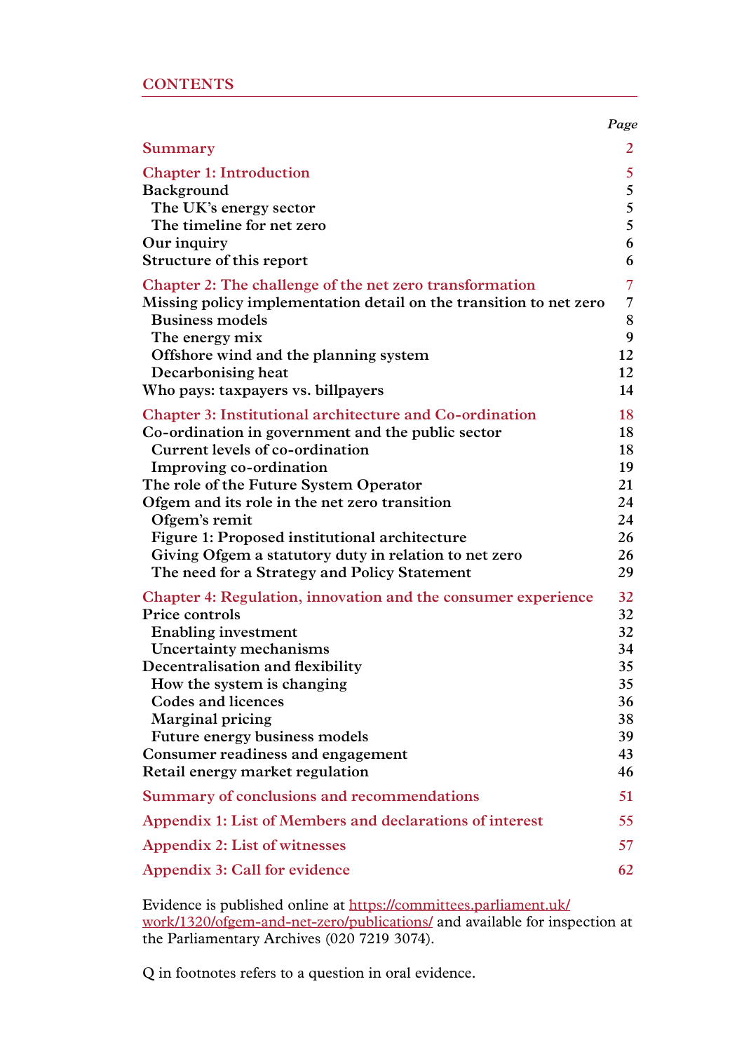## CONTENTS

| | *Page* |
|---|---|
| **Summary** | 2 |
| **Chapter 1: Introduction** | 5 |
| Background | 5 |
| The UK's energy sector | 5 |
| The timeline for net zero | 5 |
| Our inquiry | 6 |
| Structure of this report | 6 |
| **Chapter 2: The challenge of the net zero transformation** | 7 |
| Missing policy implementation detail on the transition to net zero | 7 |
| Business models | 8 |
| The energy mix | 9 |
| Offshore wind and the planning system | 12 |
| Decarbonising heat | 12 |
| Who pays: taxpayers vs. billpayers | 14 |
| **Chapter 3: Institutional architecture and Co-ordination** | 18 |
| Co-ordination in government and the public sector | 18 |
| Current levels of co-ordination | 18 |
| Improving co-ordination | 19 |
| The role of the Future System Operator | 21 |
| Ofgem and its role in the net zero transition | 24 |
| Ofgem's remit | 24 |
| Figure 1: Proposed institutional architecture | 26 |
| Giving Ofgem a statutory duty in relation to net zero | 26 |
| The need for a Strategy and Policy Statement | 29 |
| **Chapter 4: Regulation, innovation and the consumer experience** | 32 |
| Price controls | 32 |
| Enabling investment | 32 |
| Uncertainty mechanisms | 34 |
| Decentralisation and flexibility | 35 |
| How the system is changing | 35 |
| Codes and licences | 36 |
| Marginal pricing | 38 |
| Future energy business models | 39 |
| Consumer readiness and engagement | 43 |
| Retail energy market regulation | 46 |
| **Summary of conclusions and recommendations** | 51 |
| **Appendix 1: List of Members and declarations of interest** | 55 |
| **Appendix 2: List of witnesses** | 57 |
| **Appendix 3: Call for evidence** | 62 |

Evidence is published online at https://committees.parliament.uk/work/1320/ofgem-and-net-zero/publications/ and available for inspection at the Parliamentary Archives (020 7219 3074).

Q in footnotes refers to a question in oral evidence.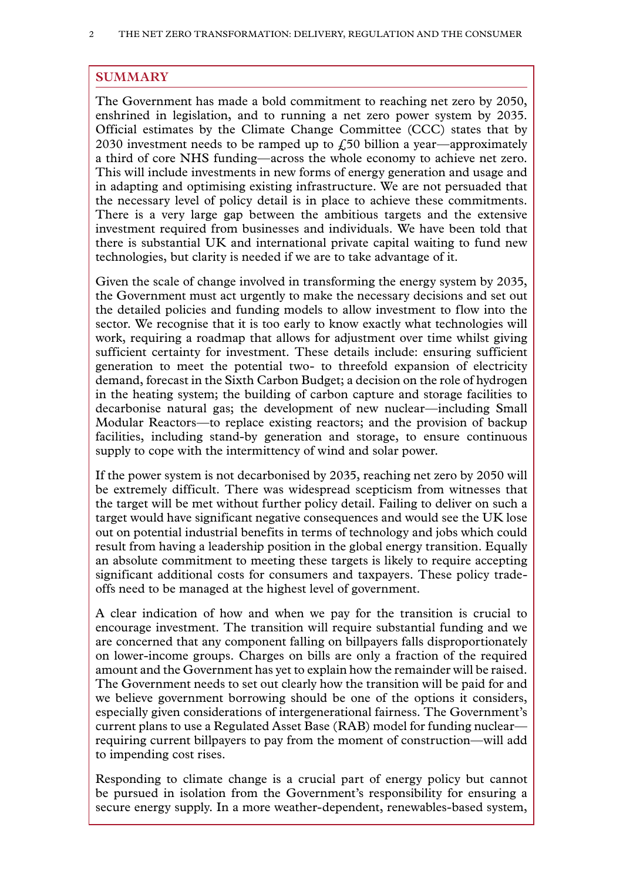## SUMMARY

The Government has made a bold commitment to reaching net zero by 2050, enshrined in legislation, and to running a net zero power system by 2035. Official estimates by the Climate Change Committee (CCC) states that by 2030 investment needs to be ramped up to £50 billion a year—approximately a third of core NHS funding—across the whole economy to achieve net zero. This will include investments in new forms of energy generation and usage and in adapting and optimising existing infrastructure. We are not persuaded that the necessary level of policy detail is in place to achieve these commitments. There is a very large gap between the ambitious targets and the extensive investment required from businesses and individuals. We have been told that there is substantial UK and international private capital waiting to fund new technologies, but clarity is needed if we are to take advantage of it.

Given the scale of change involved in transforming the energy system by 2035, the Government must act urgently to make the necessary decisions and set out the detailed policies and funding models to allow investment to flow into the sector. We recognise that it is too early to know exactly what technologies will work, requiring a roadmap that allows for adjustment over time whilst giving sufficient certainty for investment. These details include: ensuring sufficient generation to meet the potential two- to threefold expansion of electricity demand, forecast in the Sixth Carbon Budget; a decision on the role of hydrogen in the heating system; the building of carbon capture and storage facilities to decarbonise natural gas; the development of new nuclear—including Small Modular Reactors—to replace existing reactors; and the provision of backup facilities, including stand-by generation and storage, to ensure continuous supply to cope with the intermittency of wind and solar power.

If the power system is not decarbonised by 2035, reaching net zero by 2050 will be extremely difficult. There was widespread scepticism from witnesses that the target will be met without further policy detail. Failing to deliver on such a target would have significant negative consequences and would see the UK lose out on potential industrial benefits in terms of technology and jobs which could result from having a leadership position in the global energy transition. Equally an absolute commitment to meeting these targets is likely to require accepting significant additional costs for consumers and taxpayers. These policy trade-offs need to be managed at the highest level of government.

A clear indication of how and when we pay for the transition is crucial to encourage investment. The transition will require substantial funding and we are concerned that any component falling on billpayers falls disproportionately on lower-income groups. Charges on bills are only a fraction of the required amount and the Government has yet to explain how the remainder will be raised. The Government needs to set out clearly how the transition will be paid for and we believe government borrowing should be one of the options it considers, especially given considerations of intergenerational fairness. The Government's current plans to use a Regulated Asset Base (RAB) model for funding nuclear—requiring current billpayers to pay from the moment of construction—will add to impending cost rises.

Responding to climate change is a crucial part of energy policy but cannot be pursued in isolation from the Government's responsibility for ensuring a secure energy supply. In a more weather-dependent, renewables-based system,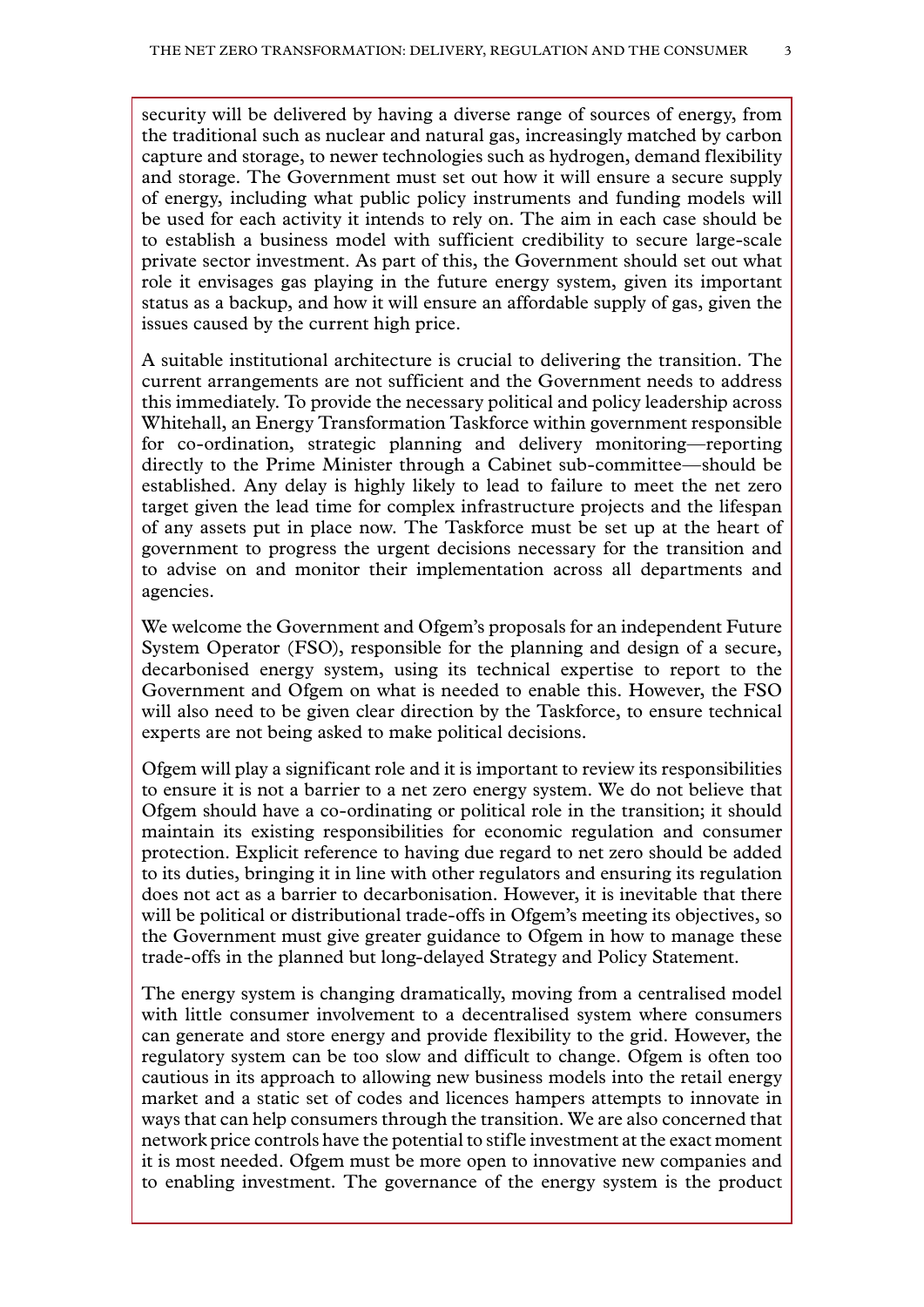security will be delivered by having a diverse range of sources of energy, from the traditional such as nuclear and natural gas, increasingly matched by carbon capture and storage, to newer technologies such as hydrogen, demand flexibility and storage. The Government must set out how it will ensure a secure supply of energy, including what public policy instruments and funding models will be used for each activity it intends to rely on. The aim in each case should be to establish a business model with sufficient credibility to secure large-scale private sector investment. As part of this, the Government should set out what role it envisages gas playing in the future energy system, given its important status as a backup, and how it will ensure an affordable supply of gas, given the issues caused by the current high price.

A suitable institutional architecture is crucial to delivering the transition. The current arrangements are not sufficient and the Government needs to address this immediately. To provide the necessary political and policy leadership across Whitehall, an Energy Transformation Taskforce within government responsible for co-ordination, strategic planning and delivery monitoring—reporting directly to the Prime Minister through a Cabinet sub-committee—should be established. Any delay is highly likely to lead to failure to meet the net zero target given the lead time for complex infrastructure projects and the lifespan of any assets put in place now. The Taskforce must be set up at the heart of government to progress the urgent decisions necessary for the transition and to advise on and monitor their implementation across all departments and agencies.

We welcome the Government and Ofgem's proposals for an independent Future System Operator (FSO), responsible for the planning and design of a secure, decarbonised energy system, using its technical expertise to report to the Government and Ofgem on what is needed to enable this. However, the FSO will also need to be given clear direction by the Taskforce, to ensure technical experts are not being asked to make political decisions.

Ofgem will play a significant role and it is important to review its responsibilities to ensure it is not a barrier to a net zero energy system. We do not believe that Ofgem should have a co-ordinating or political role in the transition; it should maintain its existing responsibilities for economic regulation and consumer protection. Explicit reference to having due regard to net zero should be added to its duties, bringing it in line with other regulators and ensuring its regulation does not act as a barrier to decarbonisation. However, it is inevitable that there will be political or distributional trade-offs in Ofgem's meeting its objectives, so the Government must give greater guidance to Ofgem in how to manage these trade-offs in the planned but long-delayed Strategy and Policy Statement.

The energy system is changing dramatically, moving from a centralised model with little consumer involvement to a decentralised system where consumers can generate and store energy and provide flexibility to the grid. However, the regulatory system can be too slow and difficult to change. Ofgem is often too cautious in its approach to allowing new business models into the retail energy market and a static set of codes and licences hampers attempts to innovate in ways that can help consumers through the transition. We are also concerned that network price controls have the potential to stifle investment at the exact moment it is most needed. Ofgem must be more open to innovative new companies and to enabling investment. The governance of the energy system is the product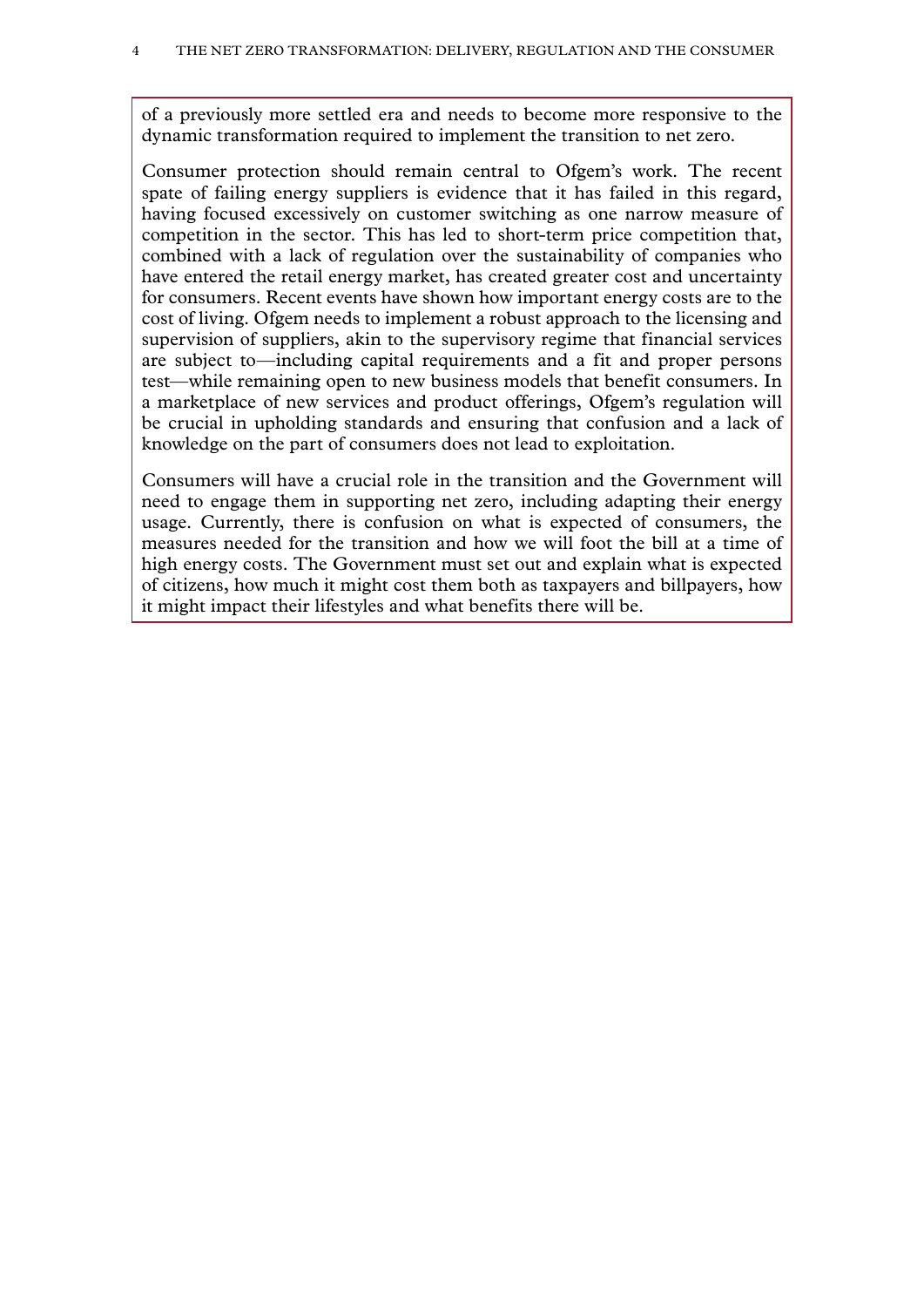of a previously more settled era and needs to become more responsive to the dynamic transformation required to implement the transition to net zero.

Consumer protection should remain central to Ofgem's work. The recent spate of failing energy suppliers is evidence that it has failed in this regard, having focused excessively on customer switching as one narrow measure of competition in the sector. This has led to short-term price competition that, combined with a lack of regulation over the sustainability of companies who have entered the retail energy market, has created greater cost and uncertainty for consumers. Recent events have shown how important energy costs are to the cost of living. Ofgem needs to implement a robust approach to the licensing and supervision of suppliers, akin to the supervisory regime that financial services are subject to—including capital requirements and a fit and proper persons test—while remaining open to new business models that benefit consumers. In a marketplace of new services and product offerings, Ofgem's regulation will be crucial in upholding standards and ensuring that confusion and a lack of knowledge on the part of consumers does not lead to exploitation.

Consumers will have a crucial role in the transition and the Government will need to engage them in supporting net zero, including adapting their energy usage. Currently, there is confusion on what is expected of consumers, the measures needed for the transition and how we will foot the bill at a time of high energy costs. The Government must set out and explain what is expected of citizens, how much it might cost them both as taxpayers and billpayers, how it might impact their lifestyles and what benefits there will be.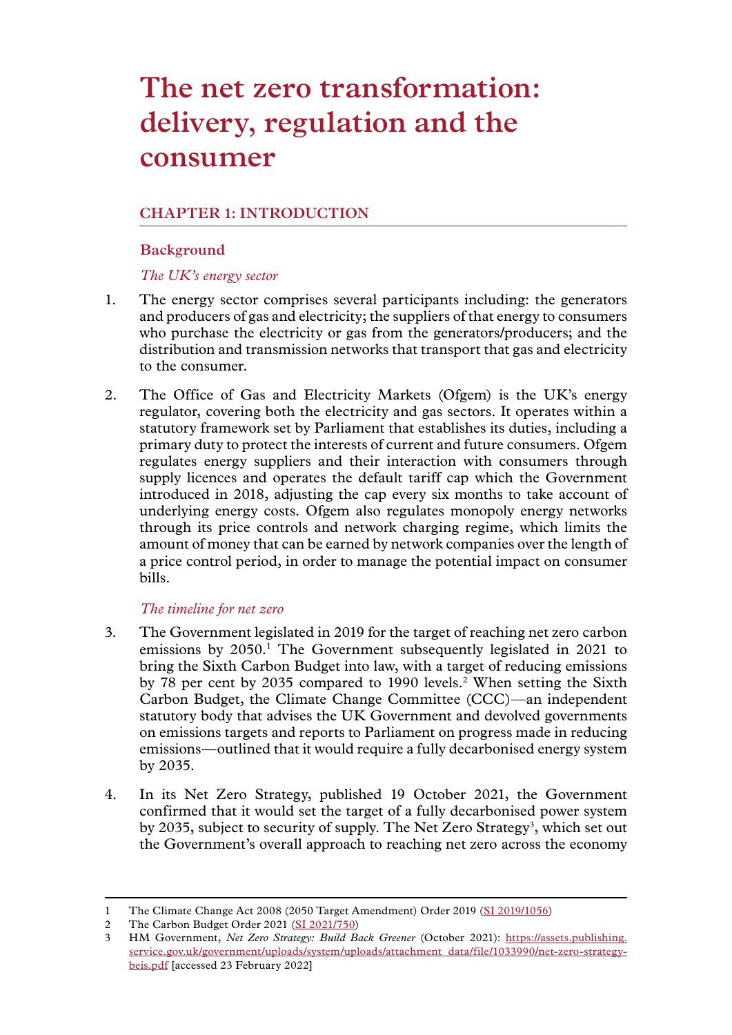# The net zero transformation: delivery, regulation and the consumer

## CHAPTER 1: INTRODUCTION

### Background

*The UK's energy sector*

1. The energy sector comprises several participants including: the generators and producers of gas and electricity; the suppliers of that energy to consumers who purchase the electricity or gas from the generators/producers; and the distribution and transmission networks that transport that gas and electricity to the consumer.

2. The Office of Gas and Electricity Markets (Ofgem) is the UK's energy regulator, covering both the electricity and gas sectors. It operates within a statutory framework set by Parliament that establishes its duties, including a primary duty to protect the interests of current and future consumers. Ofgem regulates energy suppliers and their interaction with consumers through supply licences and operates the default tariff cap which the Government introduced in 2018, adjusting the cap every six months to take account of underlying energy costs. Ofgem also regulates monopoly energy networks through its price controls and network charging regime, which limits the amount of money that can be earned by network companies over the length of a price control period, in order to manage the potential impact on consumer bills.

*The timeline for net zero*

3. The Government legislated in 2019 for the target of reaching net zero carbon emissions by 2050.[1] The Government subsequently legislated in 2021 to bring the Sixth Carbon Budget into law, with a target of reducing emissions by 78 per cent by 2035 compared to 1990 levels.[2] When setting the Sixth Carbon Budget, the Climate Change Committee (CCC)—an independent statutory body that advises the UK Government and devolved governments on emissions targets and reports to Parliament on progress made in reducing emissions—outlined that it would require a fully decarbonised energy system by 2035.

4. In its Net Zero Strategy, published 19 October 2021, the Government confirmed that it would set the target of a fully decarbonised power system by 2035, subject to security of supply. The Net Zero Strategy[3], which set out the Government's overall approach to reaching net zero across the economy

---

1 The Climate Change Act 2008 (2050 Target Amendment) Order 2019 (SI 2019/1056)

2 The Carbon Budget Order 2021 (SI 2021/750)

3 HM Government, *Net Zero Strategy: Build Back Greener* (October 2021): https://assets.publishing.service.gov.uk/government/uploads/system/uploads/attachment_data/file/1033990/net-zero-strategy-beis.pdf [accessed 23 February 2022]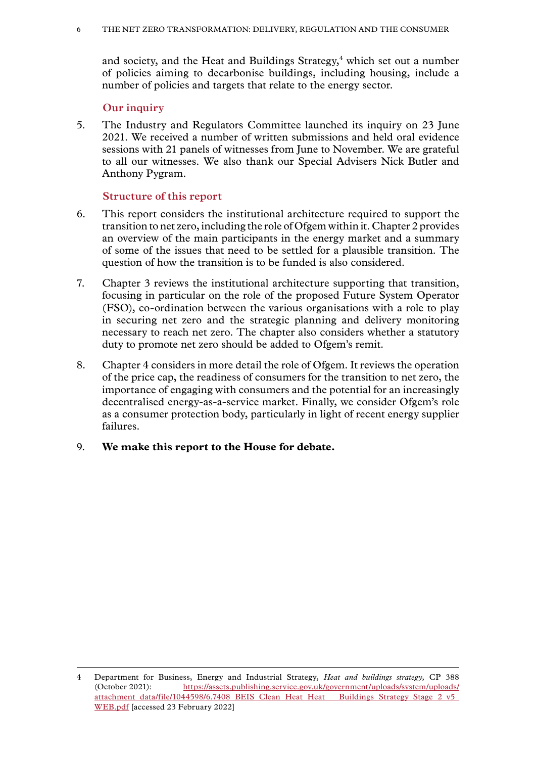and society, and the Heat and Buildings Strategy,[4] which set out a number of policies aiming to decarbonise buildings, including housing, include a number of policies and targets that relate to the energy sector.

### Our inquiry

5. The Industry and Regulators Committee launched its inquiry on 23 June 2021. We received a number of written submissions and held oral evidence sessions with 21 panels of witnesses from June to November. We are grateful to all our witnesses. We also thank our Special Advisers Nick Butler and Anthony Pygram.

### Structure of this report

6. This report considers the institutional architecture required to support the transition to net zero, including the role of Ofgem within it. Chapter 2 provides an overview of the main participants in the energy market and a summary of some of the issues that need to be settled for a plausible transition. The question of how the transition is to be funded is also considered.

7. Chapter 3 reviews the institutional architecture supporting that transition, focusing in particular on the role of the proposed Future System Operator (FSO), co-ordination between the various organisations with a role to play in securing net zero and the strategic planning and delivery monitoring necessary to reach net zero. The chapter also considers whether a statutory duty to promote net zero should be added to Ofgem's remit.

8. Chapter 4 considers in more detail the role of Ofgem. It reviews the operation of the price cap, the readiness of consumers for the transition to net zero, the importance of engaging with consumers and the potential for an increasingly decentralised energy-as-a-service market. Finally, we consider Ofgem's role as a consumer protection body, particularly in light of recent energy supplier failures.

9. **We make this report to the House for debate.**

---

4 Department for Business, Energy and Industrial Strategy, *Heat and buildings strategy,* CP 388 (October 2021): https://assets.publishing.service.gov.uk/government/uploads/system/uploads/attachment_data/file/1044598/6.7408_BEIS_Clean_Heat_Heat___Buildings_Strategy_Stage_2_v5_WEB.pdf [accessed 23 February 2022]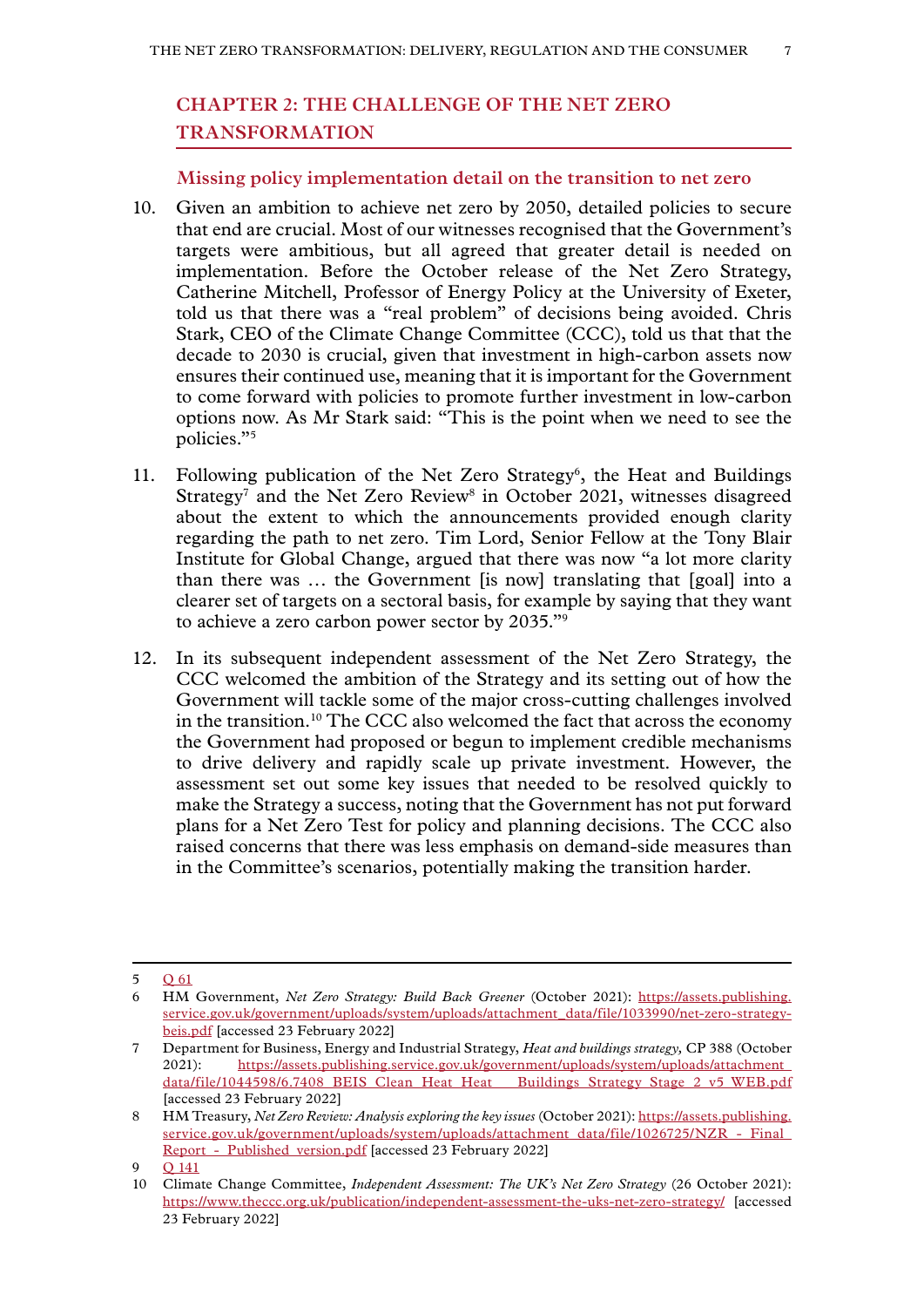## CHAPTER 2: THE CHALLENGE OF THE NET ZERO TRANSFORMATION

### Missing policy implementation detail on the transition to net zero

10. Given an ambition to achieve net zero by 2050, detailed policies to secure that end are crucial. Most of our witnesses recognised that the Government's targets were ambitious, but all agreed that greater detail is needed on implementation. Before the October release of the Net Zero Strategy, Catherine Mitchell, Professor of Energy Policy at the University of Exeter, told us that there was a "real problem" of decisions being avoided. Chris Stark, CEO of the Climate Change Committee (CCC), told us that that the decade to 2030 is crucial, given that investment in high-carbon assets now ensures their continued use, meaning that it is important for the Government to come forward with policies to promote further investment in low-carbon options now. As Mr Stark said: "This is the point when we need to see the policies."[5]

11. Following publication of the Net Zero Strategy[6], the Heat and Buildings Strategy[7] and the Net Zero Review[8] in October 2021, witnesses disagreed about the extent to which the announcements provided enough clarity regarding the path to net zero. Tim Lord, Senior Fellow at the Tony Blair Institute for Global Change, argued that there was now "a lot more clarity than there was … the Government [is now] translating that [goal] into a clearer set of targets on a sectoral basis, for example by saying that they want to achieve a zero carbon power sector by 2035."[9]

12. In its subsequent independent assessment of the Net Zero Strategy, the CCC welcomed the ambition of the Strategy and its setting out of how the Government will tackle some of the major cross-cutting challenges involved in the transition.[10] The CCC also welcomed the fact that across the economy the Government had proposed or begun to implement credible mechanisms to drive delivery and rapidly scale up private investment. However, the assessment set out some key issues that needed to be resolved quickly to make the Strategy a success, noting that the Government has not put forward plans for a Net Zero Test for policy and planning decisions. The CCC also raised concerns that there was less emphasis on demand-side measures than in the Committee's scenarios, potentially making the transition harder.

---

5 Q 61

6 HM Government, *Net Zero Strategy: Build Back Greener* (October 2021): https://assets.publishing.service.gov.uk/government/uploads/system/uploads/attachment_data/file/1033990/net-zero-strategy-beis.pdf [accessed 23 February 2022]

7 Department for Business, Energy and Industrial Strategy, *Heat and buildings strategy,* CP 388 (October 2021): https://assets.publishing.service.gov.uk/government/uploads/system/uploads/attachment_data/file/1044598/6.7408_BEIS_Clean_Heat_Heat__Buildings_Strategy_Stage_2_v5_WEB.pdf [accessed 23 February 2022]

8 HM Treasury, *Net Zero Review: Analysis exploring the key issues* (October 2021): https://assets.publishing.service.gov.uk/government/uploads/system/uploads/attachment_data/file/1026725/NZR_-_Final_Report_-_Published_version.pdf [accessed 23 February 2022]

9 Q 141

10 Climate Change Committee, *Independent Assessment: The UK's Net Zero Strategy* (26 October 2021): https://www.theccc.org.uk/publication/independent-assessment-the-uks-net-zero-strategy/ [accessed 23 February 2022]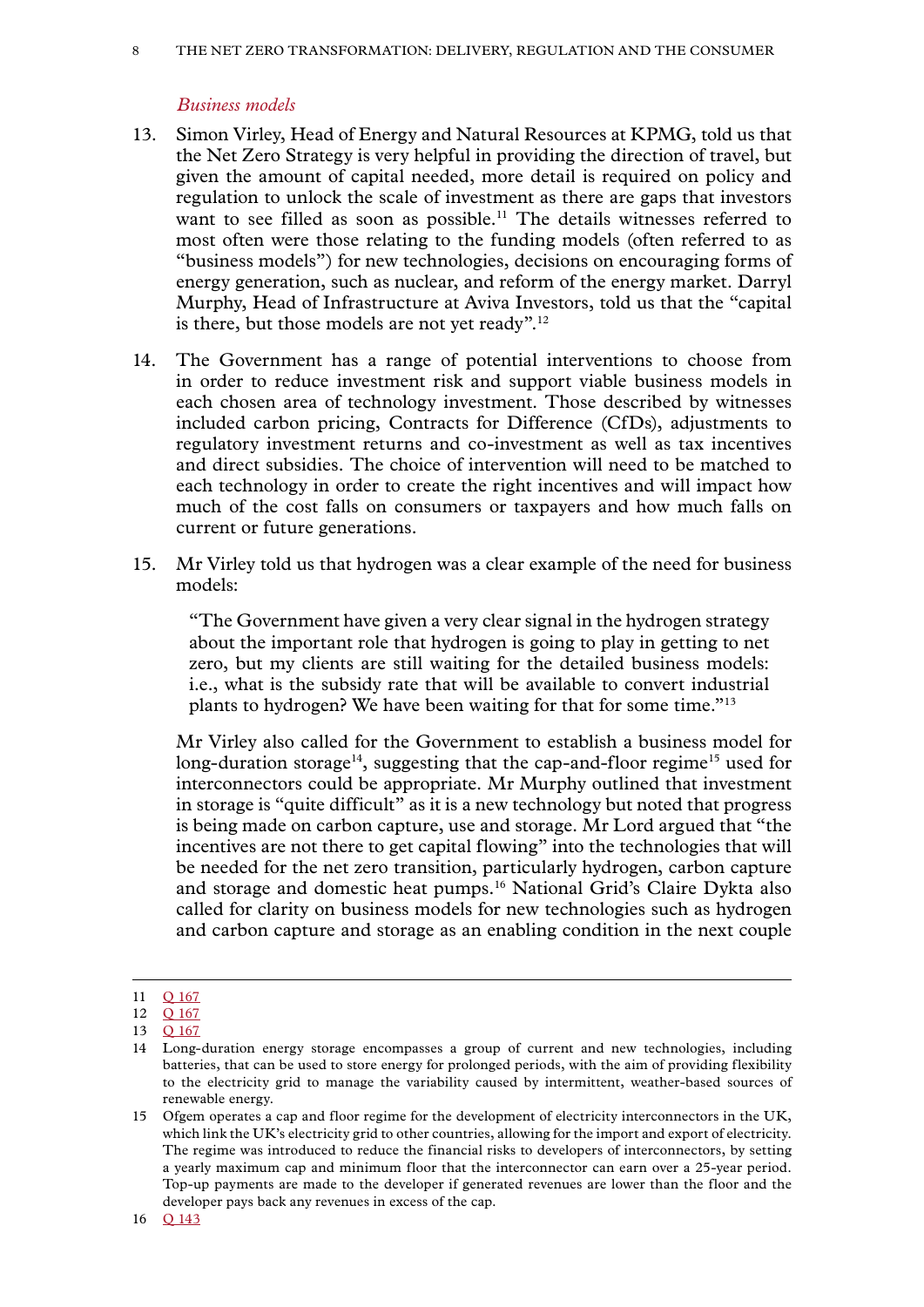*Business models*

13. Simon Virley, Head of Energy and Natural Resources at KPMG, told us that the Net Zero Strategy is very helpful in providing the direction of travel, but given the amount of capital needed, more detail is required on policy and regulation to unlock the scale of investment as there are gaps that investors want to see filled as soon as possible.[11] The details witnesses referred to most often were those relating to the funding models (often referred to as "business models") for new technologies, decisions on encouraging forms of energy generation, such as nuclear, and reform of the energy market. Darryl Murphy, Head of Infrastructure at Aviva Investors, told us that the "capital is there, but those models are not yet ready".[12]

14. The Government has a range of potential interventions to choose from in order to reduce investment risk and support viable business models in each chosen area of technology investment. Those described by witnesses included carbon pricing, Contracts for Difference (CfDs), adjustments to regulatory investment returns and co-investment as well as tax incentives and direct subsidies. The choice of intervention will need to be matched to each technology in order to create the right incentives and will impact how much of the cost falls on consumers or taxpayers and how much falls on current or future generations.

15. Mr Virley told us that hydrogen was a clear example of the need for business models:

> "The Government have given a very clear signal in the hydrogen strategy about the important role that hydrogen is going to play in getting to net zero, but my clients are still waiting for the detailed business models: i.e., what is the subsidy rate that will be available to convert industrial plants to hydrogen? We have been waiting for that for some time."[13]

Mr Virley also called for the Government to establish a business model for long-duration storage[14], suggesting that the cap-and-floor regime[15] used for interconnectors could be appropriate. Mr Murphy outlined that investment in storage is "quite difficult" as it is a new technology but noted that progress is being made on carbon capture, use and storage. Mr Lord argued that "the incentives are not there to get capital flowing" into the technologies that will be needed for the net zero transition, particularly hydrogen, carbon capture and storage and domestic heat pumps.[16] National Grid's Claire Dykta also called for clarity on business models for new technologies such as hydrogen and carbon capture and storage as an enabling condition in the next couple

---

11 Q 167

12 Q 167

13 Q 167

14 Long-duration energy storage encompasses a group of current and new technologies, including batteries, that can be used to store energy for prolonged periods, with the aim of providing flexibility to the electricity grid to manage the variability caused by intermittent, weather-based sources of renewable energy.

15 Ofgem operates a cap and floor regime for the development of electricity interconnectors in the UK, which link the UK's electricity grid to other countries, allowing for the import and export of electricity. The regime was introduced to reduce the financial risks to developers of interconnectors, by setting a yearly maximum cap and minimum floor that the interconnector can earn over a 25-year period. Top-up payments are made to the developer if generated revenues are lower than the floor and the developer pays back any revenues in excess of the cap.

16 Q 143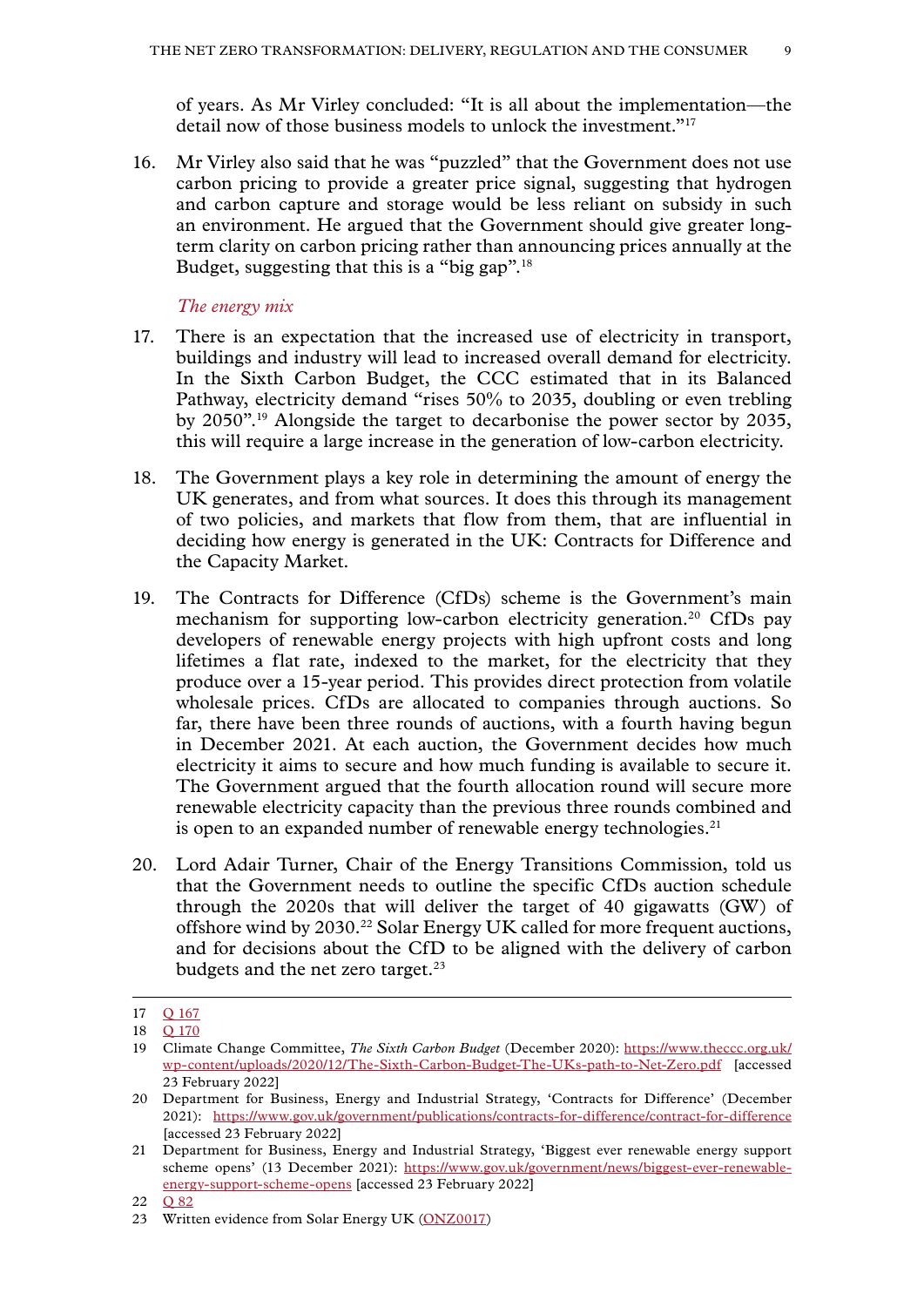of years. As Mr Virley concluded: "It is all about the implementation—the detail now of those business models to unlock the investment."[17]

16. Mr Virley also said that he was "puzzled" that the Government does not use carbon pricing to provide a greater price signal, suggesting that hydrogen and carbon capture and storage would be less reliant on subsidy in such an environment. He argued that the Government should give greater long-term clarity on carbon pricing rather than announcing prices annually at the Budget, suggesting that this is a "big gap".[18]

*The energy mix*

17. There is an expectation that the increased use of electricity in transport, buildings and industry will lead to increased overall demand for electricity. In the Sixth Carbon Budget, the CCC estimated that in its Balanced Pathway, electricity demand "rises 50% to 2035, doubling or even trebling by 2050".[19] Alongside the target to decarbonise the power sector by 2035, this will require a large increase in the generation of low-carbon electricity.

18. The Government plays a key role in determining the amount of energy the UK generates, and from what sources. It does this through its management of two policies, and markets that flow from them, that are influential in deciding how energy is generated in the UK: Contracts for Difference and the Capacity Market.

19. The Contracts for Difference (CfDs) scheme is the Government's main mechanism for supporting low-carbon electricity generation.[20] CfDs pay developers of renewable energy projects with high upfront costs and long lifetimes a flat rate, indexed to the market, for the electricity that they produce over a 15-year period. This provides direct protection from volatile wholesale prices. CfDs are allocated to companies through auctions. So far, there have been three rounds of auctions, with a fourth having begun in December 2021. At each auction, the Government decides how much electricity it aims to secure and how much funding is available to secure it. The Government argued that the fourth allocation round will secure more renewable electricity capacity than the previous three rounds combined and is open to an expanded number of renewable energy technologies.[21]

20. Lord Adair Turner, Chair of the Energy Transitions Commission, told us that the Government needs to outline the specific CfDs auction schedule through the 2020s that will deliver the target of 40 gigawatts (GW) of offshore wind by 2030.[22] Solar Energy UK called for more frequent auctions, and for decisions about the CfD to be aligned with the delivery of carbon budgets and the net zero target.[23]

---

17 Q 167

18 Q 170

19 Climate Change Committee, *The Sixth Carbon Budget* (December 2020): https://www.theccc.org.uk/wp-content/uploads/2020/12/The-Sixth-Carbon-Budget-The-UKs-path-to-Net-Zero.pdf [accessed 23 February 2022]

20 Department for Business, Energy and Industrial Strategy, 'Contracts for Difference' (December 2021): https://www.gov.uk/government/publications/contracts-for-difference/contract-for-difference [accessed 23 February 2022]

21 Department for Business, Energy and Industrial Strategy, 'Biggest ever renewable energy support scheme opens' (13 December 2021): https://www.gov.uk/government/news/biggest-ever-renewable-energy-support-scheme-opens [accessed 23 February 2022]

22 Q 82

23 Written evidence from Solar Energy UK (ONZ0017)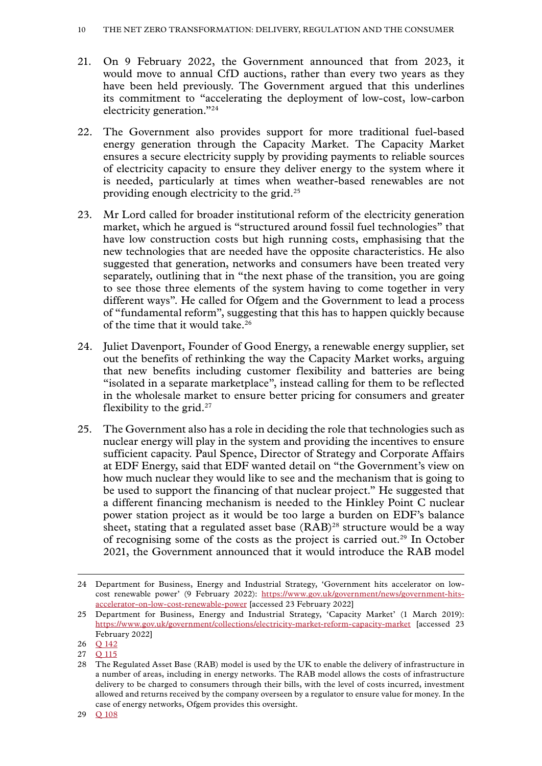21. On 9 February 2022, the Government announced that from 2023, it would move to annual CfD auctions, rather than every two years as they have been held previously. The Government argued that this underlines its commitment to "accelerating the deployment of low-cost, low-carbon electricity generation."[24]

22. The Government also provides support for more traditional fuel-based energy generation through the Capacity Market. The Capacity Market ensures a secure electricity supply by providing payments to reliable sources of electricity capacity to ensure they deliver energy to the system where it is needed, particularly at times when weather-based renewables are not providing enough electricity to the grid.[25]

23. Mr Lord called for broader institutional reform of the electricity generation market, which he argued is "structured around fossil fuel technologies" that have low construction costs but high running costs, emphasising that the new technologies that are needed have the opposite characteristics. He also suggested that generation, networks and consumers have been treated very separately, outlining that in "the next phase of the transition, you are going to see those three elements of the system having to come together in very different ways". He called for Ofgem and the Government to lead a process of "fundamental reform", suggesting that this has to happen quickly because of the time that it would take.[26]

24. Juliet Davenport, Founder of Good Energy, a renewable energy supplier, set out the benefits of rethinking the way the Capacity Market works, arguing that new benefits including customer flexibility and batteries are being "isolated in a separate marketplace", instead calling for them to be reflected in the wholesale market to ensure better pricing for consumers and greater flexibility to the grid.[27]

25. The Government also has a role in deciding the role that technologies such as nuclear energy will play in the system and providing the incentives to ensure sufficient capacity. Paul Spence, Director of Strategy and Corporate Affairs at EDF Energy, said that EDF wanted detail on "the Government's view on how much nuclear they would like to see and the mechanism that is going to be used to support the financing of that nuclear project." He suggested that a different financing mechanism is needed to the Hinkley Point C nuclear power station project as it would be too large a burden on EDF's balance sheet, stating that a regulated asset base (RAB)[28] structure would be a way of recognising some of the costs as the project is carried out.[29] In October 2021, the Government announced that it would introduce the RAB model

---

24 Department for Business, Energy and Industrial Strategy, 'Government hits accelerator on low-cost renewable power' (9 February 2022): https://www.gov.uk/government/news/government-hits-accelerator-on-low-cost-renewable-power [accessed 23 February 2022]

25 Department for Business, Energy and Industrial Strategy, 'Capacity Market' (1 March 2019): https://www.gov.uk/government/collections/electricity-market-reform-capacity-market [accessed 23 February 2022]

26 Q 142

27 Q 115

28 The Regulated Asset Base (RAB) model is used by the UK to enable the delivery of infrastructure in a number of areas, including in energy networks. The RAB model allows the costs of infrastructure delivery to be charged to consumers through their bills, with the level of costs incurred, investment allowed and returns received by the company overseen by a regulator to ensure value for money. In the case of energy networks, Ofgem provides this oversight.

29 Q 108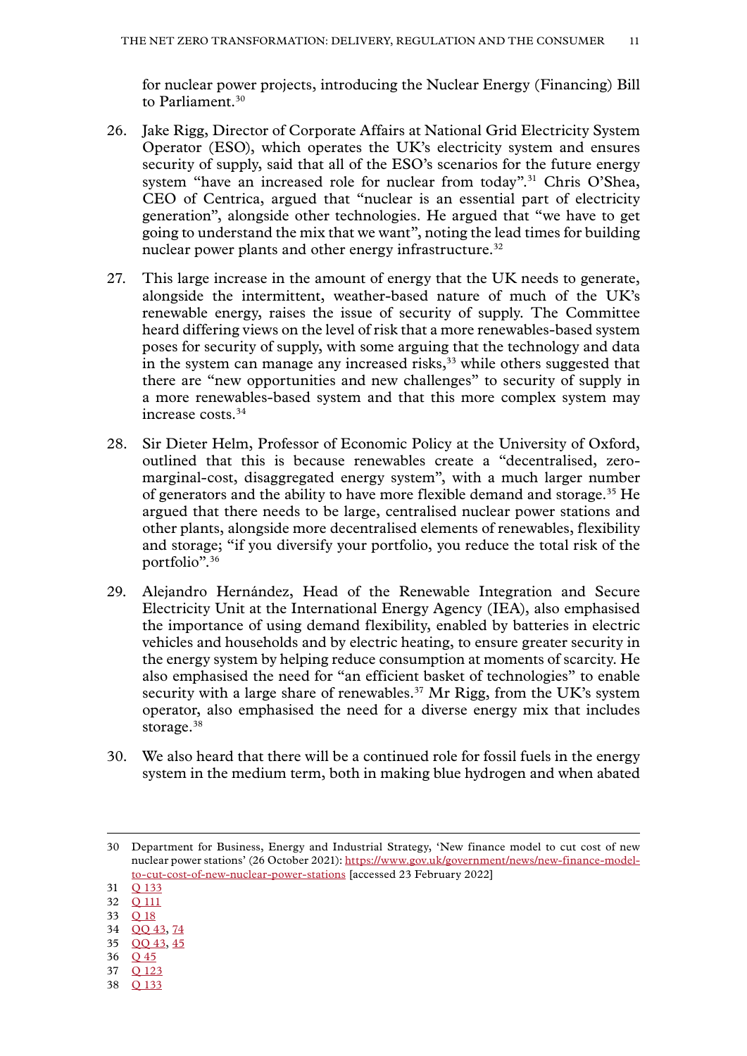for nuclear power projects, introducing the Nuclear Energy (Financing) Bill to Parliament.[30]

26. Jake Rigg, Director of Corporate Affairs at National Grid Electricity System Operator (ESO), which operates the UK's electricity system and ensures security of supply, said that all of the ESO's scenarios for the future energy system "have an increased role for nuclear from today".[31] Chris O'Shea, CEO of Centrica, argued that "nuclear is an essential part of electricity generation", alongside other technologies. He argued that "we have to get going to understand the mix that we want", noting the lead times for building nuclear power plants and other energy infrastructure.[32]

27. This large increase in the amount of energy that the UK needs to generate, alongside the intermittent, weather-based nature of much of the UK's renewable energy, raises the issue of security of supply. The Committee heard differing views on the level of risk that a more renewables-based system poses for security of supply, with some arguing that the technology and data in the system can manage any increased risks,[33] while others suggested that there are "new opportunities and new challenges" to security of supply in a more renewables-based system and that this more complex system may increase costs.[34]

28. Sir Dieter Helm, Professor of Economic Policy at the University of Oxford, outlined that this is because renewables create a "decentralised, zero-marginal-cost, disaggregated energy system", with a much larger number of generators and the ability to have more flexible demand and storage.[35] He argued that there needs to be large, centralised nuclear power stations and other plants, alongside more decentralised elements of renewables, flexibility and storage; "if you diversify your portfolio, you reduce the total risk of the portfolio".[36]

29. Alejandro Hernández, Head of the Renewable Integration and Secure Electricity Unit at the International Energy Agency (IEA), also emphasised the importance of using demand flexibility, enabled by batteries in electric vehicles and households and by electric heating, to ensure greater security in the energy system by helping reduce consumption at moments of scarcity. He also emphasised the need for "an efficient basket of technologies" to enable security with a large share of renewables.[37] Mr Rigg, from the UK's system operator, also emphasised the need for a diverse energy mix that includes storage.[38]

30. We also heard that there will be a continued role for fossil fuels in the energy system in the medium term, both in making blue hydrogen and when abated

---

30 Department for Business, Energy and Industrial Strategy, 'New finance model to cut cost of new nuclear power stations' (26 October 2021): https://www.gov.uk/government/news/new-finance-model-to-cut-cost-of-new-nuclear-power-stations [accessed 23 February 2022]

31 Q 133

32 Q 111

33 Q 18

34 QQ 43, 74

35 QQ 43, 45

36 Q 45

37 Q 123

38 Q 133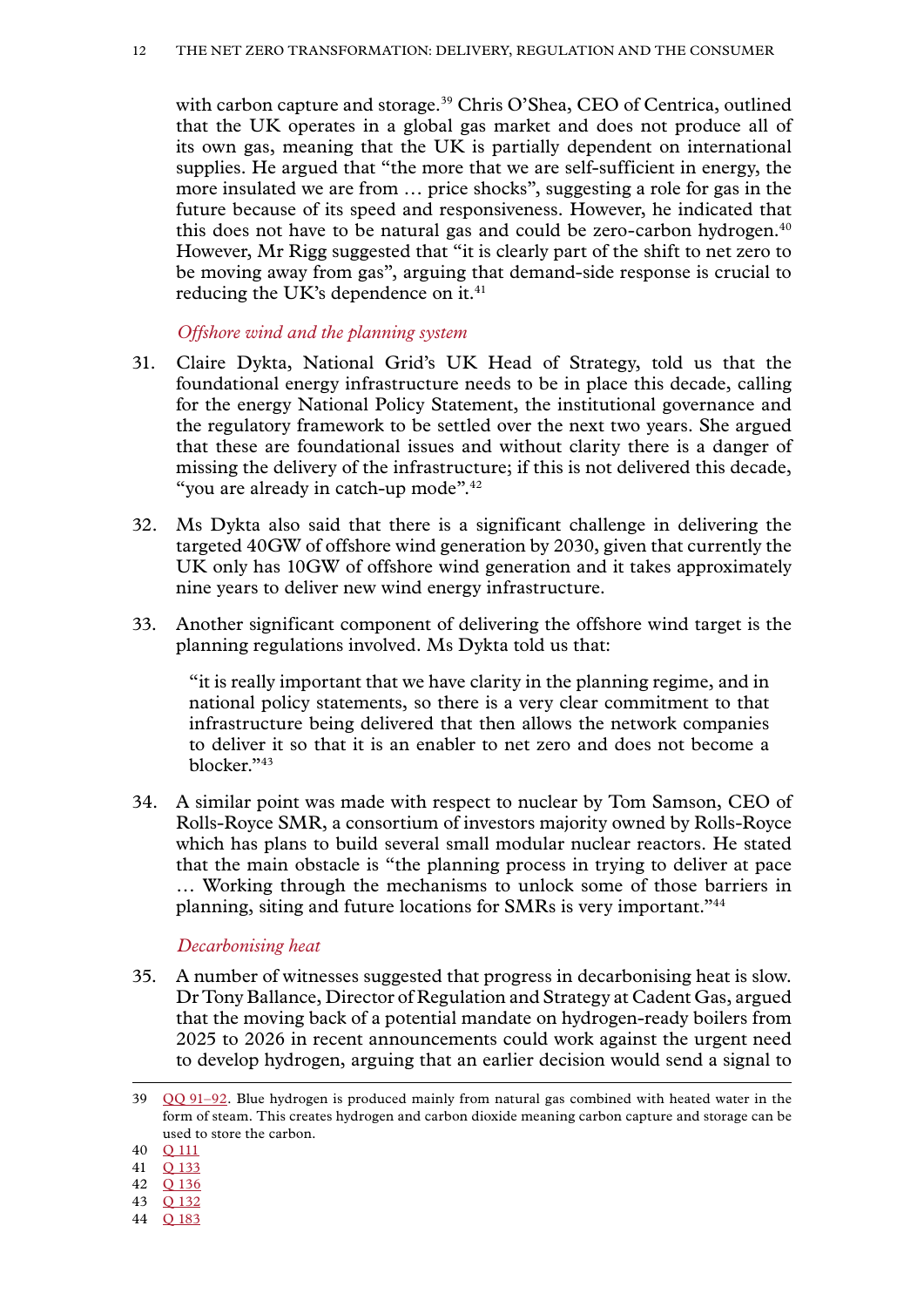with carbon capture and storage.[39] Chris O'Shea, CEO of Centrica, outlined that the UK operates in a global gas market and does not produce all of its own gas, meaning that the UK is partially dependent on international supplies. He argued that "the more that we are self-sufficient in energy, the more insulated we are from … price shocks", suggesting a role for gas in the future because of its speed and responsiveness. However, he indicated that this does not have to be natural gas and could be zero-carbon hydrogen.[40] However, Mr Rigg suggested that "it is clearly part of the shift to net zero to be moving away from gas", arguing that demand-side response is crucial to reducing the UK's dependence on it.[41]

### *Offshore wind and the planning system*

31. Claire Dykta, National Grid's UK Head of Strategy, told us that the foundational energy infrastructure needs to be in place this decade, calling for the energy National Policy Statement, the institutional governance and the regulatory framework to be settled over the next two years. She argued that these are foundational issues and without clarity there is a danger of missing the delivery of the infrastructure; if this is not delivered this decade, "you are already in catch-up mode".[42]

32. Ms Dykta also said that there is a significant challenge in delivering the targeted 40GW of offshore wind generation by 2030, given that currently the UK only has 10GW of offshore wind generation and it takes approximately nine years to deliver new wind energy infrastructure.

33. Another significant component of delivering the offshore wind target is the planning regulations involved. Ms Dykta told us that:

> "it is really important that we have clarity in the planning regime, and in national policy statements, so there is a very clear commitment to that infrastructure being delivered that then allows the network companies to deliver it so that it is an enabler to net zero and does not become a blocker."[43]

34. A similar point was made with respect to nuclear by Tom Samson, CEO of Rolls-Royce SMR, a consortium of investors majority owned by Rolls-Royce which has plans to build several small modular nuclear reactors. He stated that the main obstacle is "the planning process in trying to deliver at pace … Working through the mechanisms to unlock some of those barriers in planning, siting and future locations for SMRs is very important."[44]

### *Decarbonising heat*

35. A number of witnesses suggested that progress in decarbonising heat is slow. Dr Tony Ballance, Director of Regulation and Strategy at Cadent Gas, argued that the moving back of a potential mandate on hydrogen-ready boilers from 2025 to 2026 in recent announcements could work against the urgent need to develop hydrogen, arguing that an earlier decision would send a signal to

---

39 QQ 91–92. Blue hydrogen is produced mainly from natural gas combined with heated water in the form of steam. This creates hydrogen and carbon dioxide meaning carbon capture and storage can be used to store the carbon.

40 Q 111

41 Q 133

42 Q 136

43 Q 132

44 Q 183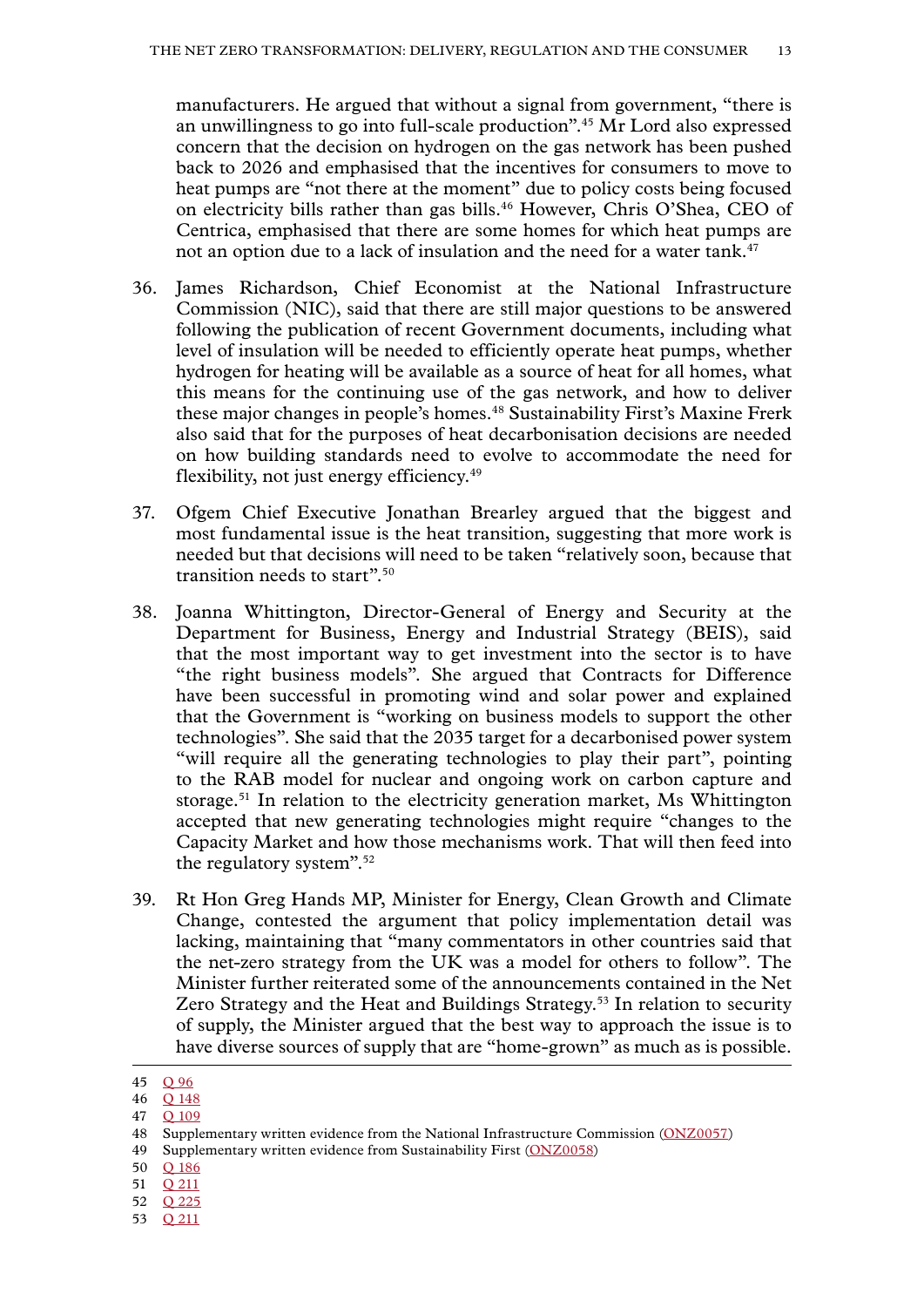manufacturers. He argued that without a signal from government, "there is an unwillingness to go into full-scale production".[45] Mr Lord also expressed concern that the decision on hydrogen on the gas network has been pushed back to 2026 and emphasised that the incentives for consumers to move to heat pumps are "not there at the moment" due to policy costs being focused on electricity bills rather than gas bills.[46] However, Chris O'Shea, CEO of Centrica, emphasised that there are some homes for which heat pumps are not an option due to a lack of insulation and the need for a water tank.[47]

36. James Richardson, Chief Economist at the National Infrastructure Commission (NIC), said that there are still major questions to be answered following the publication of recent Government documents, including what level of insulation will be needed to efficiently operate heat pumps, whether hydrogen for heating will be available as a source of heat for all homes, what this means for the continuing use of the gas network, and how to deliver these major changes in people's homes.[48] Sustainability First's Maxine Frerk also said that for the purposes of heat decarbonisation decisions are needed on how building standards need to evolve to accommodate the need for flexibility, not just energy efficiency.[49]

37. Ofgem Chief Executive Jonathan Brearley argued that the biggest and most fundamental issue is the heat transition, suggesting that more work is needed but that decisions will need to be taken "relatively soon, because that transition needs to start".[50]

38. Joanna Whittington, Director-General of Energy and Security at the Department for Business, Energy and Industrial Strategy (BEIS), said that the most important way to get investment into the sector is to have "the right business models". She argued that Contracts for Difference have been successful in promoting wind and solar power and explained that the Government is "working on business models to support the other technologies". She said that the 2035 target for a decarbonised power system "will require all the generating technologies to play their part", pointing to the RAB model for nuclear and ongoing work on carbon capture and storage.[51] In relation to the electricity generation market, Ms Whittington accepted that new generating technologies might require "changes to the Capacity Market and how those mechanisms work. That will then feed into the regulatory system".[52]

39. Rt Hon Greg Hands MP, Minister for Energy, Clean Growth and Climate Change, contested the argument that policy implementation detail was lacking, maintaining that "many commentators in other countries said that the net-zero strategy from the UK was a model for others to follow". The Minister further reiterated some of the announcements contained in the Net Zero Strategy and the Heat and Buildings Strategy.[53] In relation to security of supply, the Minister argued that the best way to approach the issue is to have diverse sources of supply that are "home-grown" as much as is possible.

45 Q 96
46 Q 148
47 Q 109
48 Supplementary written evidence from the National Infrastructure Commission (ONZ0057)
49 Supplementary written evidence from Sustainability First (ONZ0058)
50 Q 186
51 Q 211
52 Q 225
53 Q 211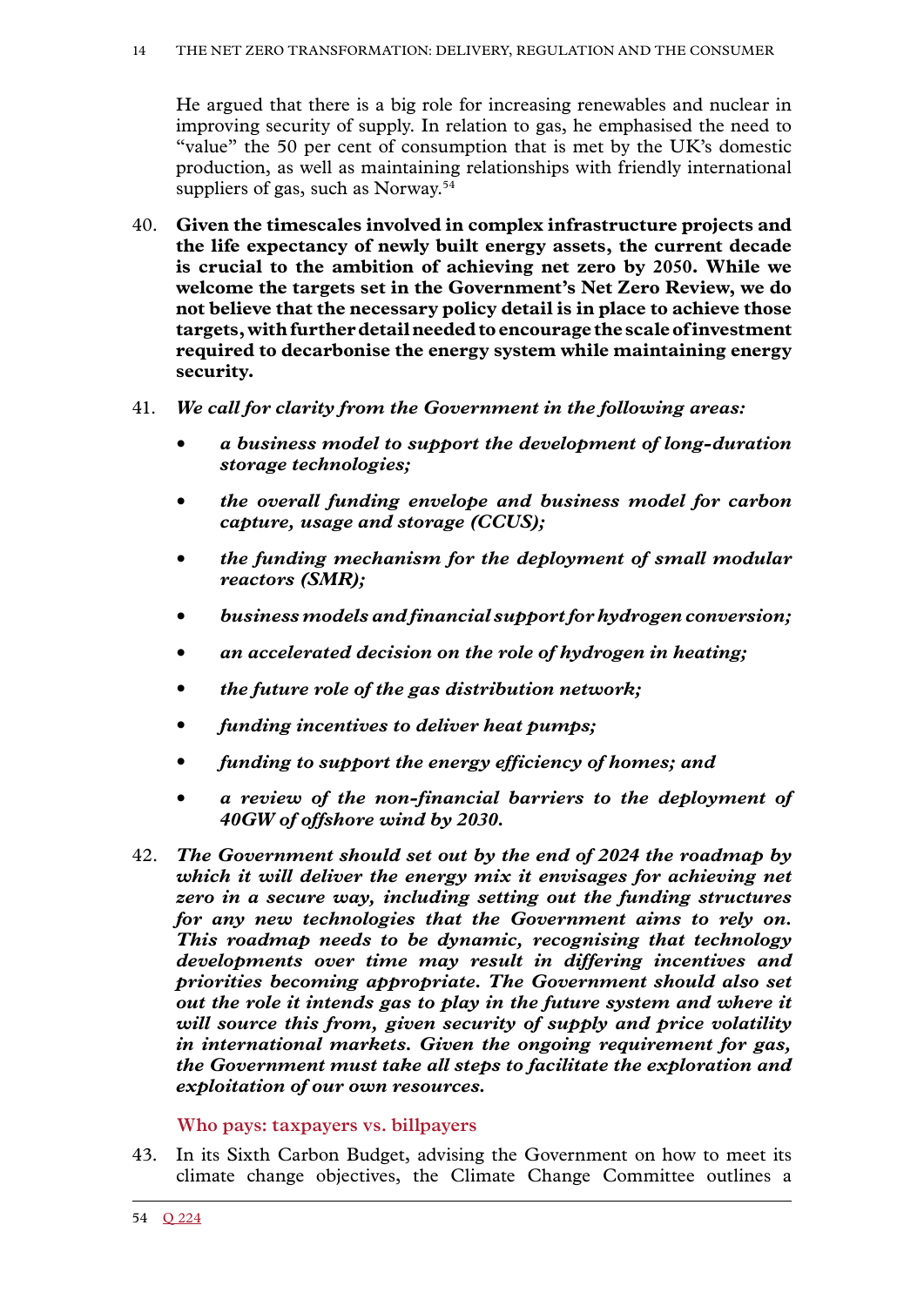He argued that there is a big role for increasing renewables and nuclear in improving security of supply. In relation to gas, he emphasised the need to "value" the 50 per cent of consumption that is met by the UK's domestic production, as well as maintaining relationships with friendly international suppliers of gas, such as Norway.[54]

40. **Given the timescales involved in complex infrastructure projects and the life expectancy of newly built energy assets, the current decade is crucial to the ambition of achieving net zero by 2050. While we welcome the targets set in the Government's Net Zero Review, we do not believe that the necessary policy detail is in place to achieve those targets, with further detail needed to encourage the scale of investment required to decarbonise the energy system while maintaining energy security.**

41. ***We call for clarity from the Government in the following areas:***

    - ***a business model to support the development of long-duration storage technologies;***
    - ***the overall funding envelope and business model for carbon capture, usage and storage (CCUS);***
    - ***the funding mechanism for the deployment of small modular reactors (SMR);***
    - ***business models and financial support for hydrogen conversion;***
    - ***an accelerated decision on the role of hydrogen in heating;***
    - ***the future role of the gas distribution network;***
    - ***funding incentives to deliver heat pumps;***
    - ***funding to support the energy efficiency of homes; and***
    - ***a review of the non-financial barriers to the deployment of 40GW of offshore wind by 2030.***

42. ***The Government should set out by the end of 2024 the roadmap by which it will deliver the energy mix it envisages for achieving net zero in a secure way, including setting out the funding structures for any new technologies that the Government aims to rely on. This roadmap needs to be dynamic, recognising that technology developments over time may result in differing incentives and priorities becoming appropriate. The Government should also set out the role it intends gas to play in the future system and where it will source this from, given security of supply and price volatility in international markets. Given the ongoing requirement for gas, the Government must take all steps to facilitate the exploration and exploitation of our own resources.***

### Who pays: taxpayers vs. billpayers

43. In its Sixth Carbon Budget, advising the Government on how to meet its climate change objectives, the Climate Change Committee outlines a

---

54 Q 224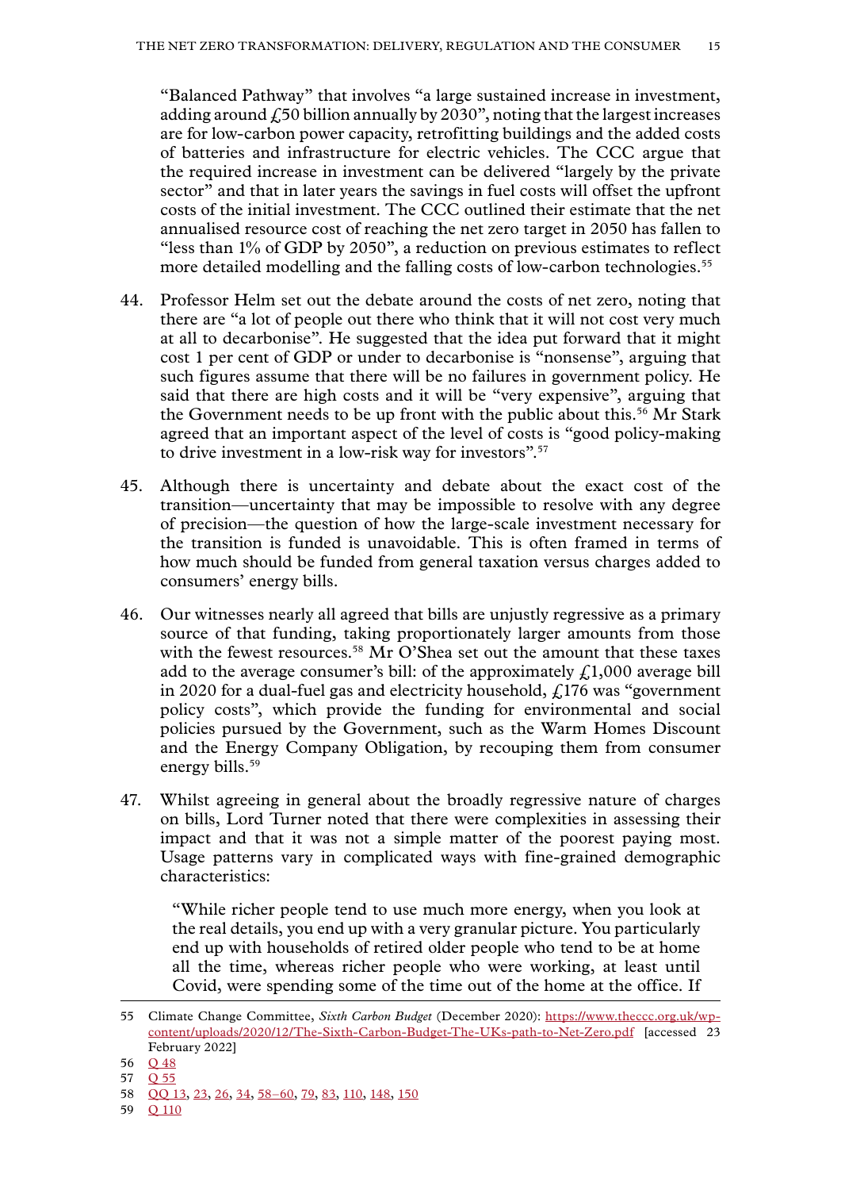"Balanced Pathway" that involves "a large sustained increase in investment, adding around £50 billion annually by 2030", noting that the largest increases are for low-carbon power capacity, retrofitting buildings and the added costs of batteries and infrastructure for electric vehicles. The CCC argue that the required increase in investment can be delivered "largely by the private sector" and that in later years the savings in fuel costs will offset the upfront costs of the initial investment. The CCC outlined their estimate that the net annualised resource cost of reaching the net zero target in 2050 has fallen to "less than 1% of GDP by 2050", a reduction on previous estimates to reflect more detailed modelling and the falling costs of low-carbon technologies.[55]

44. Professor Helm set out the debate around the costs of net zero, noting that there are "a lot of people out there who think that it will not cost very much at all to decarbonise". He suggested that the idea put forward that it might cost 1 per cent of GDP or under to decarbonise is "nonsense", arguing that such figures assume that there will be no failures in government policy. He said that there are high costs and it will be "very expensive", arguing that the Government needs to be up front with the public about this.[56] Mr Stark agreed that an important aspect of the level of costs is "good policy-making to drive investment in a low-risk way for investors".[57]

45. Although there is uncertainty and debate about the exact cost of the transition—uncertainty that may be impossible to resolve with any degree of precision—the question of how the large-scale investment necessary for the transition is funded is unavoidable. This is often framed in terms of how much should be funded from general taxation versus charges added to consumers' energy bills.

46. Our witnesses nearly all agreed that bills are unjustly regressive as a primary source of that funding, taking proportionately larger amounts from those with the fewest resources.[58] Mr O'Shea set out the amount that these taxes add to the average consumer's bill: of the approximately £1,000 average bill in 2020 for a dual-fuel gas and electricity household, £176 was "government policy costs", which provide the funding for environmental and social policies pursued by the Government, such as the Warm Homes Discount and the Energy Company Obligation, by recouping them from consumer energy bills.[59]

47. Whilst agreeing in general about the broadly regressive nature of charges on bills, Lord Turner noted that there were complexities in assessing their impact and that it was not a simple matter of the poorest paying most. Usage patterns vary in complicated ways with fine-grained demographic characteristics:

> "While richer people tend to use much more energy, when you look at the real details, you end up with a very granular picture. You particularly end up with households of retired older people who tend to be at home all the time, whereas richer people who were working, at least until Covid, were spending some of the time out of the home at the office. If

---

55 Climate Change Committee, *Sixth Carbon Budget* (December 2020): https://www.theccc.org.uk/wp-content/uploads/2020/12/The-Sixth-Carbon-Budget-The-UKs-path-to-Net-Zero.pdf [accessed 23 February 2022]

56 Q 48

57 Q 55

58 QQ 13, 23, 26, 34, 58–60, 79, 83, 110, 148, 150

59 Q 110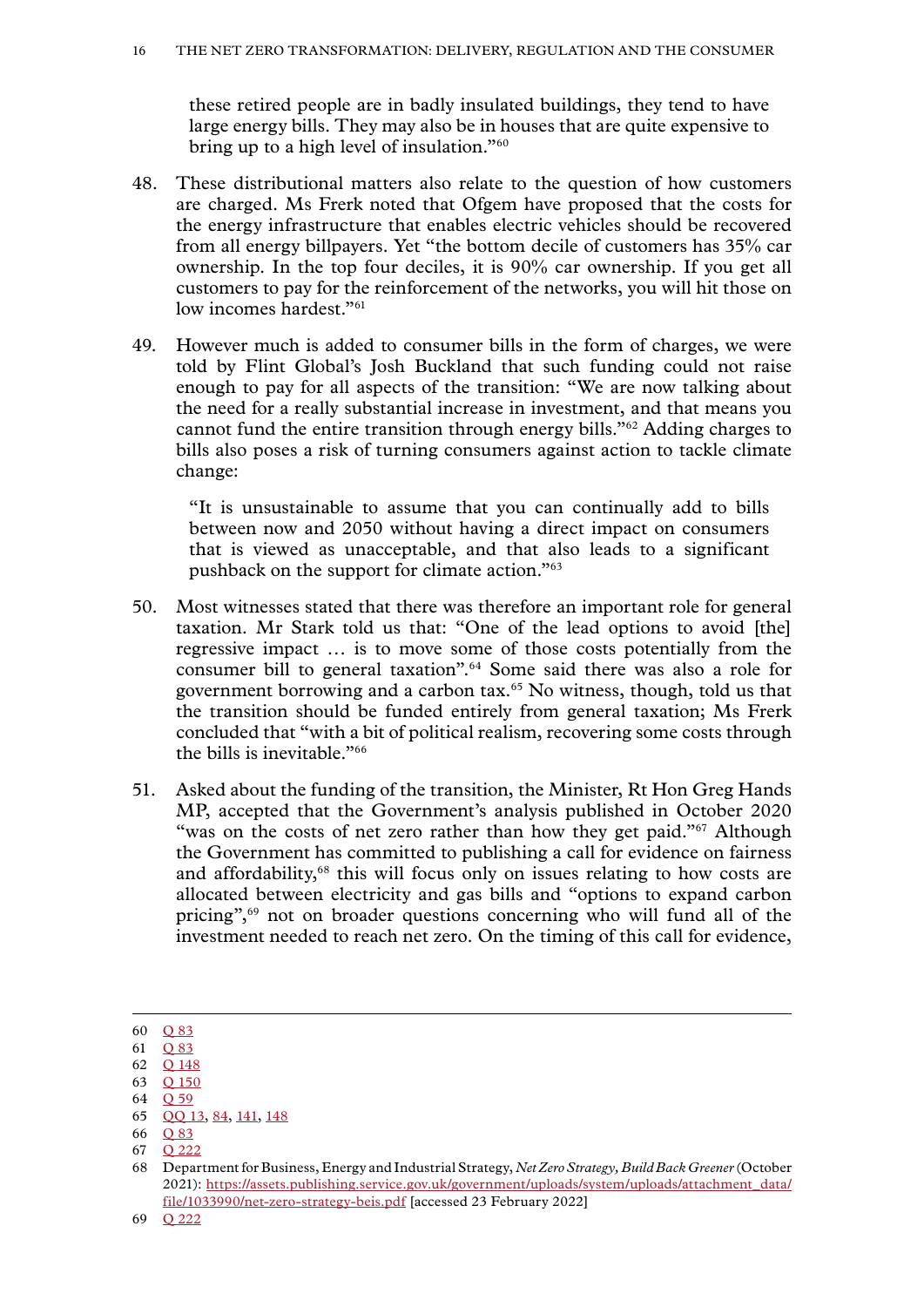these retired people are in badly insulated buildings, they tend to have large energy bills. They may also be in houses that are quite expensive to bring up to a high level of insulation."[60]

48. These distributional matters also relate to the question of how customers are charged. Ms Frerk noted that Ofgem have proposed that the costs for the energy infrastructure that enables electric vehicles should be recovered from all energy billpayers. Yet "the bottom decile of customers has 35% car ownership. In the top four deciles, it is 90% car ownership. If you get all customers to pay for the reinforcement of the networks, you will hit those on low incomes hardest."[61]

49. However much is added to consumer bills in the form of charges, we were told by Flint Global's Josh Buckland that such funding could not raise enough to pay for all aspects of the transition: "We are now talking about the need for a really substantial increase in investment, and that means you cannot fund the entire transition through energy bills."[62] Adding charges to bills also poses a risk of turning consumers against action to tackle climate change:

> "It is unsustainable to assume that you can continually add to bills between now and 2050 without having a direct impact on consumers that is viewed as unacceptable, and that also leads to a significant pushback on the support for climate action."[63]

50. Most witnesses stated that there was therefore an important role for general taxation. Mr Stark told us that: "One of the lead options to avoid [the] regressive impact … is to move some of those costs potentially from the consumer bill to general taxation".[64] Some said there was also a role for government borrowing and a carbon tax.[65] No witness, though, told us that the transition should be funded entirely from general taxation; Ms Frerk concluded that "with a bit of political realism, recovering some costs through the bills is inevitable."[66]

51. Asked about the funding of the transition, the Minister, Rt Hon Greg Hands MP, accepted that the Government's analysis published in October 2020 "was on the costs of net zero rather than how they get paid."[67] Although the Government has committed to publishing a call for evidence on fairness and affordability,[68] this will focus only on issues relating to how costs are allocated between electricity and gas bills and "options to expand carbon pricing",[69] not on broader questions concerning who will fund all of the investment needed to reach net zero. On the timing of this call for evidence,

---

60 Q 83

61 Q 83

62 Q 148

63 Q 150

64 Q 59

65 QQ 13, 84, 141, 148

66 Q 83

67 Q 222

68 Department for Business, Energy and Industrial Strategy, *Net Zero Strategy, Build Back Greener* (October 2021): https://assets.publishing.service.gov.uk/government/uploads/system/uploads/attachment_data/file/1033990/net-zero-strategy-beis.pdf [accessed 23 February 2022]

69 Q 222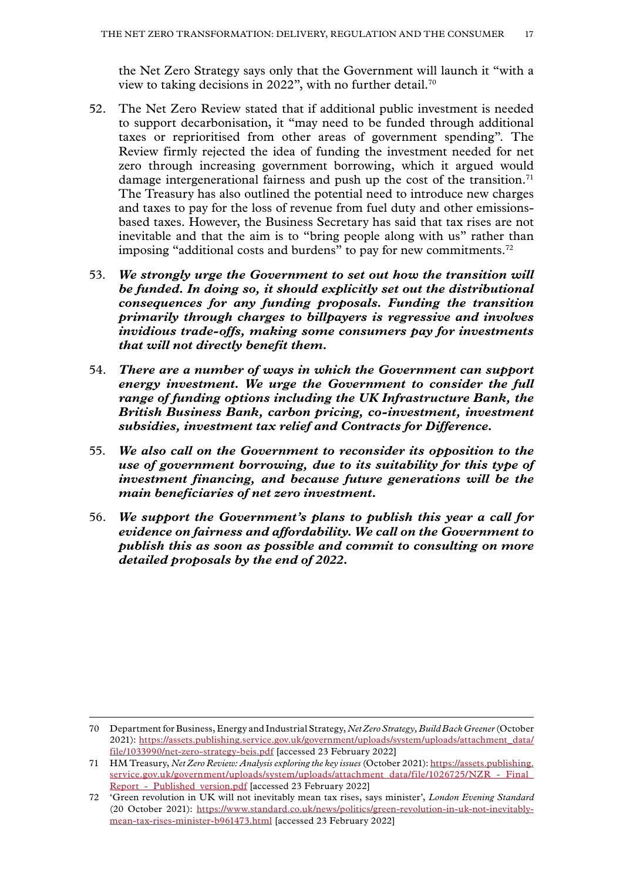the Net Zero Strategy says only that the Government will launch it "with a view to taking decisions in 2022", with no further detail.[70]

52. The Net Zero Review stated that if additional public investment is needed to support decarbonisation, it "may need to be funded through additional taxes or reprioritised from other areas of government spending". The Review firmly rejected the idea of funding the investment needed for net zero through increasing government borrowing, which it argued would damage intergenerational fairness and push up the cost of the transition.[71] The Treasury has also outlined the potential need to introduce new charges and taxes to pay for the loss of revenue from fuel duty and other emissions-based taxes. However, the Business Secretary has said that tax rises are not inevitable and that the aim is to "bring people along with us" rather than imposing "additional costs and burdens" to pay for new commitments.[72]

53. ***We strongly urge the Government to set out how the transition will be funded. In doing so, it should explicitly set out the distributional consequences for any funding proposals. Funding the transition primarily through charges to billpayers is regressive and involves invidious trade-offs, making some consumers pay for investments that will not directly benefit them.***

54. ***There are a number of ways in which the Government can support energy investment. We urge the Government to consider the full range of funding options including the UK Infrastructure Bank, the British Business Bank, carbon pricing, co-investment, investment subsidies, investment tax relief and Contracts for Difference.***

55. ***We also call on the Government to reconsider its opposition to the use of government borrowing, due to its suitability for this type of investment financing, and because future generations will be the main beneficiaries of net zero investment.***

56. ***We support the Government's plans to publish this year a call for evidence on fairness and affordability. We call on the Government to publish this as soon as possible and commit to consulting on more detailed proposals by the end of 2022.***

---

70 Department for Business, Energy and Industrial Strategy, *Net Zero Strategy, Build Back Greener* (October 2021): https://assets.publishing.service.gov.uk/government/uploads/system/uploads/attachment_data/file/1033990/net-zero-strategy-beis.pdf [accessed 23 February 2022]

71 HM Treasury, *Net Zero Review: Analysis exploring the key issues* (October 2021): https://assets.publishing.service.gov.uk/government/uploads/system/uploads/attachment_data/file/1026725/NZR_-_Final_Report_-_Published_version.pdf [accessed 23 February 2022]

72 'Green revolution in UK will not inevitably mean tax rises, says minister', *London Evening Standard* (20 October 2021): https://www.standard.co.uk/news/politics/green-revolution-in-uk-not-inevitably-mean-tax-rises-minister-b961473.html [accessed 23 February 2022]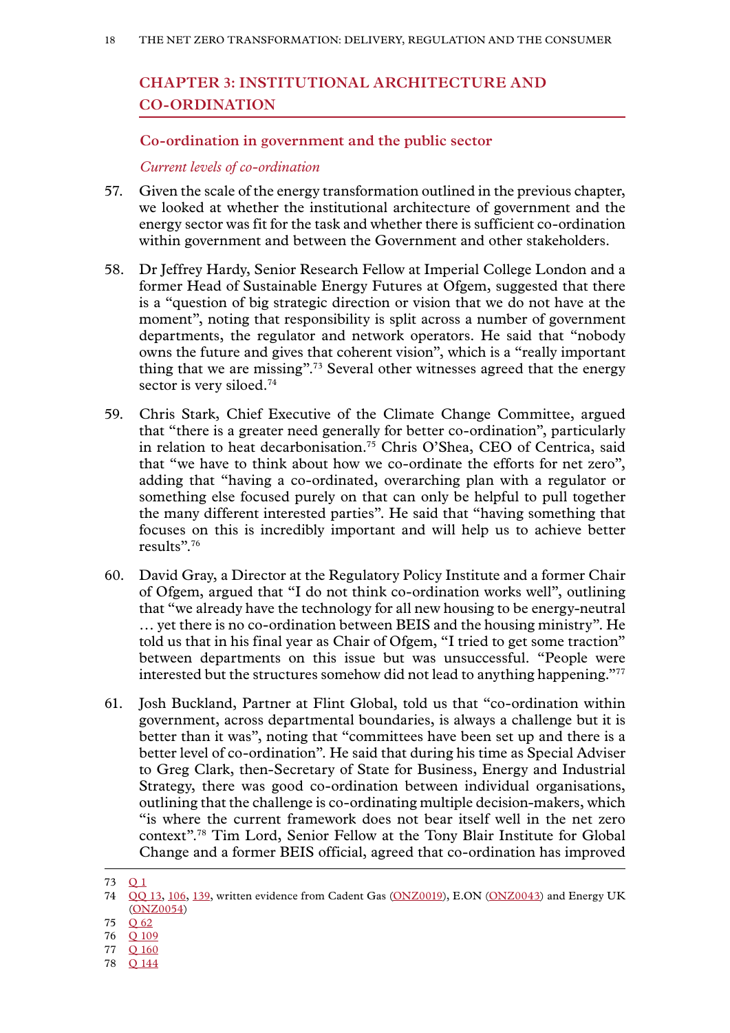## Chapter 3: Institutional Architecture and Co-ordination

### Co-ordination in government and the public sector

*Current levels of co-ordination*

57. Given the scale of the energy transformation outlined in the previous chapter, we looked at whether the institutional architecture of government and the energy sector was fit for the task and whether there is sufficient co-ordination within government and between the Government and other stakeholders.

58. Dr Jeffrey Hardy, Senior Research Fellow at Imperial College London and a former Head of Sustainable Energy Futures at Ofgem, suggested that there is a "question of big strategic direction or vision that we do not have at the moment", noting that responsibility is split across a number of government departments, the regulator and network operators. He said that "nobody owns the future and gives that coherent vision", which is a "really important thing that we are missing".[73] Several other witnesses agreed that the energy sector is very siloed.[74]

59. Chris Stark, Chief Executive of the Climate Change Committee, argued that "there is a greater need generally for better co-ordination", particularly in relation to heat decarbonisation.[75] Chris O'Shea, CEO of Centrica, said that "we have to think about how we co-ordinate the efforts for net zero", adding that "having a co-ordinated, overarching plan with a regulator or something else focused purely on that can only be helpful to pull together the many different interested parties". He said that "having something that focuses on this is incredibly important and will help us to achieve better results".[76]

60. David Gray, a Director at the Regulatory Policy Institute and a former Chair of Ofgem, argued that "I do not think co-ordination works well", outlining that "we already have the technology for all new housing to be energy-neutral … yet there is no co-ordination between BEIS and the housing ministry". He told us that in his final year as Chair of Ofgem, "I tried to get some traction" between departments on this issue but was unsuccessful. "People were interested but the structures somehow did not lead to anything happening."[77]

61. Josh Buckland, Partner at Flint Global, told us that "co-ordination within government, across departmental boundaries, is always a challenge but it is better than it was", noting that "committees have been set up and there is a better level of co-ordination". He said that during his time as Special Adviser to Greg Clark, then-Secretary of State for Business, Energy and Industrial Strategy, there was good co-ordination between individual organisations, outlining that the challenge is co-ordinating multiple decision-makers, which "is where the current framework does not bear itself well in the net zero context".[78] Tim Lord, Senior Fellow at the Tony Blair Institute for Global Change and a former BEIS official, agreed that co-ordination has improved

---

73 Q 1

74 QQ 13, 106, 139, written evidence from Cadent Gas (ONZ0019), E.ON (ONZ0043) and Energy UK (ONZ0054)

75 Q 62

76 Q 109

77 Q 160

78 Q 144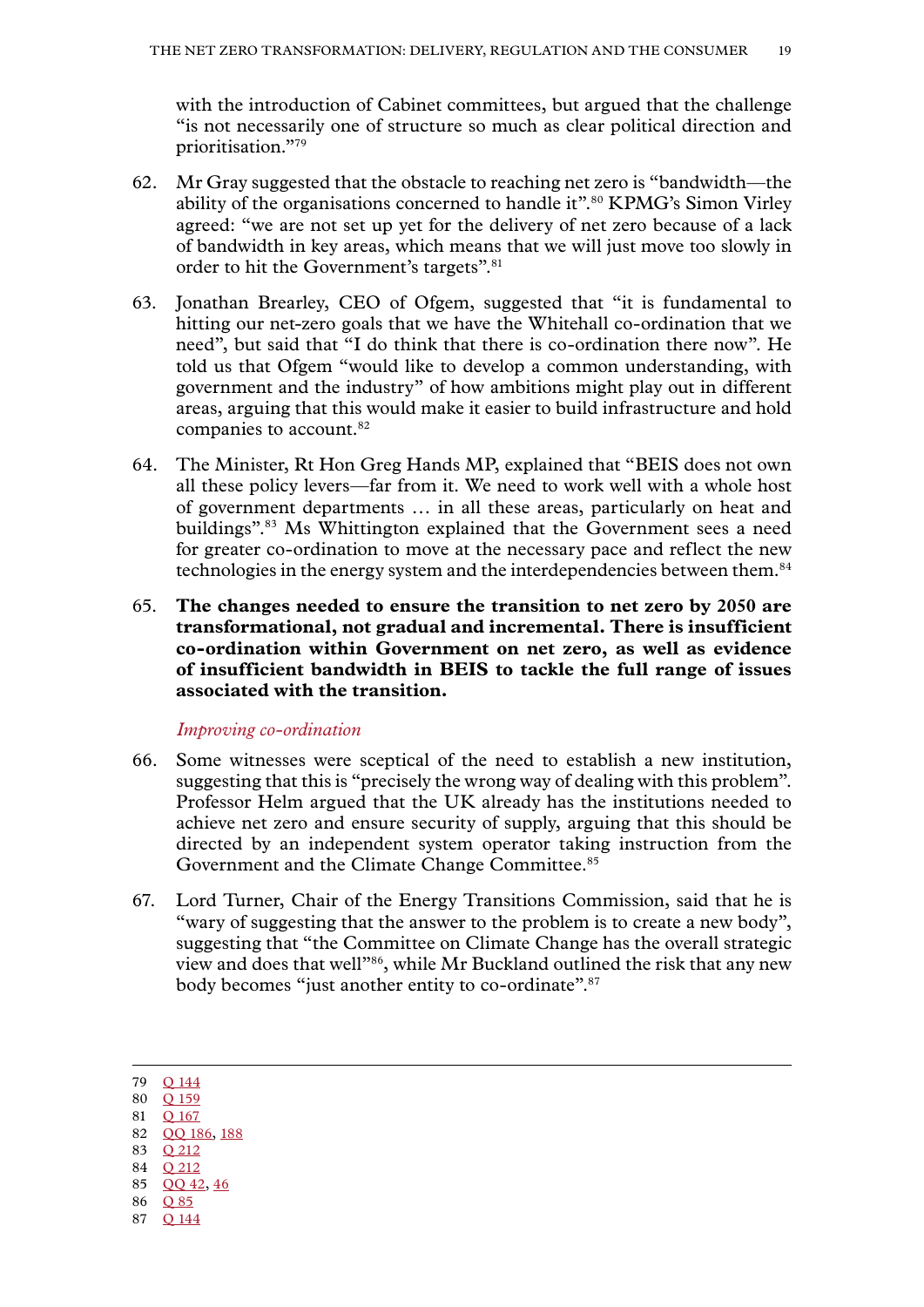with the introduction of Cabinet committees, but argued that the challenge "is not necessarily one of structure so much as clear political direction and prioritisation."[79]

62. Mr Gray suggested that the obstacle to reaching net zero is "bandwidth—the ability of the organisations concerned to handle it".[80] KPMG's Simon Virley agreed: "we are not set up yet for the delivery of net zero because of a lack of bandwidth in key areas, which means that we will just move too slowly in order to hit the Government's targets".[81]

63. Jonathan Brearley, CEO of Ofgem, suggested that "it is fundamental to hitting our net-zero goals that we have the Whitehall co-ordination that we need", but said that "I do think that there is co-ordination there now". He told us that Ofgem "would like to develop a common understanding, with government and the industry" of how ambitions might play out in different areas, arguing that this would make it easier to build infrastructure and hold companies to account.[82]

64. The Minister, Rt Hon Greg Hands MP, explained that "BEIS does not own all these policy levers—far from it. We need to work well with a whole host of government departments … in all these areas, particularly on heat and buildings".[83] Ms Whittington explained that the Government sees a need for greater co-ordination to move at the necessary pace and reflect the new technologies in the energy system and the interdependencies between them.[84]

65. **The changes needed to ensure the transition to net zero by 2050 are transformational, not gradual and incremental. There is insufficient co-ordination within Government on net zero, as well as evidence of insufficient bandwidth in BEIS to tackle the full range of issues associated with the transition.**

*Improving co-ordination*

66. Some witnesses were sceptical of the need to establish a new institution, suggesting that this is "precisely the wrong way of dealing with this problem". Professor Helm argued that the UK already has the institutions needed to achieve net zero and ensure security of supply, arguing that this should be directed by an independent system operator taking instruction from the Government and the Climate Change Committee.[85]

67. Lord Turner, Chair of the Energy Transitions Commission, said that he is "wary of suggesting that the answer to the problem is to create a new body", suggesting that "the Committee on Climate Change has the overall strategic view and does that well"[86], while Mr Buckland outlined the risk that any new body becomes "just another entity to co-ordinate".[87]

---

79 Q 144
80 Q 159
81 Q 167
82 QQ 186, 188
83 Q 212
84 Q 212
85 QQ 42, 46
86 Q 85
87 Q 144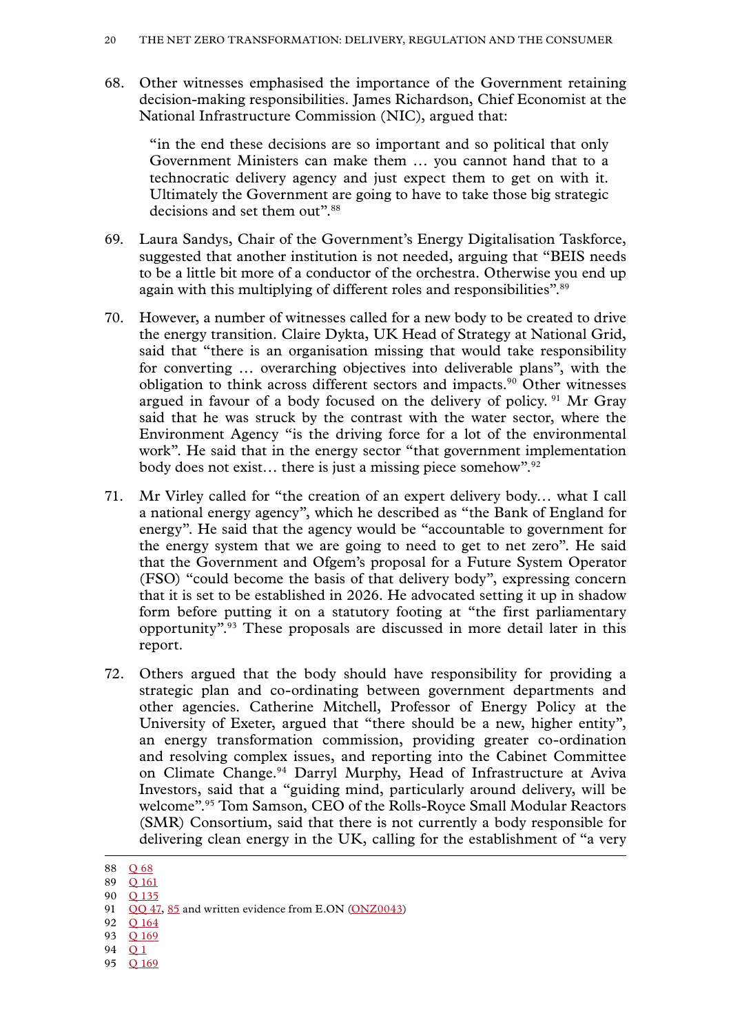68. Other witnesses emphasised the importance of the Government retaining decision-making responsibilities. James Richardson, Chief Economist at the National Infrastructure Commission (NIC), argued that:

> "in the end these decisions are so important and so political that only Government Ministers can make them … you cannot hand that to a technocratic delivery agency and just expect them to get on with it. Ultimately the Government are going to have to take those big strategic decisions and set them out".[88]

69. Laura Sandys, Chair of the Government's Energy Digitalisation Taskforce, suggested that another institution is not needed, arguing that "BEIS needs to be a little bit more of a conductor of the orchestra. Otherwise you end up again with this multiplying of different roles and responsibilities".[89]

70. However, a number of witnesses called for a new body to be created to drive the energy transition. Claire Dykta, UK Head of Strategy at National Grid, said that "there is an organisation missing that would take responsibility for converting … overarching objectives into deliverable plans", with the obligation to think across different sectors and impacts.[90] Other witnesses argued in favour of a body focused on the delivery of policy.[91] Mr Gray said that he was struck by the contrast with the water sector, where the Environment Agency "is the driving force for a lot of the environmental work". He said that in the energy sector "that government implementation body does not exist… there is just a missing piece somehow".[92]

71. Mr Virley called for "the creation of an expert delivery body… what I call a national energy agency", which he described as "the Bank of England for energy". He said that the agency would be "accountable to government for the energy system that we are going to need to get to net zero". He said that the Government and Ofgem's proposal for a Future System Operator (FSO) "could become the basis of that delivery body", expressing concern that it is set to be established in 2026. He advocated setting it up in shadow form before putting it on a statutory footing at "the first parliamentary opportunity".[93] These proposals are discussed in more detail later in this report.

72. Others argued that the body should have responsibility for providing a strategic plan and co-ordinating between government departments and other agencies. Catherine Mitchell, Professor of Energy Policy at the University of Exeter, argued that "there should be a new, higher entity", an energy transformation commission, providing greater co-ordination and resolving complex issues, and reporting into the Cabinet Committee on Climate Change.[94] Darryl Murphy, Head of Infrastructure at Aviva Investors, said that a "guiding mind, particularly around delivery, will be welcome".[95] Tom Samson, CEO of the Rolls-Royce Small Modular Reactors (SMR) Consortium, said that there is not currently a body responsible for delivering clean energy in the UK, calling for the establishment of "a very

---

88 Q 68

89 Q 161

90 Q 135

91 QQ 47, 85 and written evidence from E.ON (ONZ0043)

92 Q 164

93 Q 169

94 Q 1

95 Q 169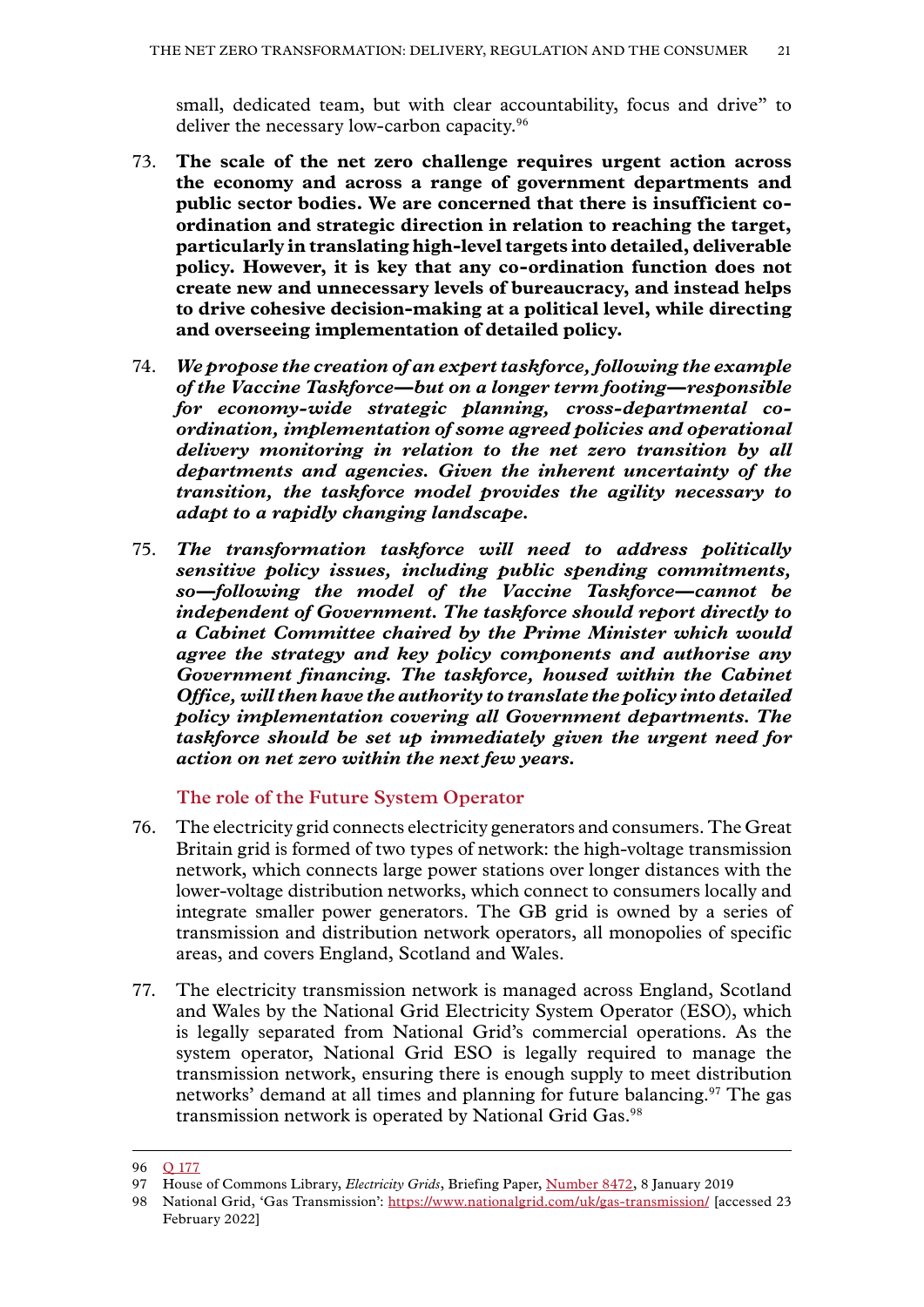small, dedicated team, but with clear accountability, focus and drive" to deliver the necessary low-carbon capacity.[96]

73. **The scale of the net zero challenge requires urgent action across the economy and across a range of government departments and public sector bodies. We are concerned that there is insufficient co-ordination and strategic direction in relation to reaching the target, particularly in translating high-level targets into detailed, deliverable policy. However, it is key that any co-ordination function does not create new and unnecessary levels of bureaucracy, and instead helps to drive cohesive decision-making at a political level, while directing and overseeing implementation of detailed policy.**

74. ***We propose the creation of an expert taskforce, following the example of the Vaccine Taskforce—but on a longer term footing—responsible for economy-wide strategic planning, cross-departmental co-ordination, implementation of some agreed policies and operational delivery monitoring in relation to the net zero transition by all departments and agencies. Given the inherent uncertainty of the transition, the taskforce model provides the agility necessary to adapt to a rapidly changing landscape.***

75. ***The transformation taskforce will need to address politically sensitive policy issues, including public spending commitments, so—following the model of the Vaccine Taskforce—cannot be independent of Government. The taskforce should report directly to a Cabinet Committee chaired by the Prime Minister which would agree the strategy and key policy components and authorise any Government financing. The taskforce, housed within the Cabinet Office, will then have the authority to translate the policy into detailed policy implementation covering all Government departments. The taskforce should be set up immediately given the urgent need for action on net zero within the next few years.***

### The role of the Future System Operator

76. The electricity grid connects electricity generators and consumers. The Great Britain grid is formed of two types of network: the high-voltage transmission network, which connects large power stations over longer distances with the lower-voltage distribution networks, which connect to consumers locally and integrate smaller power generators. The GB grid is owned by a series of transmission and distribution network operators, all monopolies of specific areas, and covers England, Scotland and Wales.

77. The electricity transmission network is managed across England, Scotland and Wales by the National Grid Electricity System Operator (ESO), which is legally separated from National Grid's commercial operations. As the system operator, National Grid ESO is legally required to manage the transmission network, ensuring there is enough supply to meet distribution networks' demand at all times and planning for future balancing.[97] The gas transmission network is operated by National Grid Gas.[98]

---

96 Q 177

97 House of Commons Library, *Electricity Grids*, Briefing Paper, Number 8472, 8 January 2019

98 National Grid, 'Gas Transmission': https://www.nationalgrid.com/uk/gas-transmission/ [accessed 23 February 2022]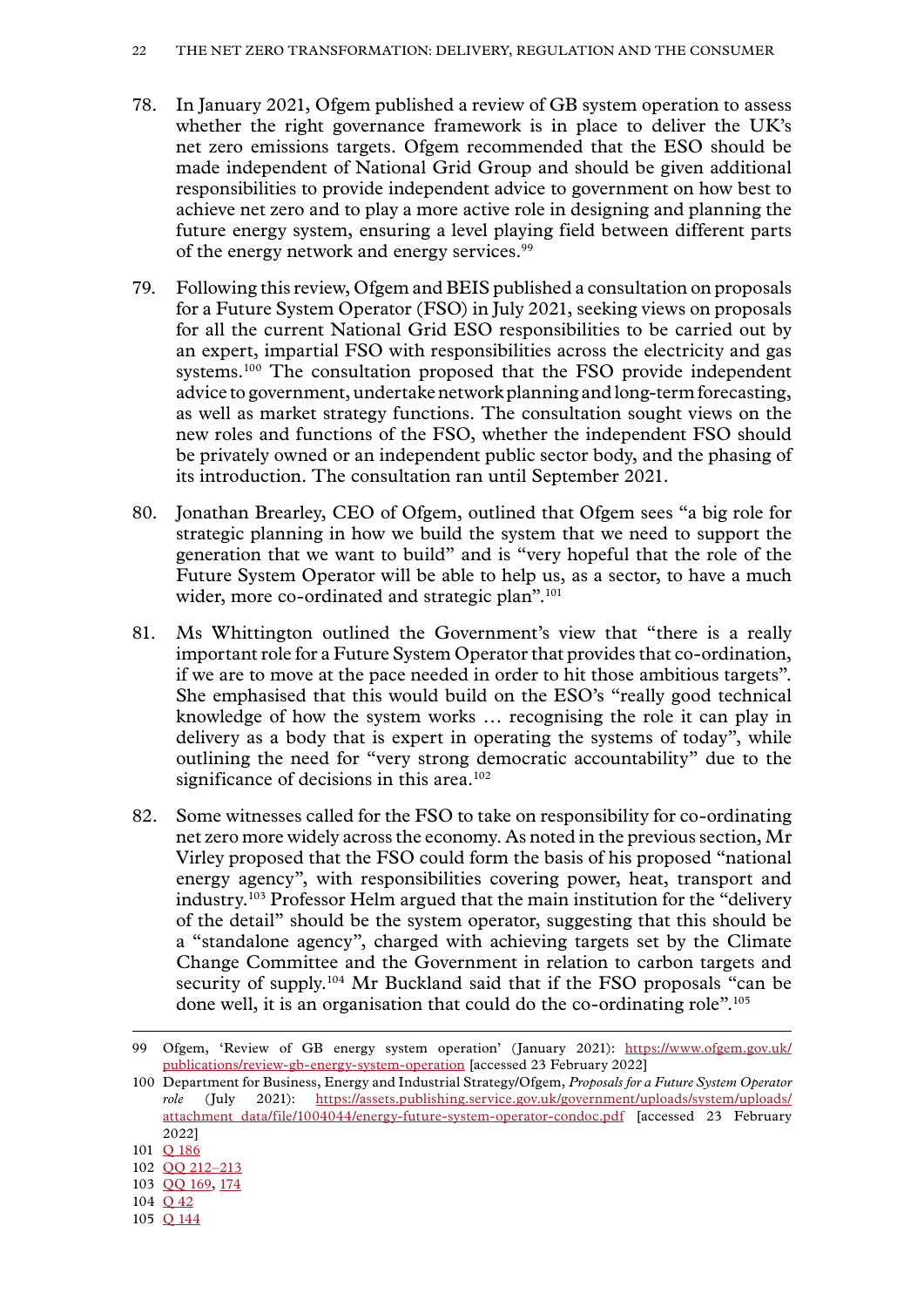78. In January 2021, Ofgem published a review of GB system operation to assess whether the right governance framework is in place to deliver the UK's net zero emissions targets. Ofgem recommended that the ESO should be made independent of National Grid Group and should be given additional responsibilities to provide independent advice to government on how best to achieve net zero and to play a more active role in designing and planning the future energy system, ensuring a level playing field between different parts of the energy network and energy services.[99]

79. Following this review, Ofgem and BEIS published a consultation on proposals for a Future System Operator (FSO) in July 2021, seeking views on proposals for all the current National Grid ESO responsibilities to be carried out by an expert, impartial FSO with responsibilities across the electricity and gas systems.[100] The consultation proposed that the FSO provide independent advice to government, undertake network planning and long-term forecasting, as well as market strategy functions. The consultation sought views on the new roles and functions of the FSO, whether the independent FSO should be privately owned or an independent public sector body, and the phasing of its introduction. The consultation ran until September 2021.

80. Jonathan Brearley, CEO of Ofgem, outlined that Ofgem sees "a big role for strategic planning in how we build the system that we need to support the generation that we want to build" and is "very hopeful that the role of the Future System Operator will be able to help us, as a sector, to have a much wider, more co-ordinated and strategic plan".[101]

81. Ms Whittington outlined the Government's view that "there is a really important role for a Future System Operator that provides that co-ordination, if we are to move at the pace needed in order to hit those ambitious targets". She emphasised that this would build on the ESO's "really good technical knowledge of how the system works … recognising the role it can play in delivery as a body that is expert in operating the systems of today", while outlining the need for "very strong democratic accountability" due to the significance of decisions in this area.[102]

82. Some witnesses called for the FSO to take on responsibility for co-ordinating net zero more widely across the economy. As noted in the previous section, Mr Virley proposed that the FSO could form the basis of his proposed "national energy agency", with responsibilities covering power, heat, transport and industry.[103] Professor Helm argued that the main institution for the "delivery of the detail" should be the system operator, suggesting that this should be a "standalone agency", charged with achieving targets set by the Climate Change Committee and the Government in relation to carbon targets and security of supply.[104] Mr Buckland said that if the FSO proposals "can be done well, it is an organisation that could do the co-ordinating role".[105]

---

99 Ofgem, 'Review of GB energy system operation' (January 2021): https://www.ofgem.gov.uk/publications/review-gb-energy-system-operation [accessed 23 February 2022]

100 Department for Business, Energy and Industrial Strategy/Ofgem, *Proposals for a Future System Operator role* (July 2021): https://assets.publishing.service.gov.uk/government/uploads/system/uploads/attachment_data/file/1004044/energy-future-system-operator-condoc.pdf [accessed 23 February 2022]

101 Q 186

102 QQ 212–213

103 QQ 169, 174

104 Q 42

105 Q 144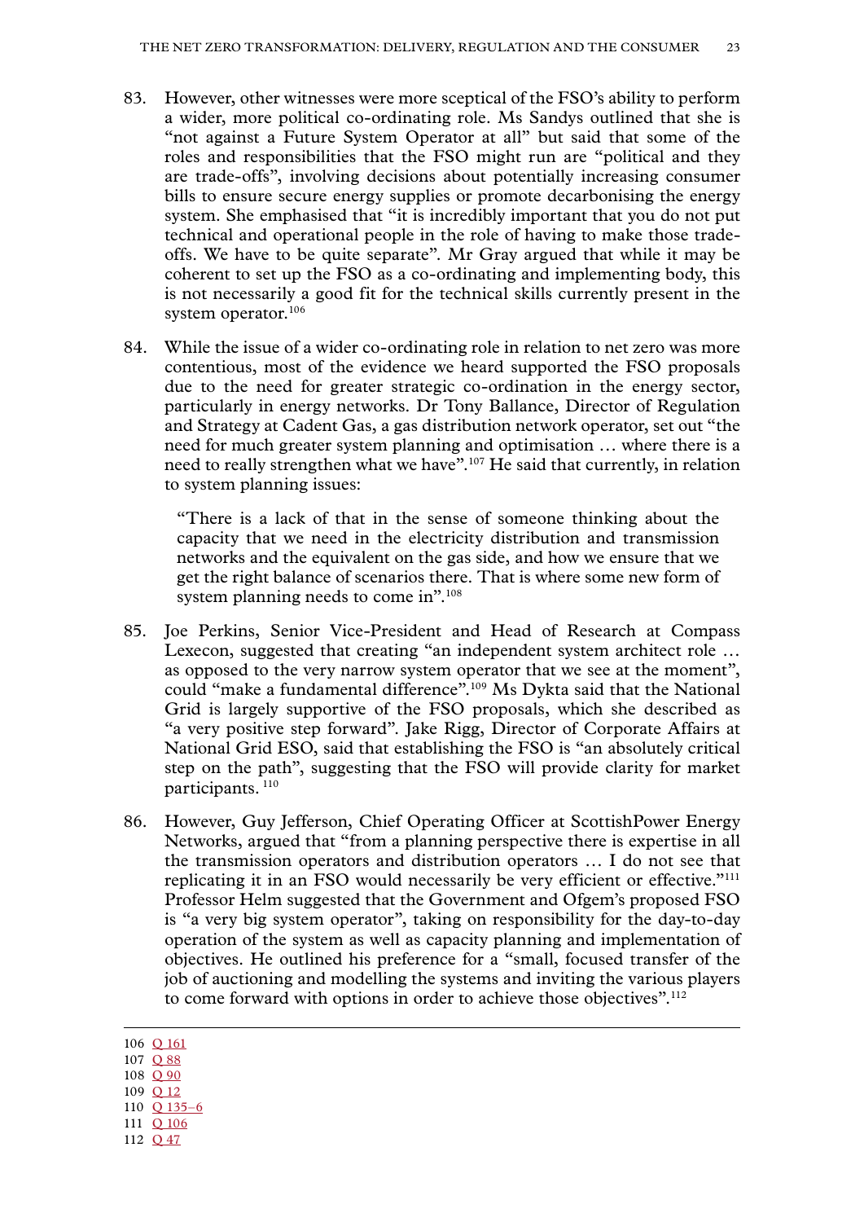83. However, other witnesses were more sceptical of the FSO's ability to perform a wider, more political co-ordinating role. Ms Sandys outlined that she is "not against a Future System Operator at all" but said that some of the roles and responsibilities that the FSO might run are "political and they are trade-offs", involving decisions about potentially increasing consumer bills to ensure secure energy supplies or promote decarbonising the energy system. She emphasised that "it is incredibly important that you do not put technical and operational people in the role of having to make those trade-offs. We have to be quite separate". Mr Gray argued that while it may be coherent to set up the FSO as a co-ordinating and implementing body, this is not necessarily a good fit for the technical skills currently present in the system operator.[106]

84. While the issue of a wider co-ordinating role in relation to net zero was more contentious, most of the evidence we heard supported the FSO proposals due to the need for greater strategic co-ordination in the energy sector, particularly in energy networks. Dr Tony Ballance, Director of Regulation and Strategy at Cadent Gas, a gas distribution network operator, set out "the need for much greater system planning and optimisation … where there is a need to really strengthen what we have".[107] He said that currently, in relation to system planning issues:

> "There is a lack of that in the sense of someone thinking about the capacity that we need in the electricity distribution and transmission networks and the equivalent on the gas side, and how we ensure that we get the right balance of scenarios there. That is where some new form of system planning needs to come in".[108]

85. Joe Perkins, Senior Vice-President and Head of Research at Compass Lexecon, suggested that creating "an independent system architect role … as opposed to the very narrow system operator that we see at the moment", could "make a fundamental difference".[109] Ms Dykta said that the National Grid is largely supportive of the FSO proposals, which she described as "a very positive step forward". Jake Rigg, Director of Corporate Affairs at National Grid ESO, said that establishing the FSO is "an absolutely critical step on the path", suggesting that the FSO will provide clarity for market participants.[110]

86. However, Guy Jefferson, Chief Operating Officer at ScottishPower Energy Networks, argued that "from a planning perspective there is expertise in all the transmission operators and distribution operators … I do not see that replicating it in an FSO would necessarily be very efficient or effective."[111] Professor Helm suggested that the Government and Ofgem's proposed FSO is "a very big system operator", taking on responsibility for the day-to-day operation of the system as well as capacity planning and implementation of objectives. He outlined his preference for a "small, focused transfer of the job of auctioning and modelling the systems and inviting the various players to come forward with options in order to achieve those objectives".[112]

---

106 Q 161
107 Q 88
108 Q 90
109 Q 12
110 Q 135–6
111 Q 106
112 Q 47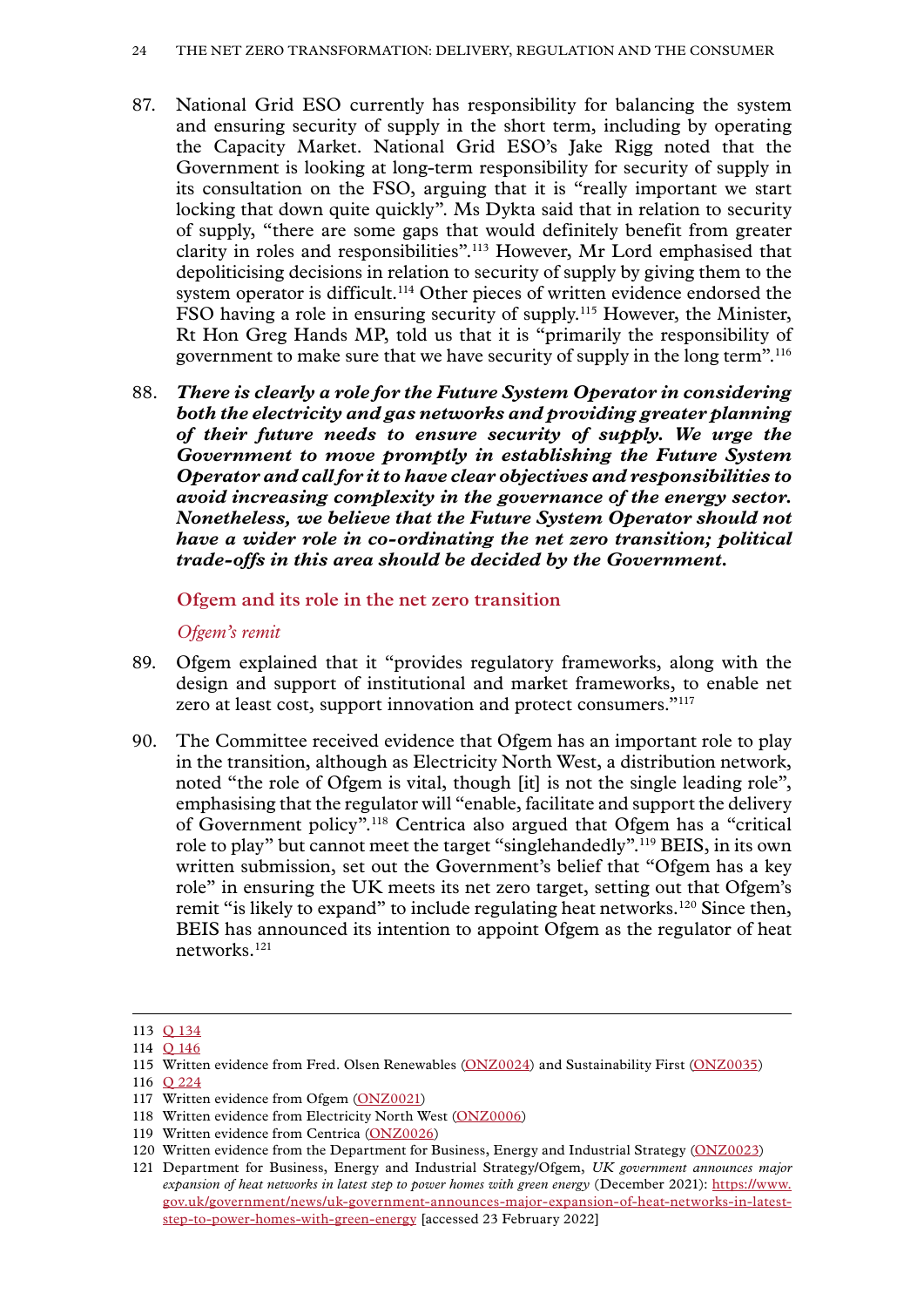87. National Grid ESO currently has responsibility for balancing the system and ensuring security of supply in the short term, including by operating the Capacity Market. National Grid ESO's Jake Rigg noted that the Government is looking at long-term responsibility for security of supply in its consultation on the FSO, arguing that it is "really important we start locking that down quite quickly". Ms Dykta said that in relation to security of supply, "there are some gaps that would definitely benefit from greater clarity in roles and responsibilities".[113] However, Mr Lord emphasised that depoliticising decisions in relation to security of supply by giving them to the system operator is difficult.[114] Other pieces of written evidence endorsed the FSO having a role in ensuring security of supply.[115] However, the Minister, Rt Hon Greg Hands MP, told us that it is "primarily the responsibility of government to make sure that we have security of supply in the long term".[116]

88. ***There is clearly a role for the Future System Operator in considering both the electricity and gas networks and providing greater planning of their future needs to ensure security of supply. We urge the Government to move promptly in establishing the Future System Operator and call for it to have clear objectives and responsibilities to avoid increasing complexity in the governance of the energy sector. Nonetheless, we believe that the Future System Operator should not have a wider role in co-ordinating the net zero transition; political trade-offs in this area should be decided by the Government.***

### Ofgem and its role in the net zero transition

#### *Ofgem's remit*

89. Ofgem explained that it "provides regulatory frameworks, along with the design and support of institutional and market frameworks, to enable net zero at least cost, support innovation and protect consumers."[117]

90. The Committee received evidence that Ofgem has an important role to play in the transition, although as Electricity North West, a distribution network, noted "the role of Ofgem is vital, though [it] is not the single leading role", emphasising that the regulator will "enable, facilitate and support the delivery of Government policy".[118] Centrica also argued that Ofgem has a "critical role to play" but cannot meet the target "singlehandedly".[119] BEIS, in its own written submission, set out the Government's belief that "Ofgem has a key role" in ensuring the UK meets its net zero target, setting out that Ofgem's remit "is likely to expand" to include regulating heat networks.[120] Since then, BEIS has announced its intention to appoint Ofgem as the regulator of heat networks.[121]

---

113 Q 134

114 Q 146

115 Written evidence from Fred. Olsen Renewables (ONZ0024) and Sustainability First (ONZ0035)

116 Q 224

117 Written evidence from Ofgem (ONZ0021)

118 Written evidence from Electricity North West (ONZ0006)

119 Written evidence from Centrica (ONZ0026)

120 Written evidence from the Department for Business, Energy and Industrial Strategy (ONZ0023)

121 Department for Business, Energy and Industrial Strategy/Ofgem, *UK government announces major expansion of heat networks in latest step to power homes with green energy* (December 2021): https://www.gov.uk/government/news/uk-government-announces-major-expansion-of-heat-networks-in-latest-step-to-power-homes-with-green-energy [accessed 23 February 2022]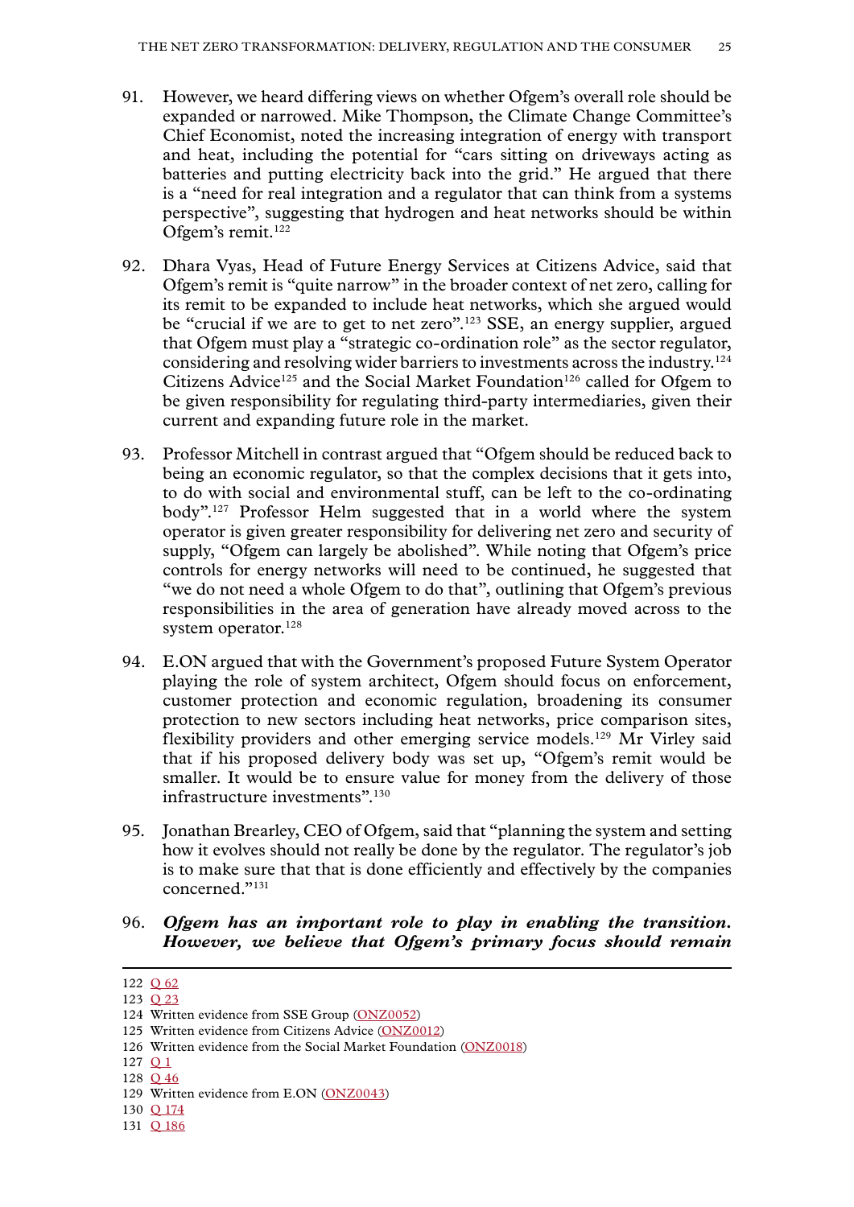91. However, we heard differing views on whether Ofgem's overall role should be expanded or narrowed. Mike Thompson, the Climate Change Committee's Chief Economist, noted the increasing integration of energy with transport and heat, including the potential for "cars sitting on driveways acting as batteries and putting electricity back into the grid." He argued that there is a "need for real integration and a regulator that can think from a systems perspective", suggesting that hydrogen and heat networks should be within Ofgem's remit.[122]

92. Dhara Vyas, Head of Future Energy Services at Citizens Advice, said that Ofgem's remit is "quite narrow" in the broader context of net zero, calling for its remit to be expanded to include heat networks, which she argued would be "crucial if we are to get to net zero".[123] SSE, an energy supplier, argued that Ofgem must play a "strategic co-ordination role" as the sector regulator, considering and resolving wider barriers to investments across the industry.[124] Citizens Advice[125] and the Social Market Foundation[126] called for Ofgem to be given responsibility for regulating third-party intermediaries, given their current and expanding future role in the market.

93. Professor Mitchell in contrast argued that "Ofgem should be reduced back to being an economic regulator, so that the complex decisions that it gets into, to do with social and environmental stuff, can be left to the co-ordinating body".[127] Professor Helm suggested that in a world where the system operator is given greater responsibility for delivering net zero and security of supply, "Ofgem can largely be abolished". While noting that Ofgem's price controls for energy networks will need to be continued, he suggested that "we do not need a whole Ofgem to do that", outlining that Ofgem's previous responsibilities in the area of generation have already moved across to the system operator.[128]

94. E.ON argued that with the Government's proposed Future System Operator playing the role of system architect, Ofgem should focus on enforcement, customer protection and economic regulation, broadening its consumer protection to new sectors including heat networks, price comparison sites, flexibility providers and other emerging service models.[129] Mr Virley said that if his proposed delivery body was set up, "Ofgem's remit would be smaller. It would be to ensure value for money from the delivery of those infrastructure investments".[130]

95. Jonathan Brearley, CEO of Ofgem, said that "planning the system and setting how it evolves should not really be done by the regulator. The regulator's job is to make sure that that is done efficiently and effectively by the companies concerned."[131]

96. ***Ofgem has an important role to play in enabling the transition. However, we believe that Ofgem's primary focus should remain***

---

122 Q 62

123 Q 23

124 Written evidence from SSE Group (ONZ0052)

125 Written evidence from Citizens Advice (ONZ0012)

126 Written evidence from the Social Market Foundation (ONZ0018)

127 Q 1

128 Q 46

129 Written evidence from E.ON (ONZ0043)

130 Q 174

131 Q 186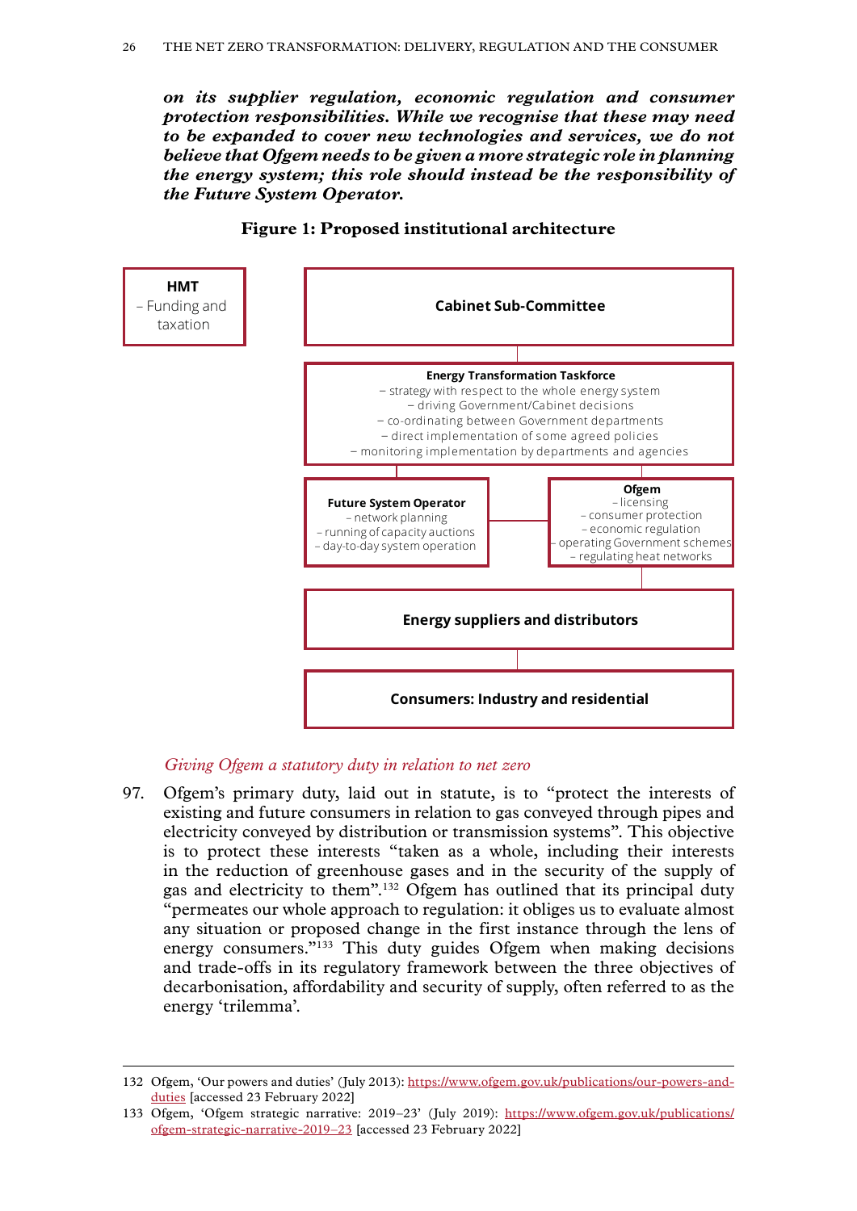***on its supplier regulation, economic regulation and consumer protection responsibilities. While we recognise that these may need to be expanded to cover new technologies and services, we do not believe that Ofgem needs to be given a more strategic role in planning the energy system; this role should instead be the responsibility of the Future System Operator.***

**Figure 1: Proposed institutional architecture**

**HMT**
– Funding and taxation

**Cabinet Sub-Committee**

**Energy Transformation Taskforce**
– strategy with respect to the whole energy system
– driving Government/Cabinet decisions
– co-ordinating between Government departments
– direct implementation of some agreed policies
– monitoring implementation by departments and agencies

**Future System Operator**
– network planning
– running of capacity auctions
– day-to-day system operation

**Ofgem**
– licensing
– consumer protection
– economic regulation
– operating Government schemes
– regulating heat networks

**Energy suppliers and distributors**

**Consumers: Industry and residential**

*Giving Ofgem a statutory duty in relation to net zero*

97. Ofgem's primary duty, laid out in statute, is to "protect the interests of existing and future consumers in relation to gas conveyed through pipes and electricity conveyed by distribution or transmission systems". This objective is to protect these interests "taken as a whole, including their interests in the reduction of greenhouse gases and in the security of the supply of gas and electricity to them".[132] Ofgem has outlined that its principal duty "permeates our whole approach to regulation: it obliges us to evaluate almost any situation or proposed change in the first instance through the lens of energy consumers."[133] This duty guides Ofgem when making decisions and trade-offs in its regulatory framework between the three objectives of decarbonisation, affordability and security of supply, often referred to as the energy 'trilemma'.

---

132 Ofgem, 'Our powers and duties' (July 2013): https://www.ofgem.gov.uk/publications/our-powers-and-duties [accessed 23 February 2022]

133 Ofgem, 'Ofgem strategic narrative: 2019–23' (July 2019): https://www.ofgem.gov.uk/publications/ofgem-strategic-narrative-2019–23 [accessed 23 February 2022]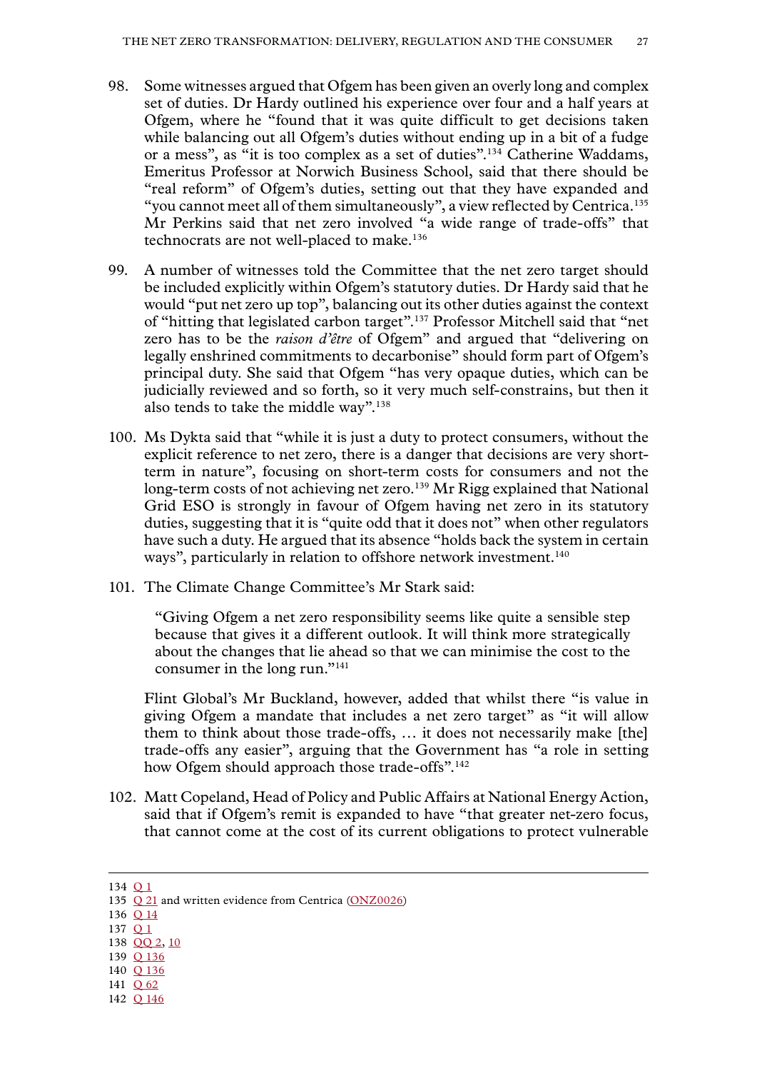98. Some witnesses argued that Ofgem has been given an overly long and complex set of duties. Dr Hardy outlined his experience over four and a half years at Ofgem, where he "found that it was quite difficult to get decisions taken while balancing out all Ofgem's duties without ending up in a bit of a fudge or a mess", as "it is too complex as a set of duties".[134] Catherine Waddams, Emeritus Professor at Norwich Business School, said that there should be "real reform" of Ofgem's duties, setting out that they have expanded and "you cannot meet all of them simultaneously", a view reflected by Centrica.[135] Mr Perkins said that net zero involved "a wide range of trade-offs" that technocrats are not well-placed to make.[136]

99. A number of witnesses told the Committee that the net zero target should be included explicitly within Ofgem's statutory duties. Dr Hardy said that he would "put net zero up top", balancing out its other duties against the context of "hitting that legislated carbon target".[137] Professor Mitchell said that "net zero has to be the *raison d'être* of Ofgem" and argued that "delivering on legally enshrined commitments to decarbonise" should form part of Ofgem's principal duty. She said that Ofgem "has very opaque duties, which can be judicially reviewed and so forth, so it very much self-constrains, but then it also tends to take the middle way".[138]

100. Ms Dykta said that "while it is just a duty to protect consumers, without the explicit reference to net zero, there is a danger that decisions are very short-term in nature", focusing on short-term costs for consumers and not the long-term costs of not achieving net zero.[139] Mr Rigg explained that National Grid ESO is strongly in favour of Ofgem having net zero in its statutory duties, suggesting that it is "quite odd that it does not" when other regulators have such a duty. He argued that its absence "holds back the system in certain ways", particularly in relation to offshore network investment.[140]

101. The Climate Change Committee's Mr Stark said:

> "Giving Ofgem a net zero responsibility seems like quite a sensible step because that gives it a different outlook. It will think more strategically about the changes that lie ahead so that we can minimise the cost to the consumer in the long run."[141]

Flint Global's Mr Buckland, however, added that whilst there "is value in giving Ofgem a mandate that includes a net zero target" as "it will allow them to think about those trade-offs, … it does not necessarily make [the] trade-offs any easier", arguing that the Government has "a role in setting how Ofgem should approach those trade-offs".[142]

102. Matt Copeland, Head of Policy and Public Affairs at National Energy Action, said that if Ofgem's remit is expanded to have "that greater net-zero focus, that cannot come at the cost of its current obligations to protect vulnerable

---

134 Q 1
135 Q 21 and written evidence from Centrica (ONZ0026)
136 Q 14
137 Q 1
138 QQ 2, 10
139 Q 136
140 Q 136
141 Q 62
142 Q 146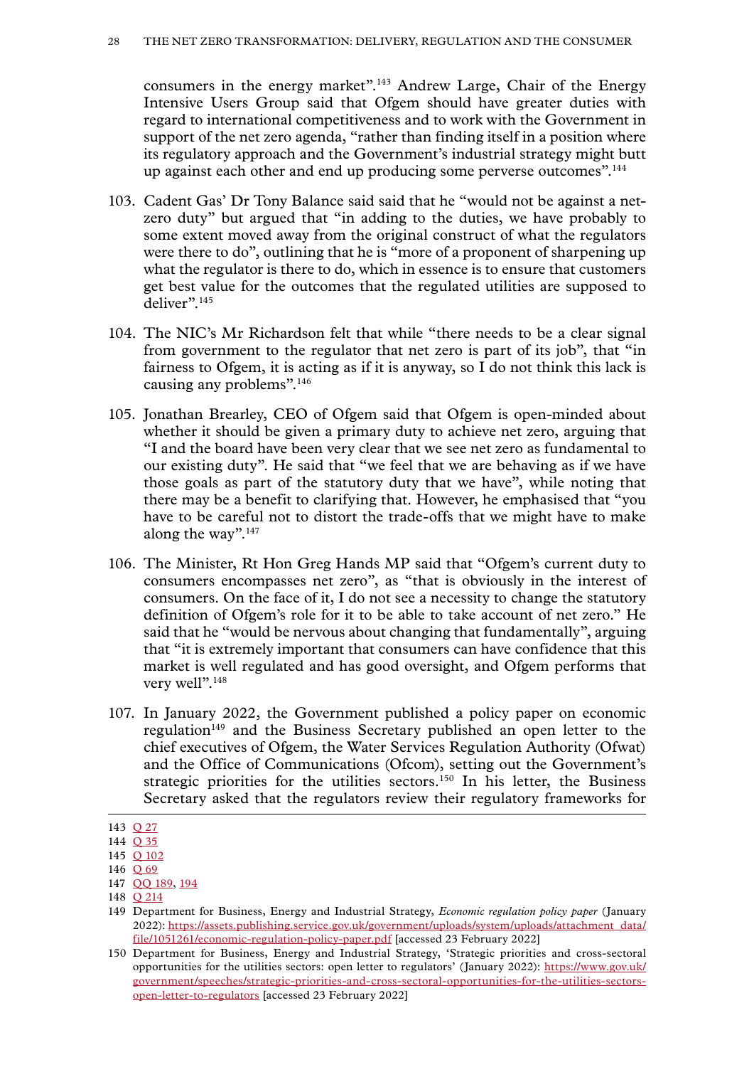consumers in the energy market”.[143] Andrew Large, Chair of the Energy Intensive Users Group said that Ofgem should have greater duties with regard to international competitiveness and to work with the Government in support of the net zero agenda, “rather than finding itself in a position where its regulatory approach and the Government’s industrial strategy might butt up against each other and end up producing some perverse outcomes”.[144]

103. Cadent Gas’ Dr Tony Balance said said that he “would not be against a net-zero duty” but argued that “in adding to the duties, we have probably to some extent moved away from the original construct of what the regulators were there to do”, outlining that he is “more of a proponent of sharpening up what the regulator is there to do, which in essence is to ensure that customers get best value for the outcomes that the regulated utilities are supposed to deliver”.[145]

104. The NIC’s Mr Richardson felt that while “there needs to be a clear signal from government to the regulator that net zero is part of its job”, that “in fairness to Ofgem, it is acting as if it is anyway, so I do not think this lack is causing any problems”.[146]

105. Jonathan Brearley, CEO of Ofgem said that Ofgem is open-minded about whether it should be given a primary duty to achieve net zero, arguing that “I and the board have been very clear that we see net zero as fundamental to our existing duty”. He said that “we feel that we are behaving as if we have those goals as part of the statutory duty that we have”, while noting that there may be a benefit to clarifying that. However, he emphasised that “you have to be careful not to distort the trade-offs that we might have to make along the way”.[147]

106. The Minister, Rt Hon Greg Hands MP said that “Ofgem’s current duty to consumers encompasses net zero”, as “that is obviously in the interest of consumers. On the face of it, I do not see a necessity to change the statutory definition of Ofgem’s role for it to be able to take account of net zero.” He said that he “would be nervous about changing that fundamentally”, arguing that “it is extremely important that consumers can have confidence that this market is well regulated and has good oversight, and Ofgem performs that very well”.[148]

107. In January 2022, the Government published a policy paper on economic regulation[149] and the Business Secretary published an open letter to the chief executives of Ofgem, the Water Services Regulation Authority (Ofwat) and the Office of Communications (Ofcom), setting out the Government’s strategic priorities for the utilities sectors.[150] In his letter, the Business Secretary asked that the regulators review their regulatory frameworks for

---

143 Q 27

144 Q 35

145 Q 102

146 Q 69

147 QQ 189, 194

148 Q 214

149 Department for Business, Energy and Industrial Strategy, *Economic regulation policy paper* (January 2022): https://assets.publishing.service.gov.uk/government/uploads/system/uploads/attachment_data/file/1051261/economic-regulation-policy-paper.pdf [accessed 23 February 2022]

150 Department for Business, Energy and Industrial Strategy, ‘Strategic priorities and cross-sectoral opportunities for the utilities sectors: open letter to regulators’ (January 2022): https://www.gov.uk/government/speeches/strategic-priorities-and-cross-sectoral-opportunities-for-the-utilities-sectors-open-letter-to-regulators [accessed 23 February 2022]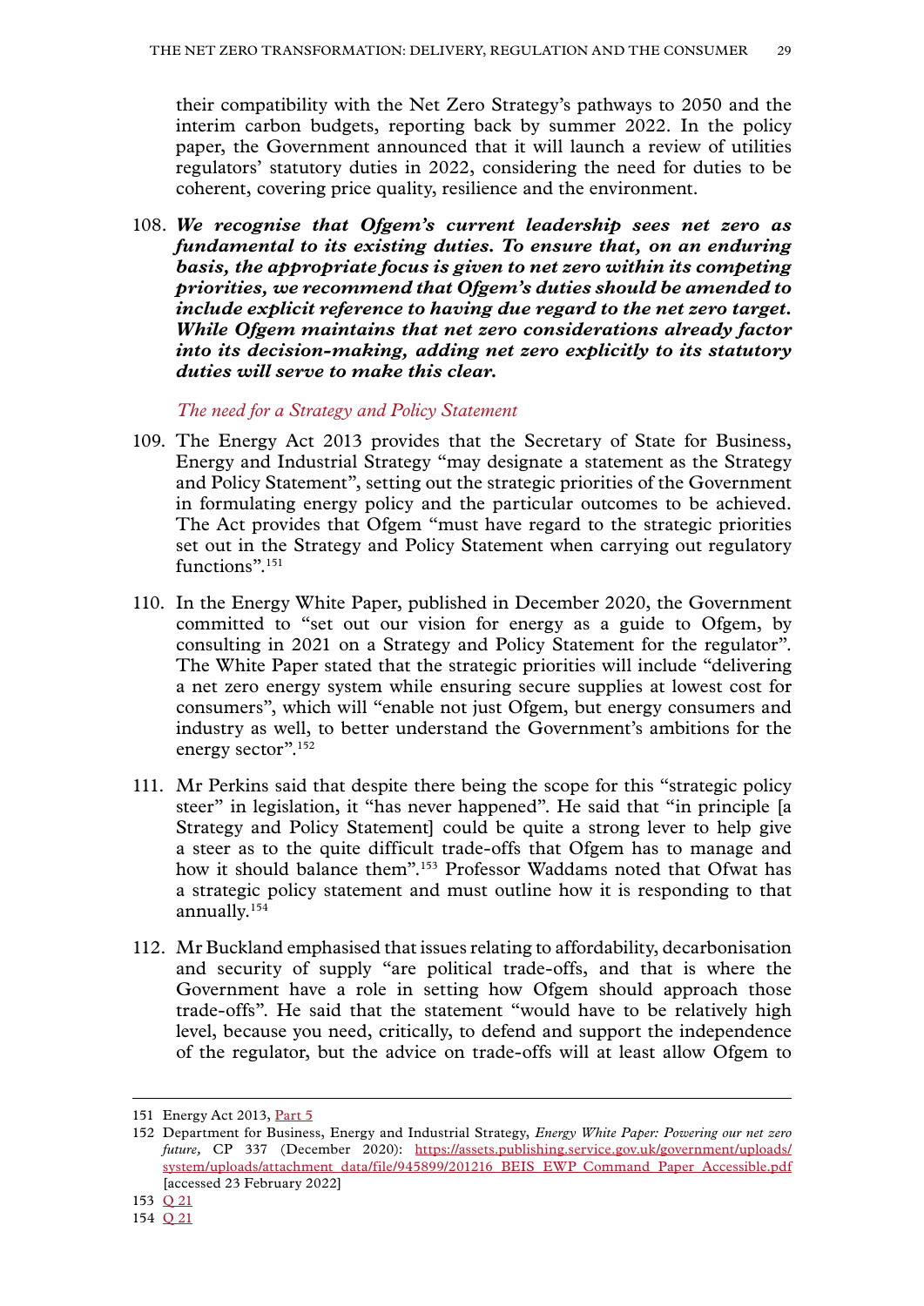their compatibility with the Net Zero Strategy's pathways to 2050 and the interim carbon budgets, reporting back by summer 2022. In the policy paper, the Government announced that it will launch a review of utilities regulators' statutory duties in 2022, considering the need for duties to be coherent, covering price quality, resilience and the environment.

108. ***We recognise that Ofgem's current leadership sees net zero as fundamental to its existing duties. To ensure that, on an enduring basis, the appropriate focus is given to net zero within its competing priorities, we recommend that Ofgem's duties should be amended to include explicit reference to having due regard to the net zero target. While Ofgem maintains that net zero considerations already factor into its decision-making, adding net zero explicitly to its statutory duties will serve to make this clear.***

*The need for a Strategy and Policy Statement*

109. The Energy Act 2013 provides that the Secretary of State for Business, Energy and Industrial Strategy "may designate a statement as the Strategy and Policy Statement", setting out the strategic priorities of the Government in formulating energy policy and the particular outcomes to be achieved. The Act provides that Ofgem "must have regard to the strategic priorities set out in the Strategy and Policy Statement when carrying out regulatory functions".[151]

110. In the Energy White Paper, published in December 2020, the Government committed to "set out our vision for energy as a guide to Ofgem, by consulting in 2021 on a Strategy and Policy Statement for the regulator". The White Paper stated that the strategic priorities will include "delivering a net zero energy system while ensuring secure supplies at lowest cost for consumers", which will "enable not just Ofgem, but energy consumers and industry as well, to better understand the Government's ambitions for the energy sector".[152]

111. Mr Perkins said that despite there being the scope for this "strategic policy steer" in legislation, it "has never happened". He said that "in principle [a Strategy and Policy Statement] could be quite a strong lever to help give a steer as to the quite difficult trade-offs that Ofgem has to manage and how it should balance them".[153] Professor Waddams noted that Ofwat has a strategic policy statement and must outline how it is responding to that annually.[154]

112. Mr Buckland emphasised that issues relating to affordability, decarbonisation and security of supply "are political trade-offs, and that is where the Government have a role in setting how Ofgem should approach those trade-offs". He said that the statement "would have to be relatively high level, because you need, critically, to defend and support the independence of the regulator, but the advice on trade-offs will at least allow Ofgem to

---

151 Energy Act 2013, Part 5

152 Department for Business, Energy and Industrial Strategy, *Energy White Paper: Powering our net zero future*, CP 337 (December 2020): https://assets.publishing.service.gov.uk/government/uploads/system/uploads/attachment_data/file/945899/201216_BEIS_EWP_Command_Paper_Accessible.pdf [accessed 23 February 2022]

153 Q 21

154 Q 21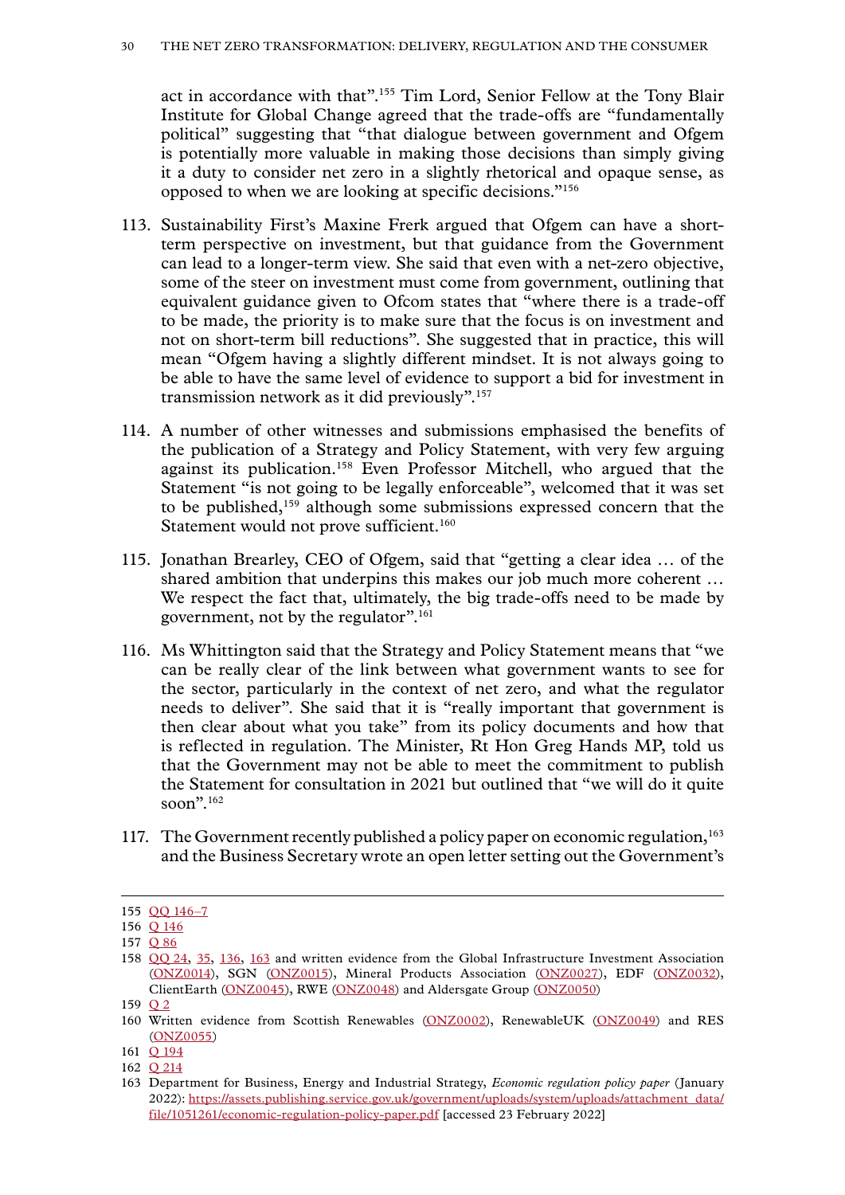act in accordance with that”.[155] Tim Lord, Senior Fellow at the Tony Blair Institute for Global Change agreed that the trade-offs are “fundamentally political” suggesting that “that dialogue between government and Ofgem is potentially more valuable in making those decisions than simply giving it a duty to consider net zero in a slightly rhetorical and opaque sense, as opposed to when we are looking at specific decisions.”[156]

113. Sustainability First’s Maxine Frerk argued that Ofgem can have a short-term perspective on investment, but that guidance from the Government can lead to a longer-term view. She said that even with a net-zero objective, some of the steer on investment must come from government, outlining that equivalent guidance given to Ofcom states that “where there is a trade-off to be made, the priority is to make sure that the focus is on investment and not on short-term bill reductions”. She suggested that in practice, this will mean “Ofgem having a slightly different mindset. It is not always going to be able to have the same level of evidence to support a bid for investment in transmission network as it did previously”.[157]

114. A number of other witnesses and submissions emphasised the benefits of the publication of a Strategy and Policy Statement, with very few arguing against its publication.[158] Even Professor Mitchell, who argued that the Statement “is not going to be legally enforceable”, welcomed that it was set to be published,[159] although some submissions expressed concern that the Statement would not prove sufficient.[160]

115. Jonathan Brearley, CEO of Ofgem, said that “getting a clear idea … of the shared ambition that underpins this makes our job much more coherent … We respect the fact that, ultimately, the big trade-offs need to be made by government, not by the regulator”.[161]

116. Ms Whittington said that the Strategy and Policy Statement means that “we can be really clear of the link between what government wants to see for the sector, particularly in the context of net zero, and what the regulator needs to deliver”. She said that it is “really important that government is then clear about what you take” from its policy documents and how that is reflected in regulation. The Minister, Rt Hon Greg Hands MP, told us that the Government may not be able to meet the commitment to publish the Statement for consultation in 2021 but outlined that “we will do it quite soon”.[162]

117. The Government recently published a policy paper on economic regulation,[163] and the Business Secretary wrote an open letter setting out the Government’s

---

155 QQ 146–7

156 Q 146

157 Q 86

158 QQ 24, 35, 136, 163 and written evidence from the Global Infrastructure Investment Association (ONZ0014), SGN (ONZ0015), Mineral Products Association (ONZ0027), EDF (ONZ0032), ClientEarth (ONZ0045), RWE (ONZ0048) and Aldersgate Group (ONZ0050)

159 Q 2

160 Written evidence from Scottish Renewables (ONZ0002), RenewableUK (ONZ0049) and RES (ONZ0055)

161 Q 194

162 Q 214

163 Department for Business, Energy and Industrial Strategy, *Economic regulation policy paper* (January 2022): https://assets.publishing.service.gov.uk/government/uploads/system/uploads/attachment_data/file/1051261/economic-regulation-policy-paper.pdf [accessed 23 February 2022]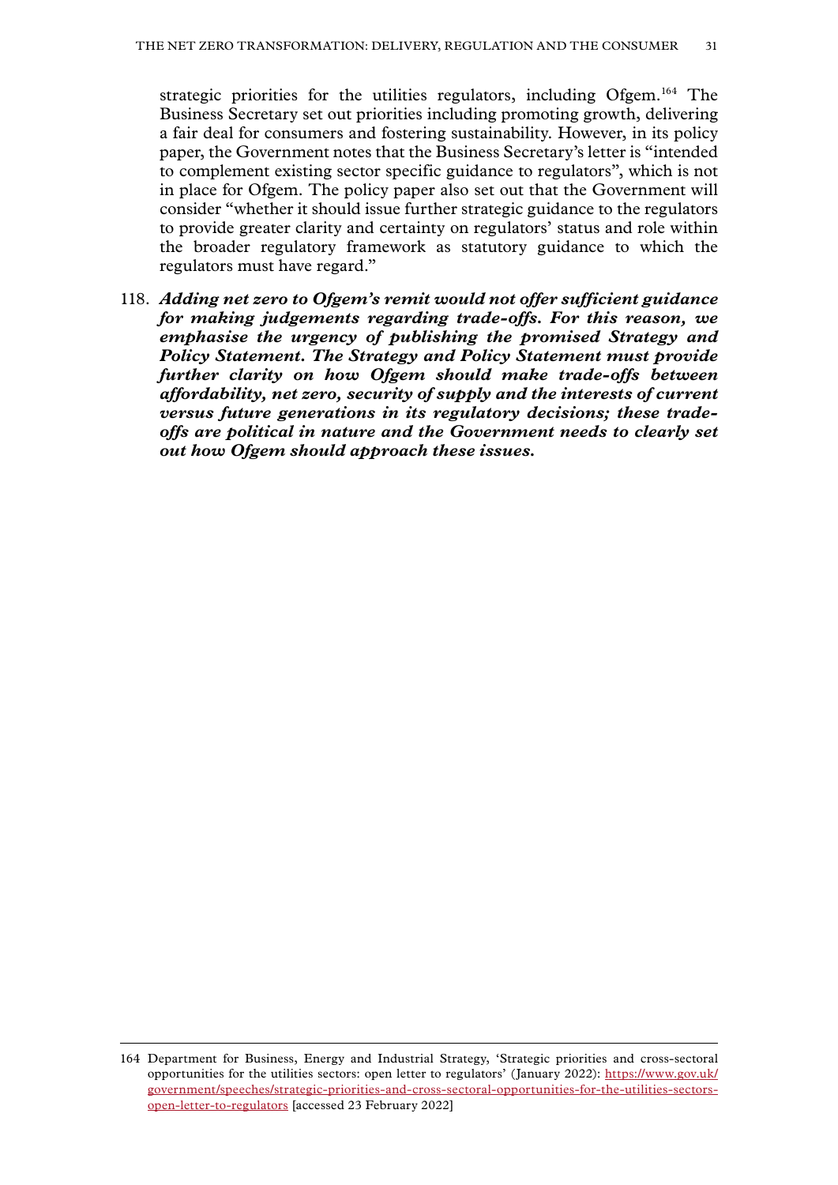strategic priorities for the utilities regulators, including Ofgem.[164] The Business Secretary set out priorities including promoting growth, delivering a fair deal for consumers and fostering sustainability. However, in its policy paper, the Government notes that the Business Secretary's letter is "intended to complement existing sector specific guidance to regulators", which is not in place for Ofgem. The policy paper also set out that the Government will consider "whether it should issue further strategic guidance to the regulators to provide greater clarity and certainty on regulators' status and role within the broader regulatory framework as statutory guidance to which the regulators must have regard."

118. ***Adding net zero to Ofgem's remit would not offer sufficient guidance for making judgements regarding trade-offs. For this reason, we emphasise the urgency of publishing the promised Strategy and Policy Statement. The Strategy and Policy Statement must provide further clarity on how Ofgem should make trade-offs between affordability, net zero, security of supply and the interests of current versus future generations in its regulatory decisions; these trade-offs are political in nature and the Government needs to clearly set out how Ofgem should approach these issues.***

---

164 Department for Business, Energy and Industrial Strategy, 'Strategic priorities and cross-sectoral opportunities for the utilities sectors: open letter to regulators' (January 2022): [https://www.gov.uk/government/speeches/strategic-priorities-and-cross-sectoral-opportunities-for-the-utilities-sectors-open-letter-to-regulators](https://www.gov.uk/government/speeches/strategic-priorities-and-cross-sectoral-opportunities-for-the-utilities-sectors-open-letter-to-regulators) [accessed 23 February 2022]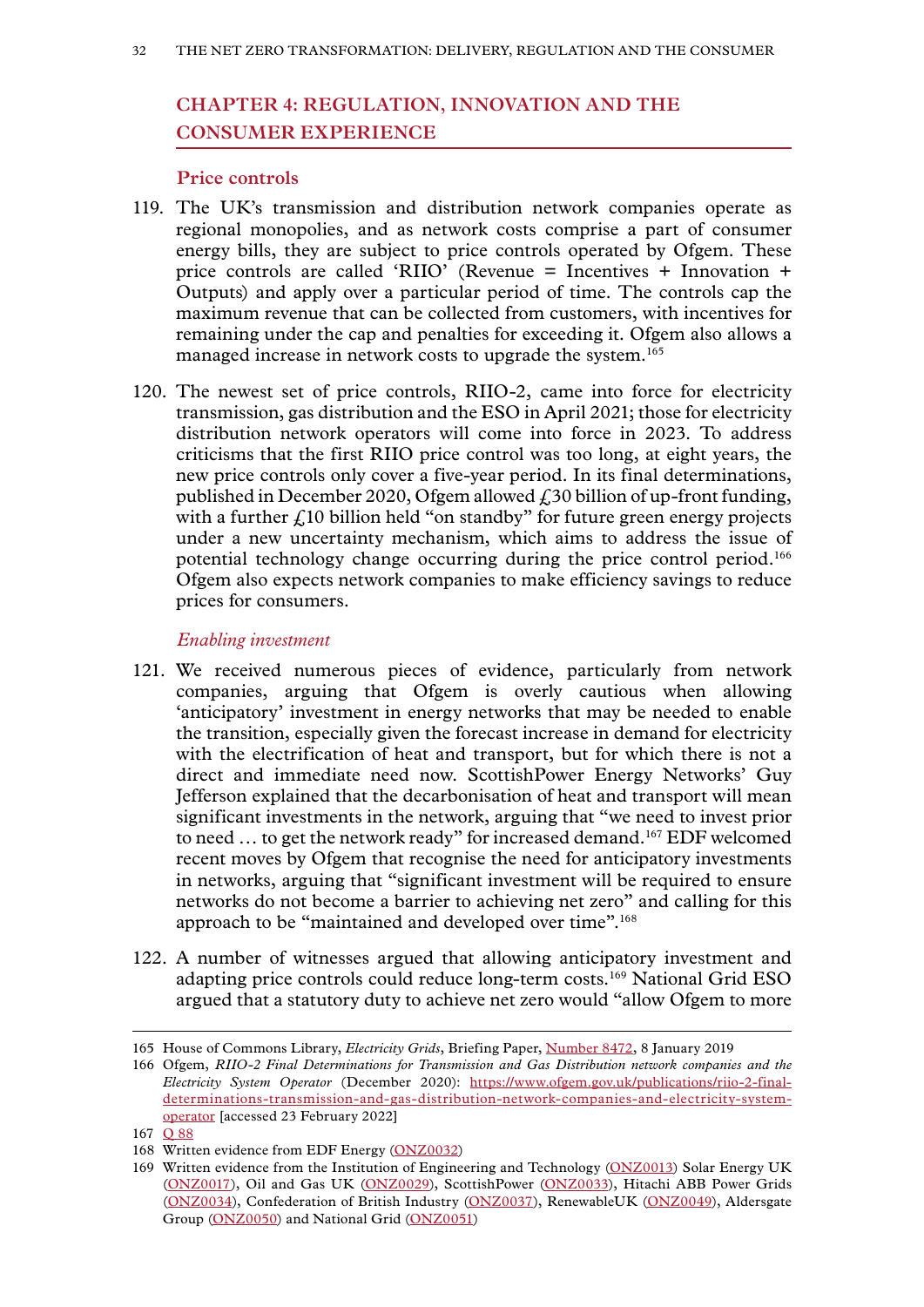## CHAPTER 4: REGULATION, INNOVATION AND THE CONSUMER EXPERIENCE

### Price controls

119. The UK's transmission and distribution network companies operate as regional monopolies, and as network costs comprise a part of consumer energy bills, they are subject to price controls operated by Ofgem. These price controls are called 'RIIO' (Revenue = Incentives + Innovation + Outputs) and apply over a particular period of time. The controls cap the maximum revenue that can be collected from customers, with incentives for remaining under the cap and penalties for exceeding it. Ofgem also allows a managed increase in network costs to upgrade the system.[165]

120. The newest set of price controls, RIIO-2, came into force for electricity transmission, gas distribution and the ESO in April 2021; those for electricity distribution network operators will come into force in 2023. To address criticisms that the first RIIO price control was too long, at eight years, the new price controls only cover a five-year period. In its final determinations, published in December 2020, Ofgem allowed £30 billion of up-front funding, with a further £10 billion held "on standby" for future green energy projects under a new uncertainty mechanism, which aims to address the issue of potential technology change occurring during the price control period.[166] Ofgem also expects network companies to make efficiency savings to reduce prices for consumers.

#### *Enabling investment*

121. We received numerous pieces of evidence, particularly from network companies, arguing that Ofgem is overly cautious when allowing 'anticipatory' investment in energy networks that may be needed to enable the transition, especially given the forecast increase in demand for electricity with the electrification of heat and transport, but for which there is not a direct and immediate need now. ScottishPower Energy Networks' Guy Jefferson explained that the decarbonisation of heat and transport will mean significant investments in the network, arguing that "we need to invest prior to need … to get the network ready" for increased demand.[167] EDF welcomed recent moves by Ofgem that recognise the need for anticipatory investments in networks, arguing that "significant investment will be required to ensure networks do not become a barrier to achieving net zero" and calling for this approach to be "maintained and developed over time".[168]

122. A number of witnesses argued that allowing anticipatory investment and adapting price controls could reduce long-term costs.[169] National Grid ESO argued that a statutory duty to achieve net zero would "allow Ofgem to more

---

165 House of Commons Library, *Electricity Grids*, Briefing Paper, Number 8472, 8 January 2019

166 Ofgem, *RIIO-2 Final Determinations for Transmission and Gas Distribution network companies and the Electricity System Operator* (December 2020): https://www.ofgem.gov.uk/publications/riio-2-final-determinations-transmission-and-gas-distribution-network-companies-and-electricity-system-operator [accessed 23 February 2022]

167 Q 88

168 Written evidence from EDF Energy (ONZ0032)

169 Written evidence from the Institution of Engineering and Technology (ONZ0013) Solar Energy UK (ONZ0017), Oil and Gas UK (ONZ0029), ScottishPower (ONZ0033), Hitachi ABB Power Grids (ONZ0034), Confederation of British Industry (ONZ0037), RenewableUK (ONZ0049), Aldersgate Group (ONZ0050) and National Grid (ONZ0051)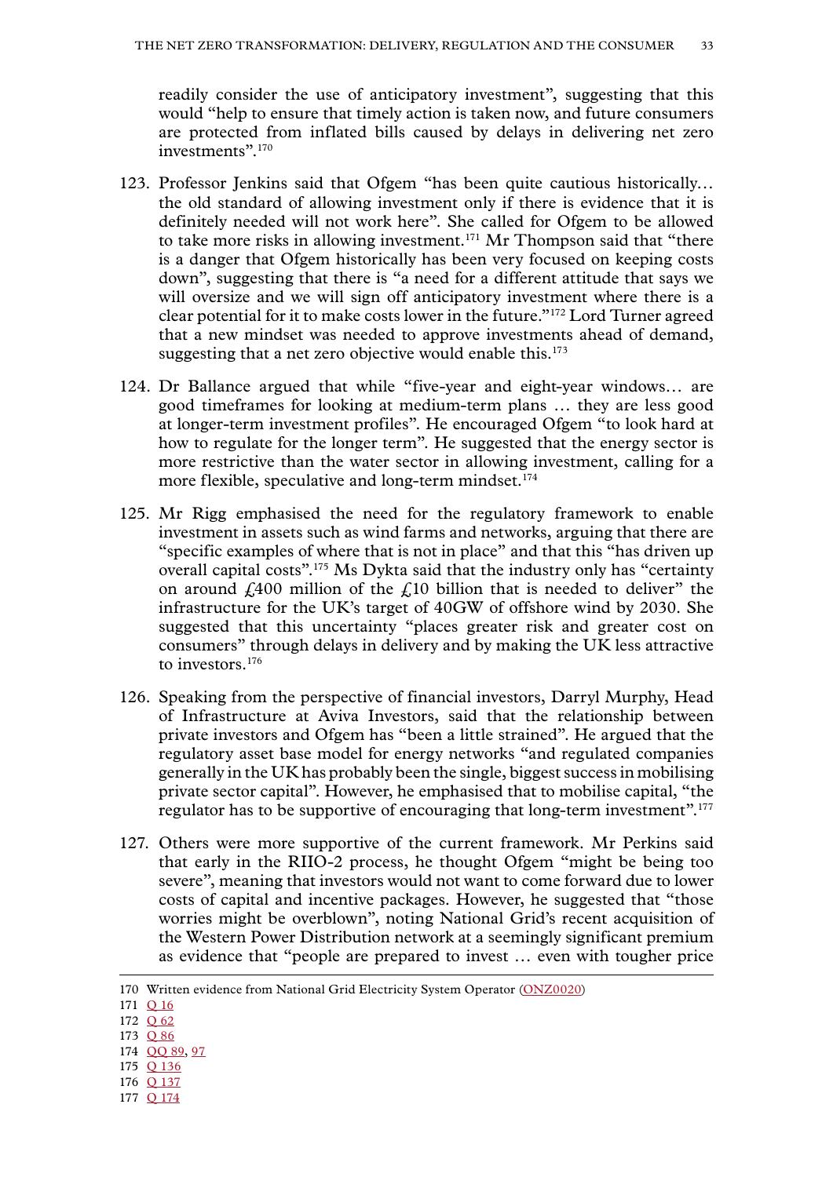readily consider the use of anticipatory investment", suggesting that this would "help to ensure that timely action is taken now, and future consumers are protected from inflated bills caused by delays in delivering net zero investments".[170]

123. Professor Jenkins said that Ofgem "has been quite cautious historically… the old standard of allowing investment only if there is evidence that it is definitely needed will not work here". She called for Ofgem to be allowed to take more risks in allowing investment.[171] Mr Thompson said that "there is a danger that Ofgem historically has been very focused on keeping costs down", suggesting that there is "a need for a different attitude that says we will oversize and we will sign off anticipatory investment where there is a clear potential for it to make costs lower in the future."[172] Lord Turner agreed that a new mindset was needed to approve investments ahead of demand, suggesting that a net zero objective would enable this.[173]

124. Dr Ballance argued that while "five-year and eight-year windows… are good timeframes for looking at medium-term plans … they are less good at longer-term investment profiles". He encouraged Ofgem "to look hard at how to regulate for the longer term". He suggested that the energy sector is more restrictive than the water sector in allowing investment, calling for a more flexible, speculative and long-term mindset.[174]

125. Mr Rigg emphasised the need for the regulatory framework to enable investment in assets such as wind farms and networks, arguing that there are "specific examples of where that is not in place" and that this "has driven up overall capital costs".[175] Ms Dykta said that the industry only has "certainty on around £400 million of the £10 billion that is needed to deliver" the infrastructure for the UK's target of 40GW of offshore wind by 2030. She suggested that this uncertainty "places greater risk and greater cost on consumers" through delays in delivery and by making the UK less attractive to investors.[176]

126. Speaking from the perspective of financial investors, Darryl Murphy, Head of Infrastructure at Aviva Investors, said that the relationship between private investors and Ofgem has "been a little strained". He argued that the regulatory asset base model for energy networks "and regulated companies generally in the UK has probably been the single, biggest success in mobilising private sector capital". However, he emphasised that to mobilise capital, "the regulator has to be supportive of encouraging that long-term investment".[177]

127. Others were more supportive of the current framework. Mr Perkins said that early in the RIIO-2 process, he thought Ofgem "might be being too severe", meaning that investors would not want to come forward due to lower costs of capital and incentive packages. However, he suggested that "those worries might be overblown", noting National Grid's recent acquisition of the Western Power Distribution network at a seemingly significant premium as evidence that "people are prepared to invest … even with tougher price

---

170 Written evidence from National Grid Electricity System Operator (ONZ0020)

171 Q 16

172 Q 62

173 Q 86

174 QQ 89, 97

175 Q 136

176 Q 137

177 Q 174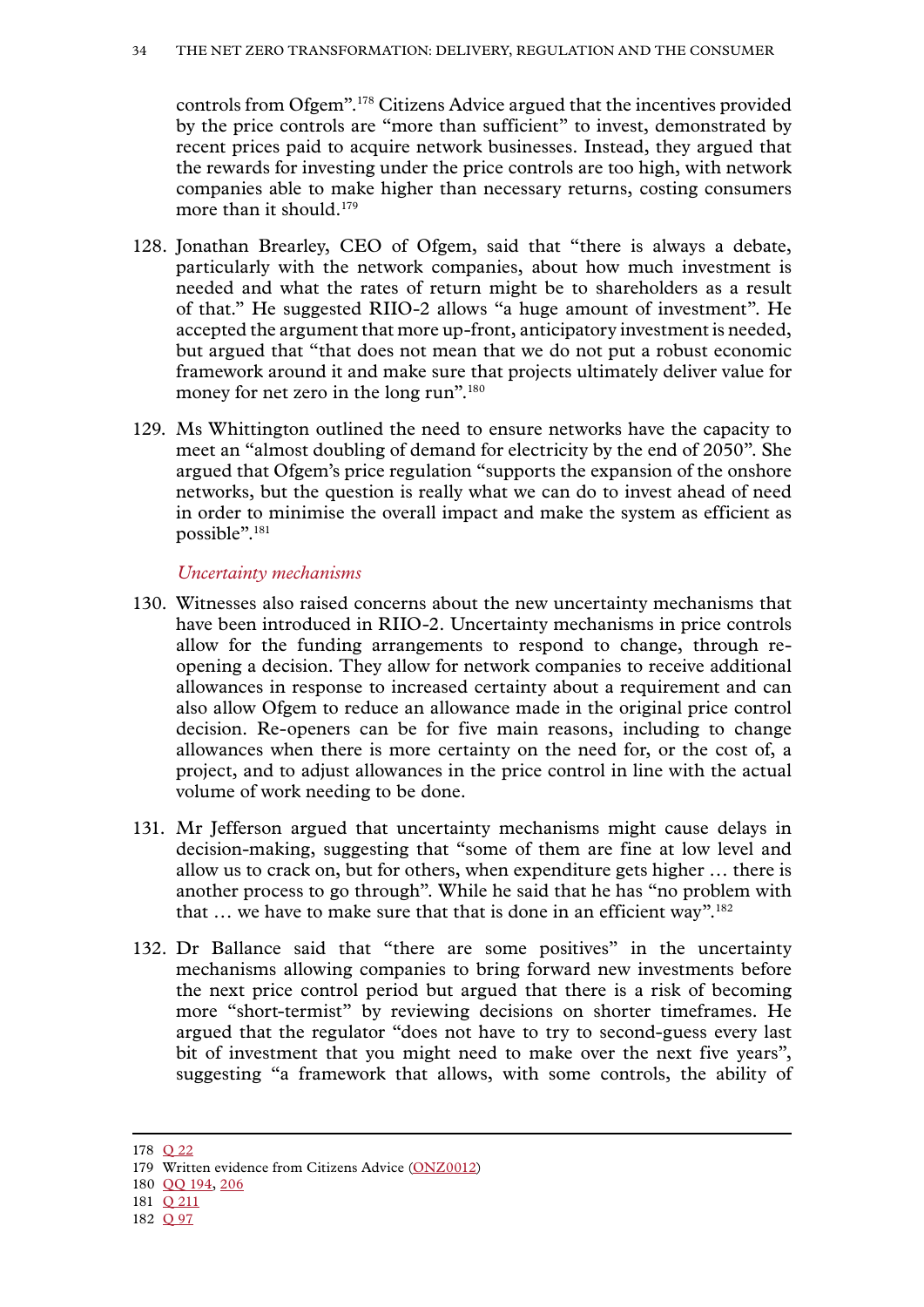controls from Ofgem".[178] Citizens Advice argued that the incentives provided by the price controls are "more than sufficient" to invest, demonstrated by recent prices paid to acquire network businesses. Instead, they argued that the rewards for investing under the price controls are too high, with network companies able to make higher than necessary returns, costing consumers more than it should.[179]

128. Jonathan Brearley, CEO of Ofgem, said that "there is always a debate, particularly with the network companies, about how much investment is needed and what the rates of return might be to shareholders as a result of that." He suggested RIIO-2 allows "a huge amount of investment". He accepted the argument that more up-front, anticipatory investment is needed, but argued that "that does not mean that we do not put a robust economic framework around it and make sure that projects ultimately deliver value for money for net zero in the long run".[180]

129. Ms Whittington outlined the need to ensure networks have the capacity to meet an "almost doubling of demand for electricity by the end of 2050". She argued that Ofgem's price regulation "supports the expansion of the onshore networks, but the question is really what we can do to invest ahead of need in order to minimise the overall impact and make the system as efficient as possible".[181]

*Uncertainty mechanisms*

130. Witnesses also raised concerns about the new uncertainty mechanisms that have been introduced in RIIO-2. Uncertainty mechanisms in price controls allow for the funding arrangements to respond to change, through re-opening a decision. They allow for network companies to receive additional allowances in response to increased certainty about a requirement and can also allow Ofgem to reduce an allowance made in the original price control decision. Re-openers can be for five main reasons, including to change allowances when there is more certainty on the need for, or the cost of, a project, and to adjust allowances in the price control in line with the actual volume of work needing to be done.

131. Mr Jefferson argued that uncertainty mechanisms might cause delays in decision-making, suggesting that "some of them are fine at low level and allow us to crack on, but for others, when expenditure gets higher … there is another process to go through". While he said that he has "no problem with that … we have to make sure that that is done in an efficient way".[182]

132. Dr Ballance said that "there are some positives" in the uncertainty mechanisms allowing companies to bring forward new investments before the next price control period but argued that there is a risk of becoming more "short-termist" by reviewing decisions on shorter timeframes. He argued that the regulator "does not have to try to second-guess every last bit of investment that you might need to make over the next five years", suggesting "a framework that allows, with some controls, the ability of

---

178 Q 22

179 Written evidence from Citizens Advice (ONZ0012)

180 QQ 194, 206

181 Q 211

182 Q 97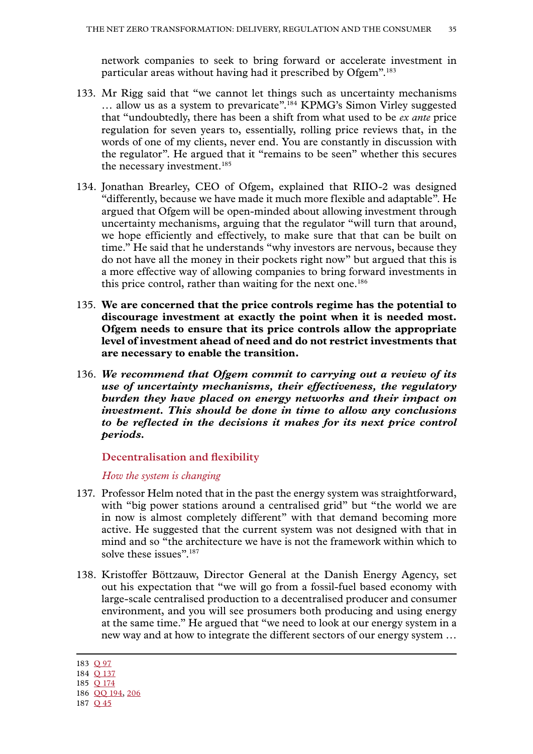network companies to seek to bring forward or accelerate investment in particular areas without having had it prescribed by Ofgem".[183]

133. Mr Rigg said that "we cannot let things such as uncertainty mechanisms … allow us as a system to prevaricate".[184] KPMG's Simon Virley suggested that "undoubtedly, there has been a shift from what used to be *ex ante* price regulation for seven years to, essentially, rolling price reviews that, in the words of one of my clients, never end. You are constantly in discussion with the regulator". He argued that it "remains to be seen" whether this secures the necessary investment.[185]

134. Jonathan Brearley, CEO of Ofgem, explained that RIIO-2 was designed "differently, because we have made it much more flexible and adaptable". He argued that Ofgem will be open-minded about allowing investment through uncertainty mechanisms, arguing that the regulator "will turn that around, we hope efficiently and effectively, to make sure that that can be built on time." He said that he understands "why investors are nervous, because they do not have all the money in their pockets right now" but argued that this is a more effective way of allowing companies to bring forward investments in this price control, rather than waiting for the next one.[186]

135. **We are concerned that the price controls regime has the potential to discourage investment at exactly the point when it is needed most. Ofgem needs to ensure that its price controls allow the appropriate level of investment ahead of need and do not restrict investments that are necessary to enable the transition.**

136. ***We recommend that Ofgem commit to carrying out a review of its use of uncertainty mechanisms, their effectiveness, the regulatory burden they have placed on energy networks and their impact on investment. This should be done in time to allow any conclusions to be reflected in the decisions it makes for its next price control periods.***

## Decentralisation and flexibility

### *How the system is changing*

137. Professor Helm noted that in the past the energy system was straightforward, with "big power stations around a centralised grid" but "the world we are in now is almost completely different" with that demand becoming more active. He suggested that the current system was not designed with that in mind and so "the architecture we have is not the framework within which to solve these issues".[187]

138. Kristoffer Böttzauw, Director General at the Danish Energy Agency, set out his expectation that "we will go from a fossil-fuel based economy with large-scale centralised production to a decentralised producer and consumer environment, and you will see prosumers both producing and using energy at the same time." He argued that "we need to look at our energy system in a new way and at how to integrate the different sectors of our energy system …

183 Q 97
184 Q 137
185 Q 174
186 QQ 194, 206
187 Q 45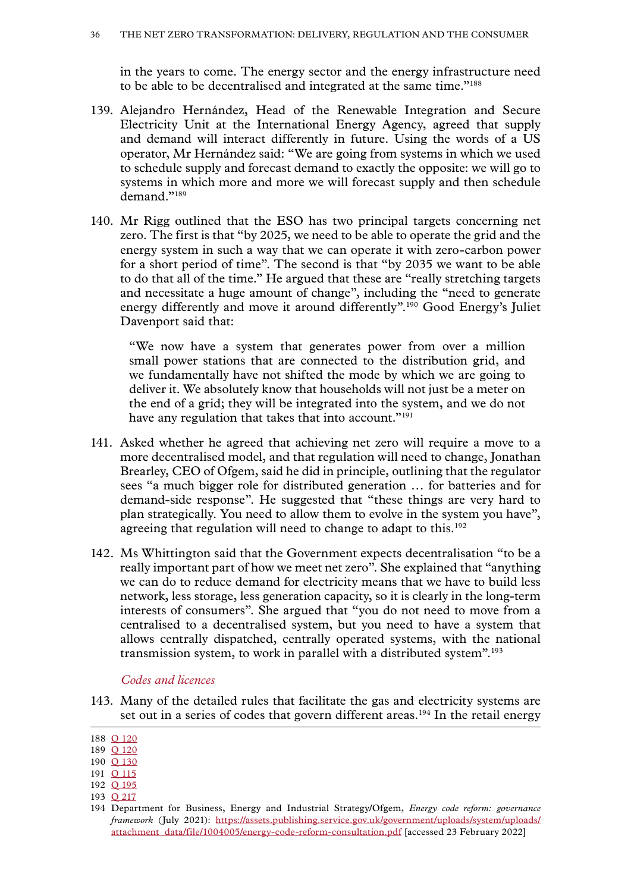in the years to come. The energy sector and the energy infrastructure need to be able to be decentralised and integrated at the same time."[188]

139. Alejandro Hernández, Head of the Renewable Integration and Secure Electricity Unit at the International Energy Agency, agreed that supply and demand will interact differently in future. Using the words of a US operator, Mr Hernández said: "We are going from systems in which we used to schedule supply and forecast demand to exactly the opposite: we will go to systems in which more and more we will forecast supply and then schedule demand."[189]

140. Mr Rigg outlined that the ESO has two principal targets concerning net zero. The first is that "by 2025, we need to be able to operate the grid and the energy system in such a way that we can operate it with zero-carbon power for a short period of time". The second is that "by 2035 we want to be able to do that all of the time." He argued that these are "really stretching targets and necessitate a huge amount of change", including the "need to generate energy differently and move it around differently".[190] Good Energy's Juliet Davenport said that:

> "We now have a system that generates power from over a million small power stations that are connected to the distribution grid, and we fundamentally have not shifted the mode by which we are going to deliver it. We absolutely know that households will not just be a meter on the end of a grid; they will be integrated into the system, and we do not have any regulation that takes that into account."[191]

141. Asked whether he agreed that achieving net zero will require a move to a more decentralised model, and that regulation will need to change, Jonathan Brearley, CEO of Ofgem, said he did in principle, outlining that the regulator sees "a much bigger role for distributed generation … for batteries and for demand-side response". He suggested that "these things are very hard to plan strategically. You need to allow them to evolve in the system you have", agreeing that regulation will need to change to adapt to this.[192]

142. Ms Whittington said that the Government expects decentralisation "to be a really important part of how we meet net zero". She explained that "anything we can do to reduce demand for electricity means that we have to build less network, less storage, less generation capacity, so it is clearly in the long-term interests of consumers". She argued that "you do not need to move from a centralised to a decentralised system, but you need to have a system that allows centrally dispatched, centrally operated systems, with the national transmission system, to work in parallel with a distributed system".[193]

### *Codes and licences*

143. Many of the detailed rules that facilitate the gas and electricity systems are set out in a series of codes that govern different areas.[194] In the retail energy

---

188 Q 120

189 Q 120

190 Q 130

191 Q 115

192 Q 195

193 Q 217

194 Department for Business, Energy and Industrial Strategy/Ofgem, *Energy code reform: governance framework* (July 2021): https://assets.publishing.service.gov.uk/government/uploads/system/uploads/attachment_data/file/1004005/energy-code-reform-consultation.pdf [accessed 23 February 2022]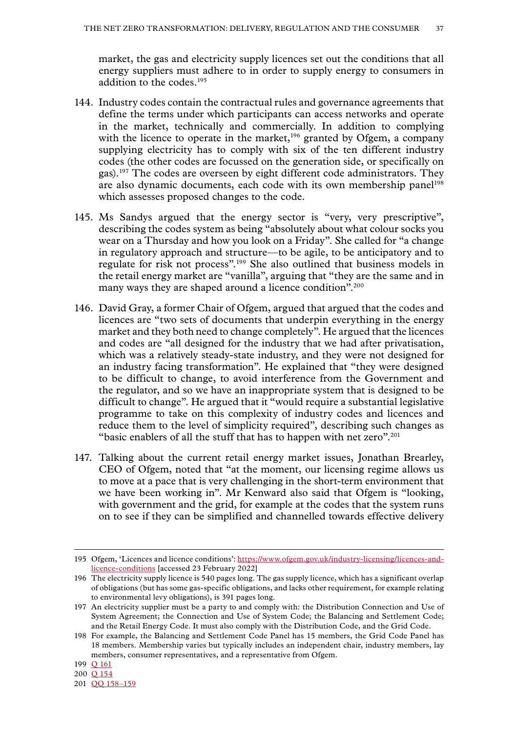market, the gas and electricity supply licences set out the conditions that all energy suppliers must adhere to in order to supply energy to consumers in addition to the codes.[195]

144. Industry codes contain the contractual rules and governance agreements that define the terms under which participants can access networks and operate in the market, technically and commercially. In addition to complying with the licence to operate in the market,[196] granted by Ofgem, a company supplying electricity has to comply with six of the ten different industry codes (the other codes are focussed on the generation side, or specifically on gas).[197] The codes are overseen by eight different code administrators. They are also dynamic documents, each code with its own membership panel[198] which assesses proposed changes to the code.

145. Ms Sandys argued that the energy sector is "very, very prescriptive", describing the codes system as being "absolutely about what colour socks you wear on a Thursday and how you look on a Friday". She called for "a change in regulatory approach and structure—to be agile, to be anticipatory and to regulate for risk not process".[199] She also outlined that business models in the retail energy market are "vanilla", arguing that "they are the same and in many ways they are shaped around a licence condition".[200]

146. David Gray, a former Chair of Ofgem, argued that argued that the codes and licences are "two sets of documents that underpin everything in the energy market and they both need to change completely". He argued that the licences and codes are "all designed for the industry that we had after privatisation, which was a relatively steady-state industry, and they were not designed for an industry facing transformation". He explained that "they were designed to be difficult to change, to avoid interference from the Government and the regulator, and so we have an inappropriate system that is designed to be difficult to change". He argued that it "would require a substantial legislative programme to take on this complexity of industry codes and licences and reduce them to the level of simplicity required", describing such changes as "basic enablers of all the stuff that has to happen with net zero".[201]

147. Talking about the current retail energy market issues, Jonathan Brearley, CEO of Ofgem, noted that "at the moment, our licensing regime allows us to move at a pace that is very challenging in the short-term environment that we have been working in". Mr Kenward also said that Ofgem is "looking, with government and the grid, for example at the codes that the system runs on to see if they can be simplified and channelled towards effective delivery

---

195 Ofgem, 'Licences and licence conditions': https://www.ofgem.gov.uk/industry-licensing/licences-and-licence-conditions [accessed 23 February 2022]

196 The electricity supply licence is 540 pages long. The gas supply licence, which has a significant overlap of obligations (but has some gas-specific obligations, and lacks other requirement, for example relating to environmental levy obligations), is 391 pages long.

197 An electricity supplier must be a party to and comply with: the Distribution Connection and Use of System Agreement; the Connection and Use of System Code; the Balancing and Settlement Code; and the Retail Energy Code. It must also comply with the Distribution Code, and the Grid Code.

198 For example, the Balancing and Settlement Code Panel has 15 members, the Grid Code Panel has 18 members. Membership varies but typically includes an independent chair, industry members, lay members, consumer representatives, and a representative from Ofgem.

199 Q 161

200 Q 154

201 QQ 158–159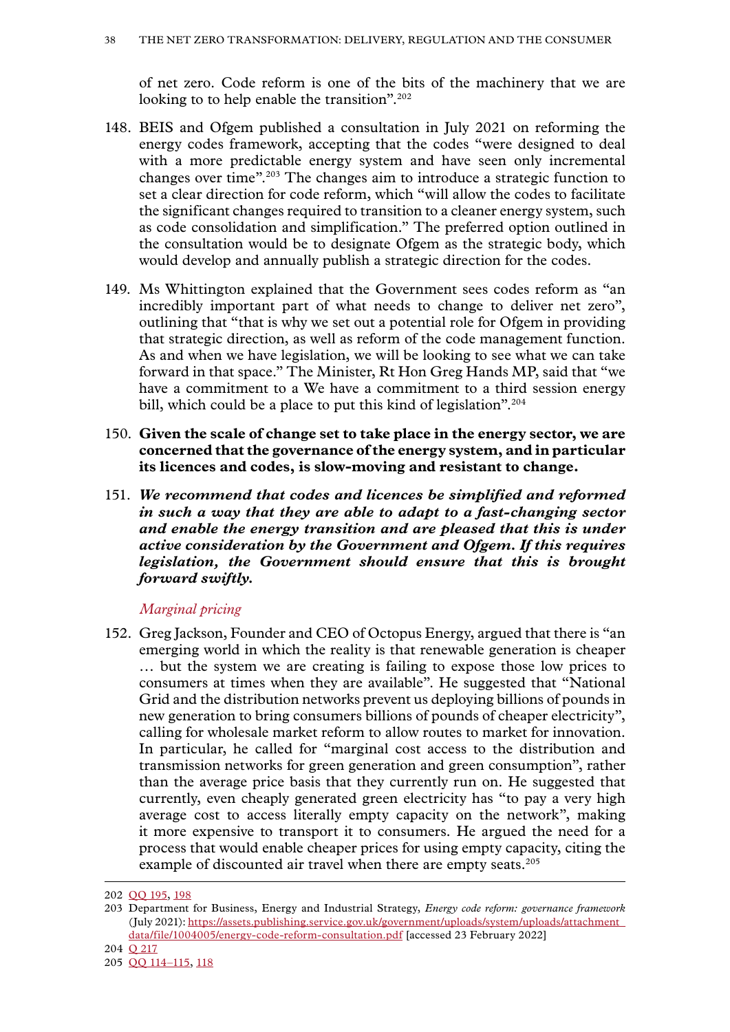of net zero. Code reform is one of the bits of the machinery that we are looking to to help enable the transition”.[202]

148. BEIS and Ofgem published a consultation in July 2021 on reforming the energy codes framework, accepting that the codes “were designed to deal with a more predictable energy system and have seen only incremental changes over time”.[203] The changes aim to introduce a strategic function to set a clear direction for code reform, which “will allow the codes to facilitate the significant changes required to transition to a cleaner energy system, such as code consolidation and simplification.” The preferred option outlined in the consultation would be to designate Ofgem as the strategic body, which would develop and annually publish a strategic direction for the codes.

149. Ms Whittington explained that the Government sees codes reform as “an incredibly important part of what needs to change to deliver net zero”, outlining that “that is why we set out a potential role for Ofgem in providing that strategic direction, as well as reform of the code management function. As and when we have legislation, we will be looking to see what we can take forward in that space.” The Minister, Rt Hon Greg Hands MP, said that “we have a commitment to a We have a commitment to a third session energy bill, which could be a place to put this kind of legislation”.[204]

150. **Given the scale of change set to take place in the energy sector, we are concerned that the governance of the energy system, and in particular its licences and codes, is slow-moving and resistant to change.**

151. ***We recommend that codes and licences be simplified and reformed in such a way that they are able to adapt to a fast-changing sector and enable the energy transition and are pleased that this is under active consideration by the Government and Ofgem. If this requires legislation, the Government should ensure that this is brought forward swiftly.***

*Marginal pricing*

152. Greg Jackson, Founder and CEO of Octopus Energy, argued that there is “an emerging world in which the reality is that renewable generation is cheaper … but the system we are creating is failing to expose those low prices to consumers at times when they are available”. He suggested that “National Grid and the distribution networks prevent us deploying billions of pounds in new generation to bring consumers billions of pounds of cheaper electricity”, calling for wholesale market reform to allow routes to market for innovation. In particular, he called for “marginal cost access to the distribution and transmission networks for green generation and green consumption”, rather than the average price basis that they currently run on. He suggested that currently, even cheaply generated green electricity has “to pay a very high average cost to access literally empty capacity on the network”, making it more expensive to transport it to consumers. He argued the need for a process that would enable cheaper prices for using empty capacity, citing the example of discounted air travel when there are empty seats.[205]

---

202 QQ 195, 198

203 Department for Business, Energy and Industrial Strategy, *Energy code reform: governance framework* (July 2021): https://assets.publishing.service.gov.uk/government/uploads/system/uploads/attachment_data/file/1004005/energy-code-reform-consultation.pdf [accessed 23 February 2022]

204 Q 217

205 QQ 114–115, 118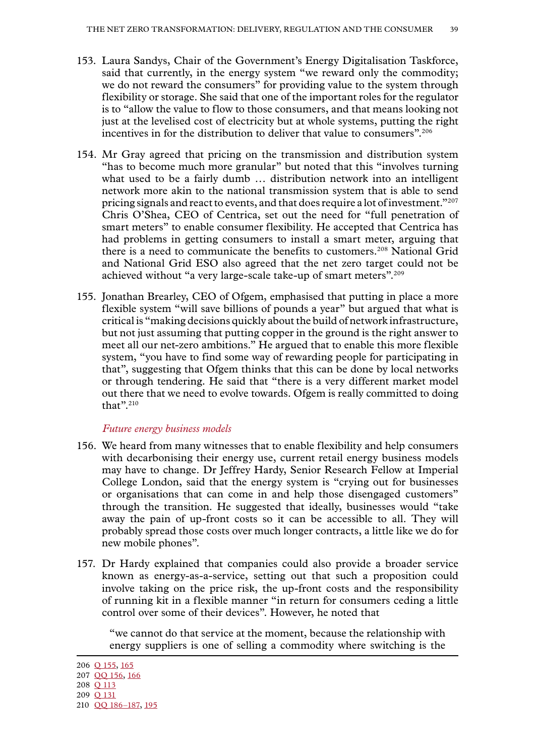153. Laura Sandys, Chair of the Government's Energy Digitalisation Taskforce, said that currently, in the energy system "we reward only the commodity; we do not reward the consumers" for providing value to the system through flexibility or storage. She said that one of the important roles for the regulator is to "allow the value to flow to those consumers, and that means looking not just at the levelised cost of electricity but at whole systems, putting the right incentives in for the distribution to deliver that value to consumers".[206]

154. Mr Gray agreed that pricing on the transmission and distribution system "has to become much more granular" but noted that this "involves turning what used to be a fairly dumb … distribution network into an intelligent network more akin to the national transmission system that is able to send pricing signals and react to events, and that does require a lot of investment."[207] Chris O'Shea, CEO of Centrica, set out the need for "full penetration of smart meters" to enable consumer flexibility. He accepted that Centrica has had problems in getting consumers to install a smart meter, arguing that there is a need to communicate the benefits to customers.[208] National Grid and National Grid ESO also agreed that the net zero target could not be achieved without "a very large-scale take-up of smart meters".[209]

155. Jonathan Brearley, CEO of Ofgem, emphasised that putting in place a more flexible system "will save billions of pounds a year" but argued that what is critical is "making decisions quickly about the build of network infrastructure, but not just assuming that putting copper in the ground is the right answer to meet all our net-zero ambitions." He argued that to enable this more flexible system, "you have to find some way of rewarding people for participating in that", suggesting that Ofgem thinks that this can be done by local networks or through tendering. He said that "there is a very different market model out there that we need to evolve towards. Ofgem is really committed to doing that".[210]

*Future energy business models*

156. We heard from many witnesses that to enable flexibility and help consumers with decarbonising their energy use, current retail energy business models may have to change. Dr Jeffrey Hardy, Senior Research Fellow at Imperial College London, said that the energy system is "crying out for businesses or organisations that can come in and help those disengaged customers" through the transition. He suggested that ideally, businesses would "take away the pain of up-front costs so it can be accessible to all. They will probably spread those costs over much longer contracts, a little like we do for new mobile phones".

157. Dr Hardy explained that companies could also provide a broader service known as energy-as-a-service, setting out that such a proposition could involve taking on the price risk, the up-front costs and the responsibility of running kit in a flexible manner "in return for consumers ceding a little control over some of their devices". However, he noted that

> "we cannot do that service at the moment, because the relationship with energy suppliers is one of selling a commodity where switching is the

---

206 Q 155, 165
207 QQ 156, 166
208 Q 113
209 Q 131
210 QQ 186–187, 195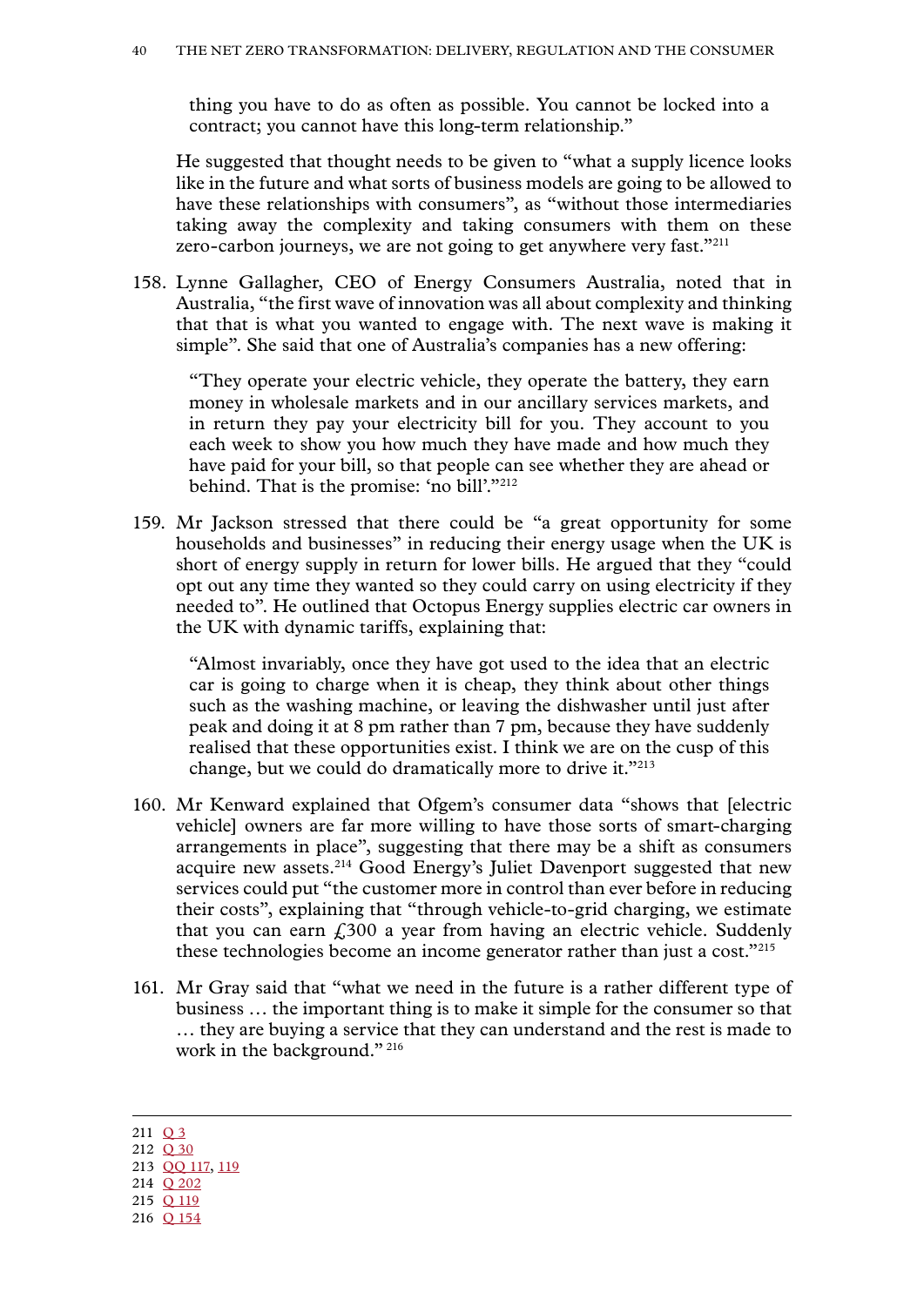thing you have to do as often as possible. You cannot be locked into a contract; you cannot have this long-term relationship."

He suggested that thought needs to be given to "what a supply licence looks like in the future and what sorts of business models are going to be allowed to have these relationships with consumers", as "without those intermediaries taking away the complexity and taking consumers with them on these zero-carbon journeys, we are not going to get anywhere very fast."[211]

158. Lynne Gallagher, CEO of Energy Consumers Australia, noted that in Australia, "the first wave of innovation was all about complexity and thinking that that is what you wanted to engage with. The next wave is making it simple". She said that one of Australia's companies has a new offering:

> "They operate your electric vehicle, they operate the battery, they earn money in wholesale markets and in our ancillary services markets, and in return they pay your electricity bill for you. They account to you each week to show you how much they have made and how much they have paid for your bill, so that people can see whether they are ahead or behind. That is the promise: 'no bill'."[212]

159. Mr Jackson stressed that there could be "a great opportunity for some households and businesses" in reducing their energy usage when the UK is short of energy supply in return for lower bills. He argued that they "could opt out any time they wanted so they could carry on using electricity if they needed to". He outlined that Octopus Energy supplies electric car owners in the UK with dynamic tariffs, explaining that:

> "Almost invariably, once they have got used to the idea that an electric car is going to charge when it is cheap, they think about other things such as the washing machine, or leaving the dishwasher until just after peak and doing it at 8 pm rather than 7 pm, because they have suddenly realised that these opportunities exist. I think we are on the cusp of this change, but we could do dramatically more to drive it."[213]

160. Mr Kenward explained that Ofgem's consumer data "shows that [electric vehicle] owners are far more willing to have those sorts of smart-charging arrangements in place", suggesting that there may be a shift as consumers acquire new assets.[214] Good Energy's Juliet Davenport suggested that new services could put "the customer more in control than ever before in reducing their costs", explaining that "through vehicle-to-grid charging, we estimate that you can earn £300 a year from having an electric vehicle. Suddenly these technologies become an income generator rather than just a cost."[215]

161. Mr Gray said that "what we need in the future is a rather different type of business … the important thing is to make it simple for the consumer so that … they are buying a service that they can understand and the rest is made to work in the background."[216]

---

211 Q 3
212 Q 30
213 QQ 117, 119
214 Q 202
215 Q 119
216 Q 154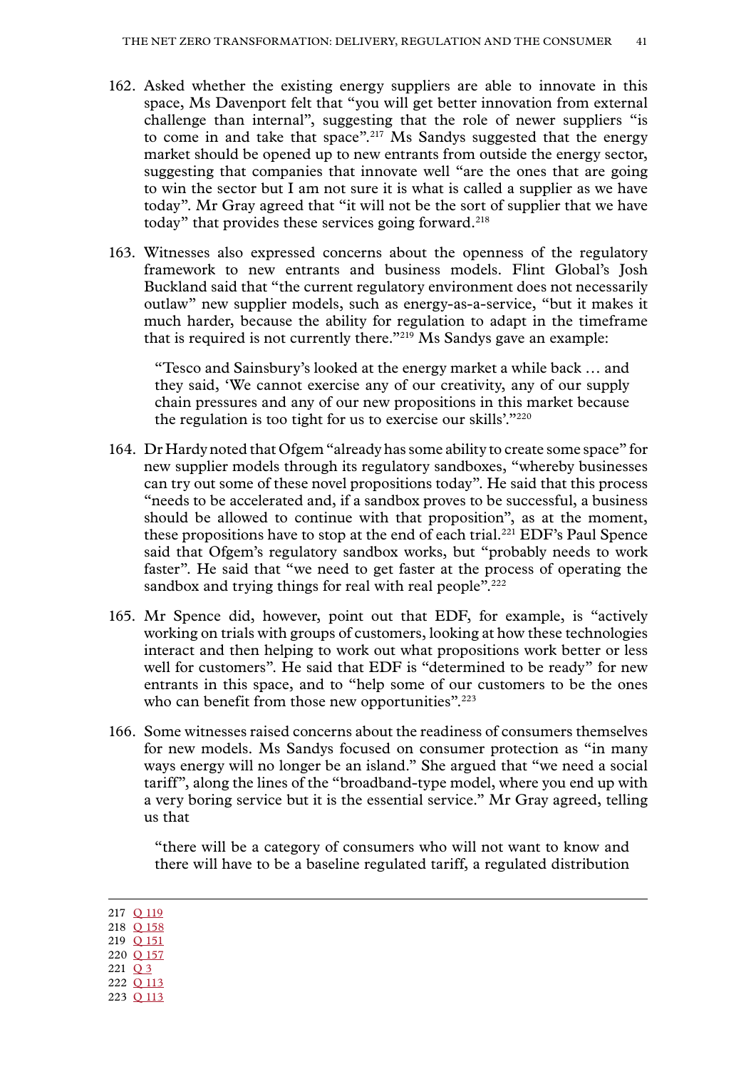162. Asked whether the existing energy suppliers are able to innovate in this space, Ms Davenport felt that "you will get better innovation from external challenge than internal", suggesting that the role of newer suppliers "is to come in and take that space".[217] Ms Sandys suggested that the energy market should be opened up to new entrants from outside the energy sector, suggesting that companies that innovate well "are the ones that are going to win the sector but I am not sure it is what is called a supplier as we have today". Mr Gray agreed that "it will not be the sort of supplier that we have today" that provides these services going forward.[218]

163. Witnesses also expressed concerns about the openness of the regulatory framework to new entrants and business models. Flint Global's Josh Buckland said that "the current regulatory environment does not necessarily outlaw" new supplier models, such as energy-as-a-service, "but it makes it much harder, because the ability for regulation to adapt in the timeframe that is required is not currently there."[219] Ms Sandys gave an example:

> "Tesco and Sainsbury's looked at the energy market a while back … and they said, 'We cannot exercise any of our creativity, any of our supply chain pressures and any of our new propositions in this market because the regulation is too tight for us to exercise our skills'."[220]

164. Dr Hardy noted that Ofgem "already has some ability to create some space" for new supplier models through its regulatory sandboxes, "whereby businesses can try out some of these novel propositions today". He said that this process "needs to be accelerated and, if a sandbox proves to be successful, a business should be allowed to continue with that proposition", as at the moment, these propositions have to stop at the end of each trial.[221] EDF's Paul Spence said that Ofgem's regulatory sandbox works, but "probably needs to work faster". He said that "we need to get faster at the process of operating the sandbox and trying things for real with real people".[222]

165. Mr Spence did, however, point out that EDF, for example, is "actively working on trials with groups of customers, looking at how these technologies interact and then helping to work out what propositions work better or less well for customers". He said that EDF is "determined to be ready" for new entrants in this space, and to "help some of our customers to be the ones who can benefit from those new opportunities".[223]

166. Some witnesses raised concerns about the readiness of consumers themselves for new models. Ms Sandys focused on consumer protection as "in many ways energy will no longer be an island." She argued that "we need a social tariff", along the lines of the "broadband-type model, where you end up with a very boring service but it is the essential service." Mr Gray agreed, telling us that

> "there will be a category of consumers who will not want to know and there will have to be a baseline regulated tariff, a regulated distribution

---

217 Q 119
218 Q 158
219 Q 151
220 Q 157
221 Q 3
222 Q 113
223 Q 113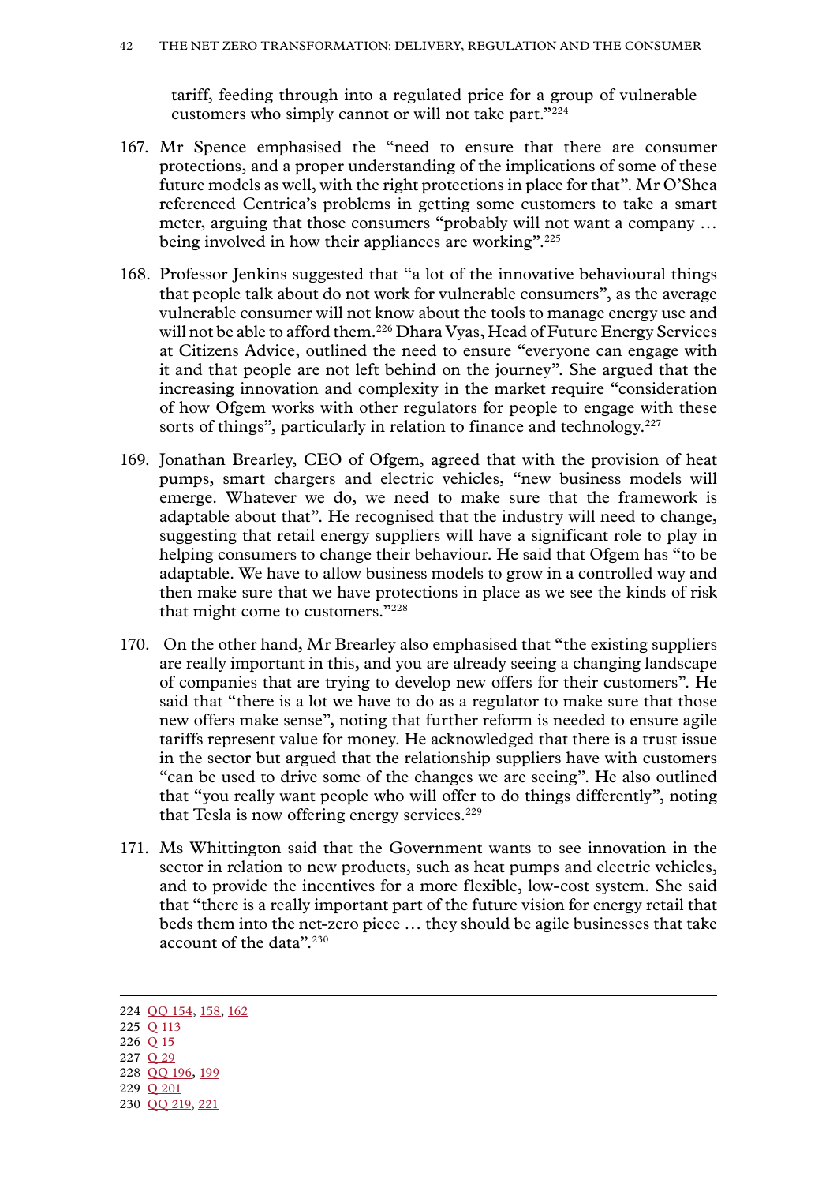tariff, feeding through into a regulated price for a group of vulnerable customers who simply cannot or will not take part."[224]

167. Mr Spence emphasised the "need to ensure that there are consumer protections, and a proper understanding of the implications of some of these future models as well, with the right protections in place for that". Mr O'Shea referenced Centrica's problems in getting some customers to take a smart meter, arguing that those consumers "probably will not want a company … being involved in how their appliances are working".[225]

168. Professor Jenkins suggested that "a lot of the innovative behavioural things that people talk about do not work for vulnerable consumers", as the average vulnerable consumer will not know about the tools to manage energy use and will not be able to afford them.[226] Dhara Vyas, Head of Future Energy Services at Citizens Advice, outlined the need to ensure "everyone can engage with it and that people are not left behind on the journey". She argued that the increasing innovation and complexity in the market require "consideration of how Ofgem works with other regulators for people to engage with these sorts of things", particularly in relation to finance and technology.[227]

169. Jonathan Brearley, CEO of Ofgem, agreed that with the provision of heat pumps, smart chargers and electric vehicles, "new business models will emerge. Whatever we do, we need to make sure that the framework is adaptable about that". He recognised that the industry will need to change, suggesting that retail energy suppliers will have a significant role to play in helping consumers to change their behaviour. He said that Ofgem has "to be adaptable. We have to allow business models to grow in a controlled way and then make sure that we have protections in place as we see the kinds of risk that might come to customers."[228]

170. On the other hand, Mr Brearley also emphasised that "the existing suppliers are really important in this, and you are already seeing a changing landscape of companies that are trying to develop new offers for their customers". He said that "there is a lot we have to do as a regulator to make sure that those new offers make sense", noting that further reform is needed to ensure agile tariffs represent value for money. He acknowledged that there is a trust issue in the sector but argued that the relationship suppliers have with customers "can be used to drive some of the changes we are seeing". He also outlined that "you really want people who will offer to do things differently", noting that Tesla is now offering energy services.[229]

171. Ms Whittington said that the Government wants to see innovation in the sector in relation to new products, such as heat pumps and electric vehicles, and to provide the incentives for a more flexible, low-cost system. She said that "there is a really important part of the future vision for energy retail that beds them into the net-zero piece … they should be agile businesses that take account of the data".[230]

---

224 QQ 154, 158, 162
225 Q 113
226 Q 15
227 Q 29
228 QQ 196, 199
229 Q 201
230 QQ 219, 221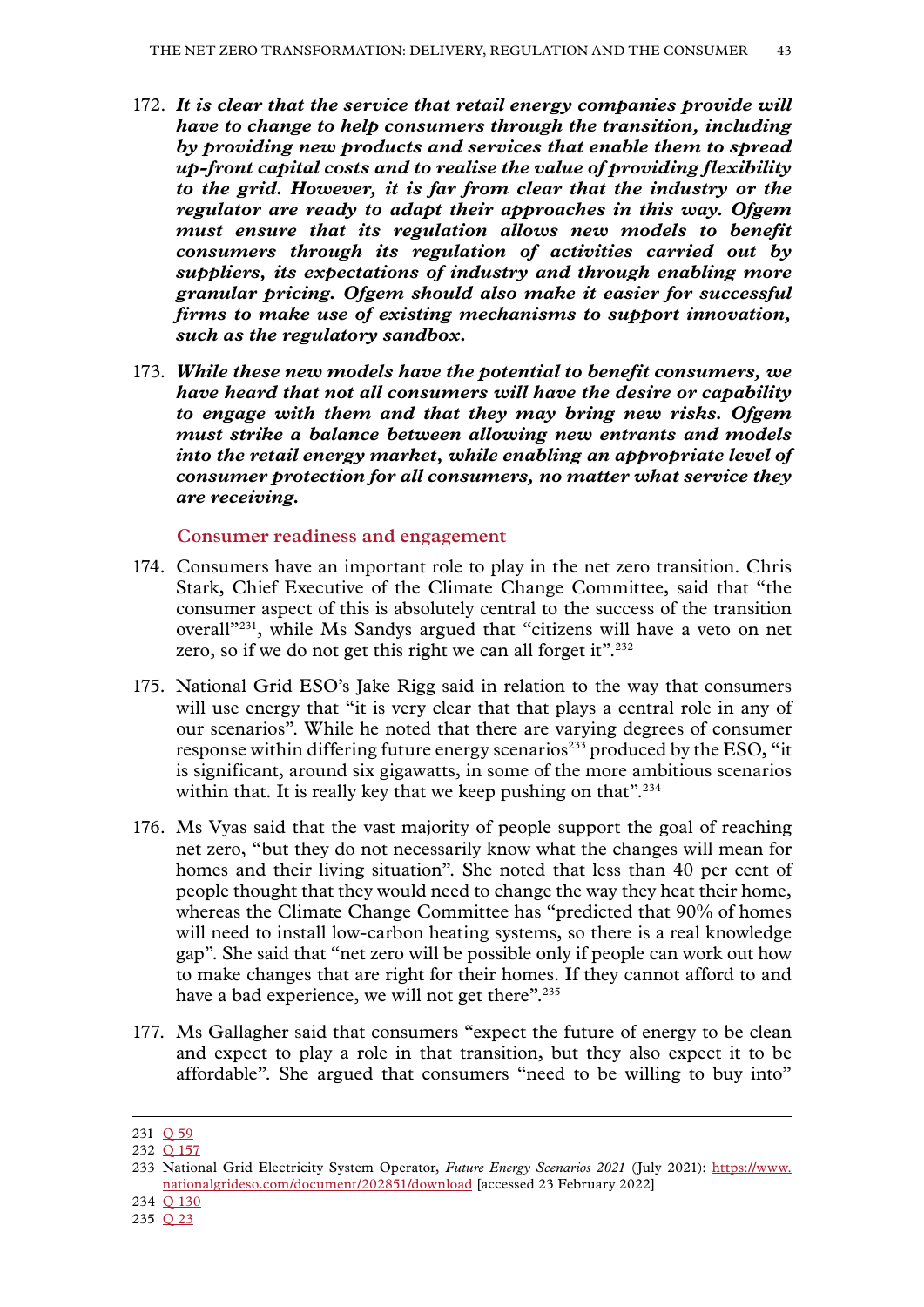172. ***It is clear that the service that retail energy companies provide will have to change to help consumers through the transition, including by providing new products and services that enable them to spread up-front capital costs and to realise the value of providing flexibility to the grid. However, it is far from clear that the industry or the regulator are ready to adapt their approaches in this way. Ofgem must ensure that its regulation allows new models to benefit consumers through its regulation of activities carried out by suppliers, its expectations of industry and through enabling more granular pricing. Ofgem should also make it easier for successful firms to make use of existing mechanisms to support innovation, such as the regulatory sandbox.***

173. ***While these new models have the potential to benefit consumers, we have heard that not all consumers will have the desire or capability to engage with them and that they may bring new risks. Ofgem must strike a balance between allowing new entrants and models into the retail energy market, while enabling an appropriate level of consumer protection for all consumers, no matter what service they are receiving.***

### Consumer readiness and engagement

174. Consumers have an important role to play in the net zero transition. Chris Stark, Chief Executive of the Climate Change Committee, said that "the consumer aspect of this is absolutely central to the success of the transition overall"[231], while Ms Sandys argued that "citizens will have a veto on net zero, so if we do not get this right we can all forget it".[232]

175. National Grid ESO's Jake Rigg said in relation to the way that consumers will use energy that "it is very clear that that plays a central role in any of our scenarios". While he noted that there are varying degrees of consumer response within differing future energy scenarios[233] produced by the ESO, "it is significant, around six gigawatts, in some of the more ambitious scenarios within that. It is really key that we keep pushing on that".[234]

176. Ms Vyas said that the vast majority of people support the goal of reaching net zero, "but they do not necessarily know what the changes will mean for homes and their living situation". She noted that less than 40 per cent of people thought that they would need to change the way they heat their home, whereas the Climate Change Committee has "predicted that 90% of homes will need to install low-carbon heating systems, so there is a real knowledge gap". She said that "net zero will be possible only if people can work out how to make changes that are right for their homes. If they cannot afford to and have a bad experience, we will not get there".[235]

177. Ms Gallagher said that consumers "expect the future of energy to be clean and expect to play a role in that transition, but they also expect it to be affordable". She argued that consumers "need to be willing to buy into"

---

231 Q 59

232 Q 157

233 National Grid Electricity System Operator, *Future Energy Scenarios 2021* (July 2021): https://www.nationalgrideso.com/document/202851/download [accessed 23 February 2022]

234 Q 130

235 Q 23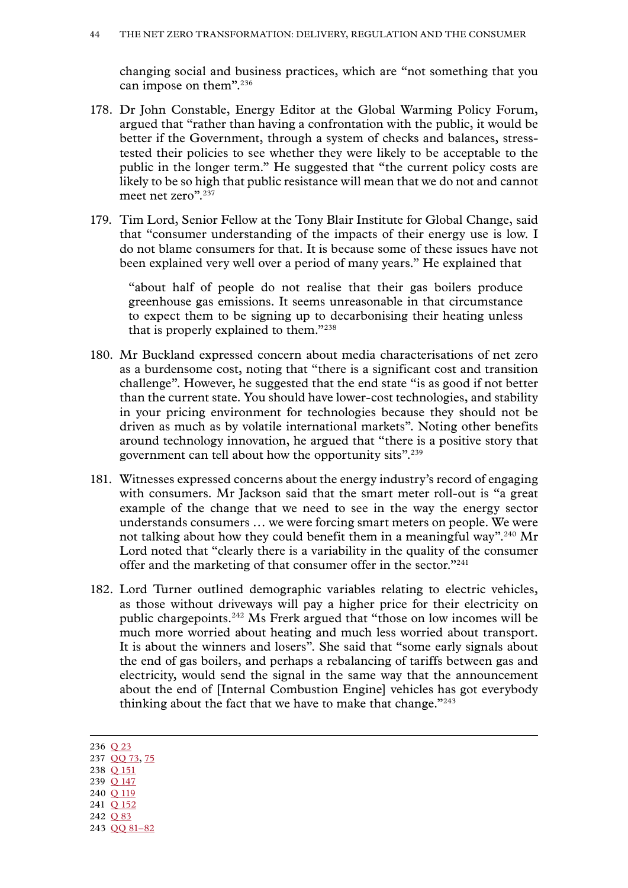changing social and business practices, which are "not something that you can impose on them".[236]

178. Dr John Constable, Energy Editor at the Global Warming Policy Forum, argued that "rather than having a confrontation with the public, it would be better if the Government, through a system of checks and balances, stress-tested their policies to see whether they were likely to be acceptable to the public in the longer term." He suggested that "the current policy costs are likely to be so high that public resistance will mean that we do not and cannot meet net zero".[237]

179. Tim Lord, Senior Fellow at the Tony Blair Institute for Global Change, said that "consumer understanding of the impacts of their energy use is low. I do not blame consumers for that. It is because some of these issues have not been explained very well over a period of many years." He explained that

> "about half of people do not realise that their gas boilers produce greenhouse gas emissions. It seems unreasonable in that circumstance to expect them to be signing up to decarbonising their heating unless that is properly explained to them."[238]

180. Mr Buckland expressed concern about media characterisations of net zero as a burdensome cost, noting that "there is a significant cost and transition challenge". However, he suggested that the end state "is as good if not better than the current state. You should have lower-cost technologies, and stability in your pricing environment for technologies because they should not be driven as much as by volatile international markets". Noting other benefits around technology innovation, he argued that "there is a positive story that government can tell about how the opportunity sits".[239]

181. Witnesses expressed concerns about the energy industry's record of engaging with consumers. Mr Jackson said that the smart meter roll-out is "a great example of the change that we need to see in the way the energy sector understands consumers … we were forcing smart meters on people. We were not talking about how they could benefit them in a meaningful way".[240] Mr Lord noted that "clearly there is a variability in the quality of the consumer offer and the marketing of that consumer offer in the sector."[241]

182. Lord Turner outlined demographic variables relating to electric vehicles, as those without driveways will pay a higher price for their electricity on public chargepoints.[242] Ms Frerk argued that "those on low incomes will be much more worried about heating and much less worried about transport. It is about the winners and losers". She said that "some early signals about the end of gas boilers, and perhaps a rebalancing of tariffs between gas and electricity, would send the signal in the same way that the announcement about the end of [Internal Combustion Engine] vehicles has got everybody thinking about the fact that we have to make that change."[243]

---

236 Q 23
237 QQ 73, 75
238 Q 151
239 Q 147
240 Q 119
241 Q 152
242 Q 83
243 QQ 81–82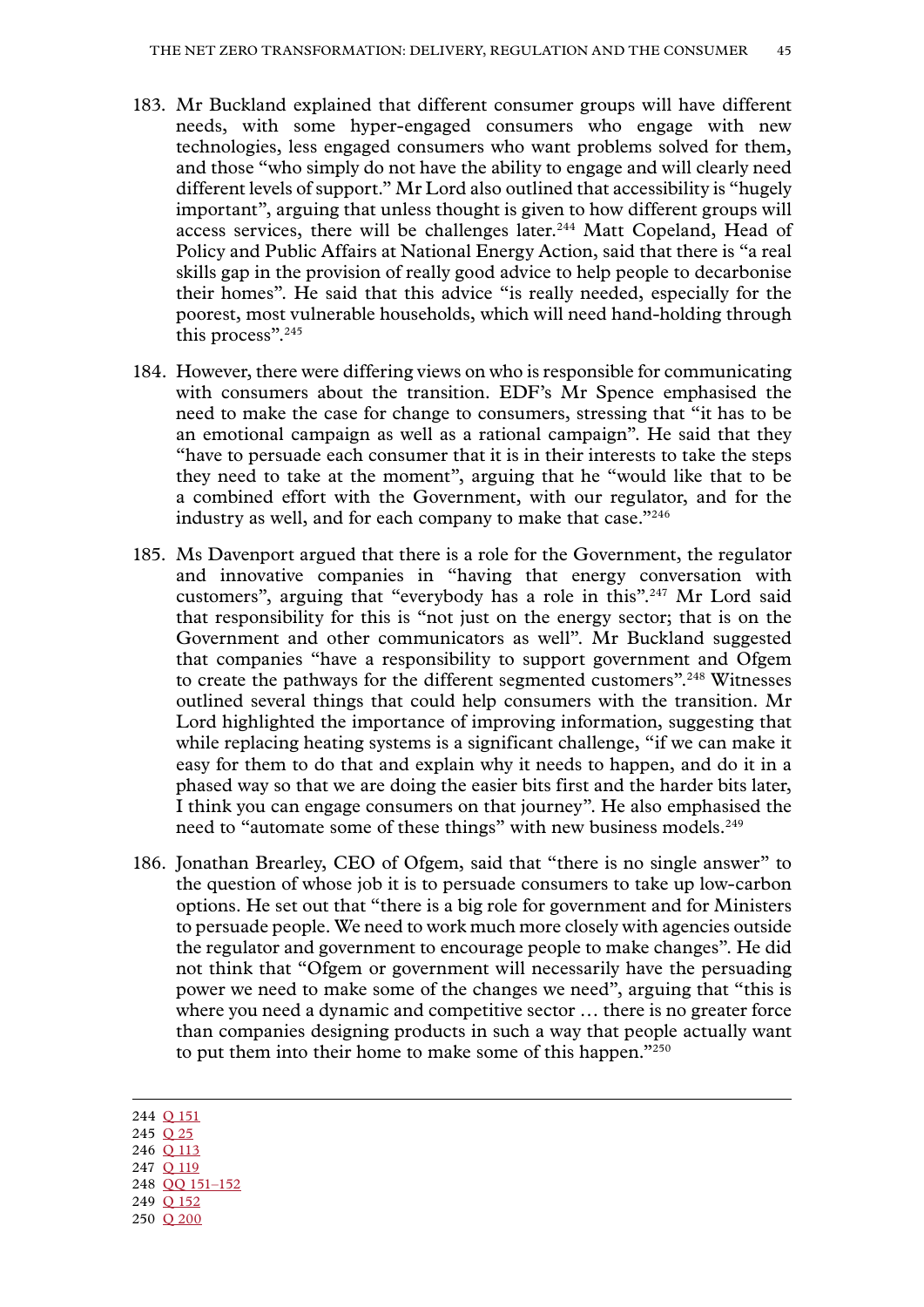183. Mr Buckland explained that different consumer groups will have different needs, with some hyper-engaged consumers who engage with new technologies, less engaged consumers who want problems solved for them, and those "who simply do not have the ability to engage and will clearly need different levels of support." Mr Lord also outlined that accessibility is "hugely important", arguing that unless thought is given to how different groups will access services, there will be challenges later.[244] Matt Copeland, Head of Policy and Public Affairs at National Energy Action, said that there is "a real skills gap in the provision of really good advice to help people to decarbonise their homes". He said that this advice "is really needed, especially for the poorest, most vulnerable households, which will need hand-holding through this process".[245]

184. However, there were differing views on who is responsible for communicating with consumers about the transition. EDF's Mr Spence emphasised the need to make the case for change to consumers, stressing that "it has to be an emotional campaign as well as a rational campaign". He said that they "have to persuade each consumer that it is in their interests to take the steps they need to take at the moment", arguing that he "would like that to be a combined effort with the Government, with our regulator, and for the industry as well, and for each company to make that case."[246]

185. Ms Davenport argued that there is a role for the Government, the regulator and innovative companies in "having that energy conversation with customers", arguing that "everybody has a role in this".[247] Mr Lord said that responsibility for this is "not just on the energy sector; that is on the Government and other communicators as well". Mr Buckland suggested that companies "have a responsibility to support government and Ofgem to create the pathways for the different segmented customers".[248] Witnesses outlined several things that could help consumers with the transition. Mr Lord highlighted the importance of improving information, suggesting that while replacing heating systems is a significant challenge, "if we can make it easy for them to do that and explain why it needs to happen, and do it in a phased way so that we are doing the easier bits first and the harder bits later, I think you can engage consumers on that journey". He also emphasised the need to "automate some of these things" with new business models.[249]

186. Jonathan Brearley, CEO of Ofgem, said that "there is no single answer" to the question of whose job it is to persuade consumers to take up low-carbon options. He set out that "there is a big role for government and for Ministers to persuade people. We need to work much more closely with agencies outside the regulator and government to encourage people to make changes". He did not think that "Ofgem or government will necessarily have the persuading power we need to make some of the changes we need", arguing that "this is where you need a dynamic and competitive sector … there is no greater force than companies designing products in such a way that people actually want to put them into their home to make some of this happen."[250]

---

244 Q 151
245 Q 25
246 Q 113
247 Q 119
248 QQ 151–152
249 Q 152
250 Q 200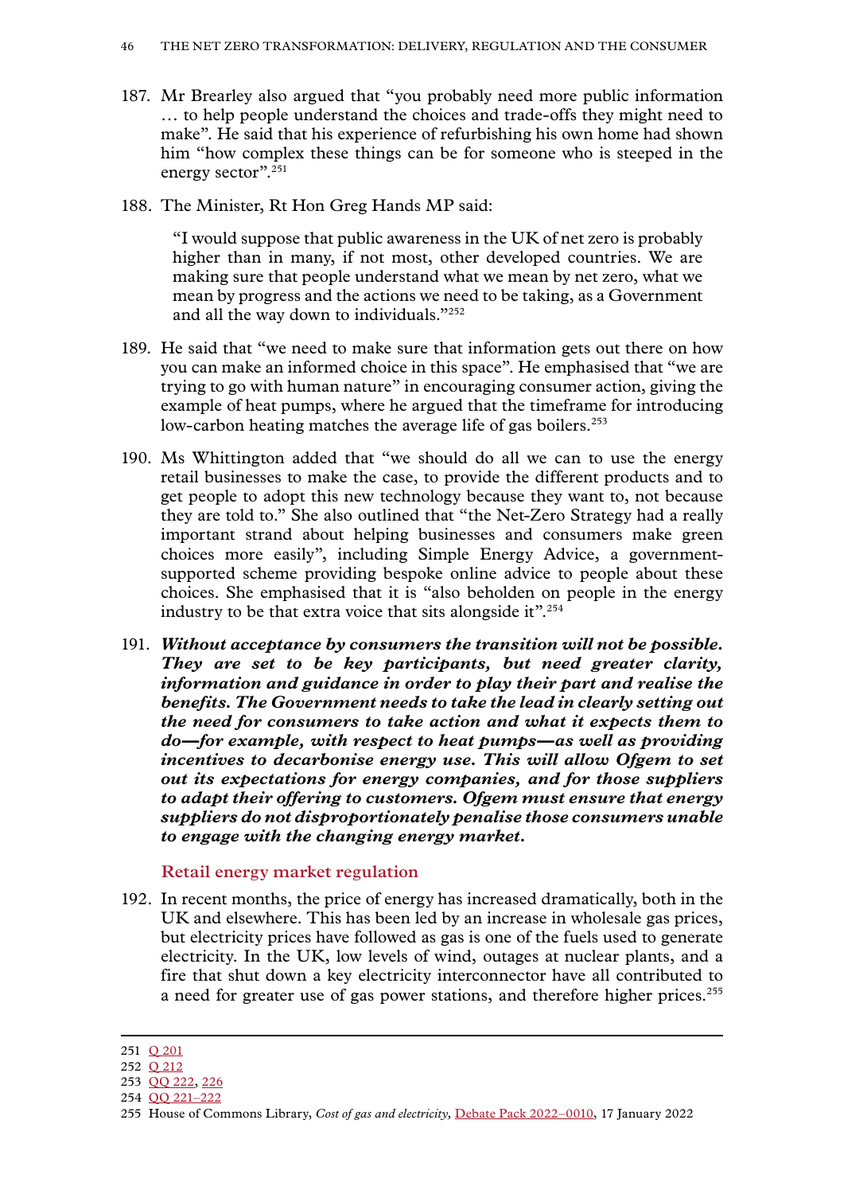187. Mr Brearley also argued that "you probably need more public information … to help people understand the choices and trade-offs they might need to make". He said that his experience of refurbishing his own home had shown him "how complex these things can be for someone who is steeped in the energy sector".[251]

188. The Minister, Rt Hon Greg Hands MP said:

> "I would suppose that public awareness in the UK of net zero is probably higher than in many, if not most, other developed countries. We are making sure that people understand what we mean by net zero, what we mean by progress and the actions we need to be taking, as a Government and all the way down to individuals."[252]

189. He said that "we need to make sure that information gets out there on how you can make an informed choice in this space". He emphasised that "we are trying to go with human nature" in encouraging consumer action, giving the example of heat pumps, where he argued that the timeframe for introducing low-carbon heating matches the average life of gas boilers.[253]

190. Ms Whittington added that "we should do all we can to use the energy retail businesses to make the case, to provide the different products and to get people to adopt this new technology because they want to, not because they are told to." She also outlined that "the Net-Zero Strategy had a really important strand about helping businesses and consumers make green choices more easily", including Simple Energy Advice, a government-supported scheme providing bespoke online advice to people about these choices. She emphasised that it is "also beholden on people in the energy industry to be that extra voice that sits alongside it".[254]

191. ***Without acceptance by consumers the transition will not be possible. They are set to be key participants, but need greater clarity, information and guidance in order to play their part and realise the benefits. The Government needs to take the lead in clearly setting out the need for consumers to take action and what it expects them to do—for example, with respect to heat pumps—as well as providing incentives to decarbonise energy use. This will allow Ofgem to set out its expectations for energy companies, and for those suppliers to adapt their offering to customers. Ofgem must ensure that energy suppliers do not disproportionately penalise those consumers unable to engage with the changing energy market.***

### Retail energy market regulation

192. In recent months, the price of energy has increased dramatically, both in the UK and elsewhere. This has been led by an increase in wholesale gas prices, but electricity prices have followed as gas is one of the fuels used to generate electricity. In the UK, low levels of wind, outages at nuclear plants, and a fire that shut down a key electricity interconnector have all contributed to a need for greater use of gas power stations, and therefore higher prices.[255]

---

251 Q 201

252 Q 212

253 QQ 222, 226

254 QQ 221–222

255 House of Commons Library, *Cost of gas and electricity*, Debate Pack 2022–0010, 17 January 2022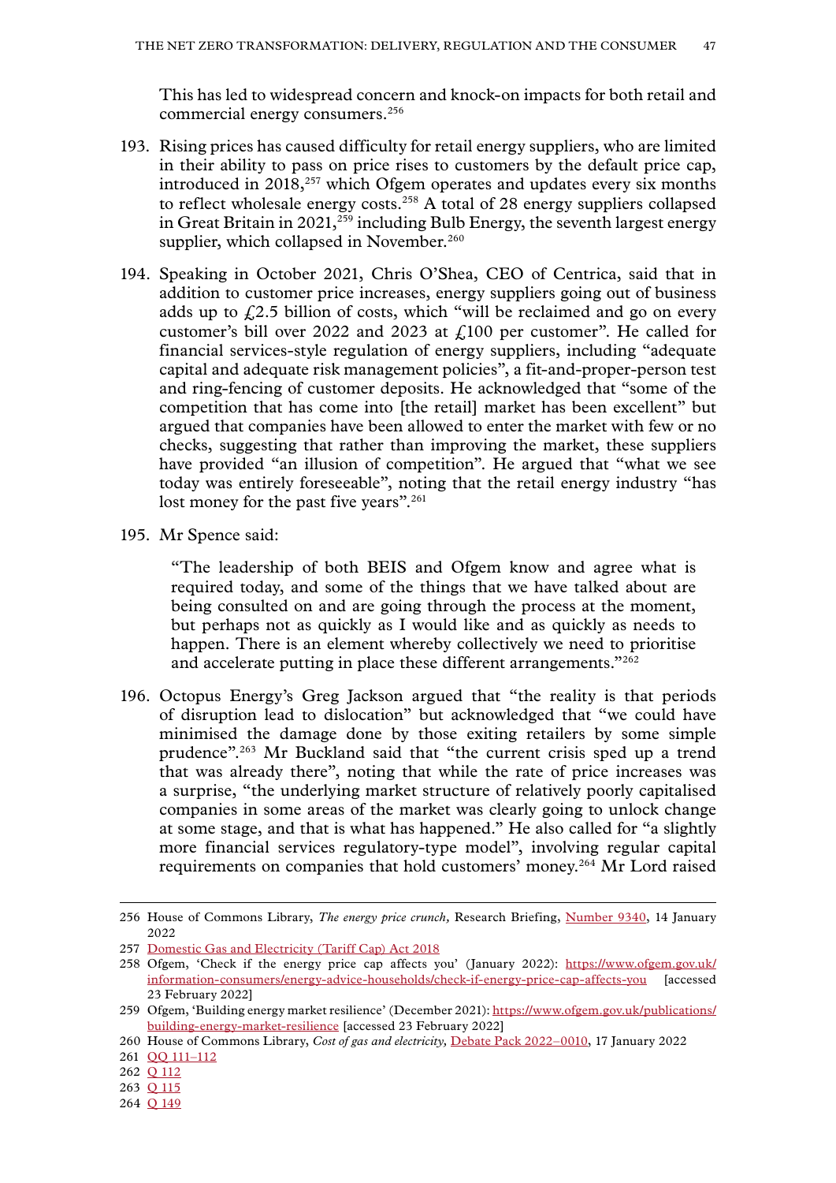This has led to widespread concern and knock-on impacts for both retail and commercial energy consumers.[256]

193. Rising prices has caused difficulty for retail energy suppliers, who are limited in their ability to pass on price rises to customers by the default price cap, introduced in 2018,[257] which Ofgem operates and updates every six months to reflect wholesale energy costs.[258] A total of 28 energy suppliers collapsed in Great Britain in 2021,[259] including Bulb Energy, the seventh largest energy supplier, which collapsed in November.[260]

194. Speaking in October 2021, Chris O'Shea, CEO of Centrica, said that in addition to customer price increases, energy suppliers going out of business adds up to £2.5 billion of costs, which "will be reclaimed and go on every customer's bill over 2022 and 2023 at £100 per customer". He called for financial services-style regulation of energy suppliers, including "adequate capital and adequate risk management policies", a fit-and-proper-person test and ring-fencing of customer deposits. He acknowledged that "some of the competition that has come into [the retail] market has been excellent" but argued that companies have been allowed to enter the market with few or no checks, suggesting that rather than improving the market, these suppliers have provided "an illusion of competition". He argued that "what we see today was entirely foreseeable", noting that the retail energy industry "has lost money for the past five years".[261]

195. Mr Spence said:

> "The leadership of both BEIS and Ofgem know and agree what is required today, and some of the things that we have talked about are being consulted on and are going through the process at the moment, but perhaps not as quickly as I would like and as quickly as needs to happen. There is an element whereby collectively we need to prioritise and accelerate putting in place these different arrangements."[262]

196. Octopus Energy's Greg Jackson argued that "the reality is that periods of disruption lead to dislocation" but acknowledged that "we could have minimised the damage done by those exiting retailers by some simple prudence".[263] Mr Buckland said that "the current crisis sped up a trend that was already there", noting that while the rate of price increases was a surprise, "the underlying market structure of relatively poorly capitalised companies in some areas of the market was clearly going to unlock change at some stage, and that is what has happened." He also called for "a slightly more financial services regulatory-type model", involving regular capital requirements on companies that hold customers' money.[264] Mr Lord raised

---

256 House of Commons Library, *The energy price crunch,* Research Briefing, Number 9340, 14 January 2022

257 Domestic Gas and Electricity (Tariff Cap) Act 2018

258 Ofgem, 'Check if the energy price cap affects you' (January 2022): https://www.ofgem.gov.uk/information-consumers/energy-advice-households/check-if-energy-price-cap-affects-you [accessed 23 February 2022]

259 Ofgem, 'Building energy market resilience' (December 2021): https://www.ofgem.gov.uk/publications/building-energy-market-resilience [accessed 23 February 2022]

260 House of Commons Library, *Cost of gas and electricity,* Debate Pack 2022–0010, 17 January 2022

261 QQ 111–112

262 Q 112

263 Q 115

264 Q 149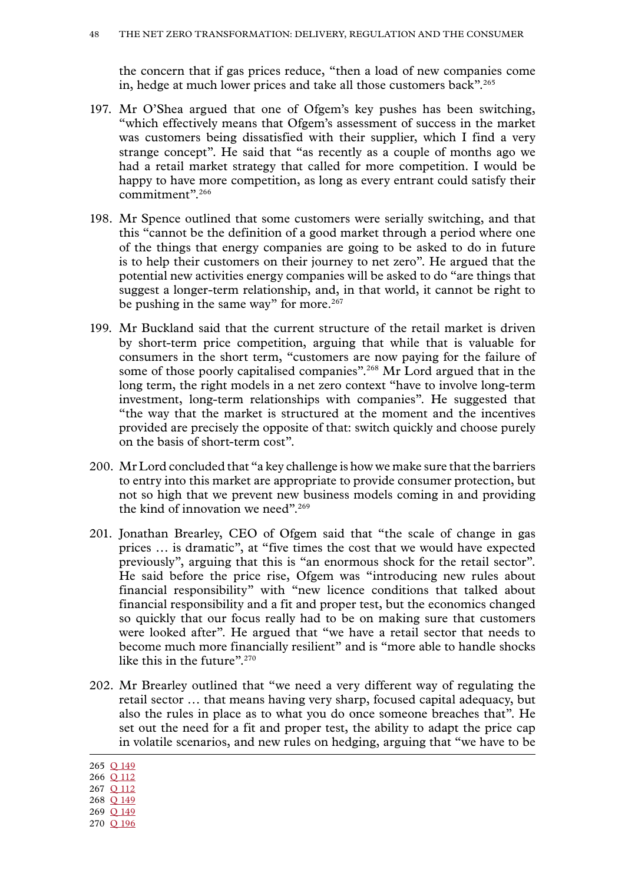the concern that if gas prices reduce, "then a load of new companies come in, hedge at much lower prices and take all those customers back".[265]

197. Mr O'Shea argued that one of Ofgem's key pushes has been switching, "which effectively means that Ofgem's assessment of success in the market was customers being dissatisfied with their supplier, which I find a very strange concept". He said that "as recently as a couple of months ago we had a retail market strategy that called for more competition. I would be happy to have more competition, as long as every entrant could satisfy their commitment".[266]

198. Mr Spence outlined that some customers were serially switching, and that this "cannot be the definition of a good market through a period where one of the things that energy companies are going to be asked to do in future is to help their customers on their journey to net zero". He argued that the potential new activities energy companies will be asked to do "are things that suggest a longer-term relationship, and, in that world, it cannot be right to be pushing in the same way" for more.[267]

199. Mr Buckland said that the current structure of the retail market is driven by short-term price competition, arguing that while that is valuable for consumers in the short term, "customers are now paying for the failure of some of those poorly capitalised companies".[268] Mr Lord argued that in the long term, the right models in a net zero context "have to involve long-term investment, long-term relationships with companies". He suggested that "the way that the market is structured at the moment and the incentives provided are precisely the opposite of that: switch quickly and choose purely on the basis of short-term cost".

200. Mr Lord concluded that "a key challenge is how we make sure that the barriers to entry into this market are appropriate to provide consumer protection, but not so high that we prevent new business models coming in and providing the kind of innovation we need".[269]

201. Jonathan Brearley, CEO of Ofgem said that "the scale of change in gas prices … is dramatic", at "five times the cost that we would have expected previously", arguing that this is "an enormous shock for the retail sector". He said before the price rise, Ofgem was "introducing new rules about financial responsibility" with "new licence conditions that talked about financial responsibility and a fit and proper test, but the economics changed so quickly that our focus really had to be on making sure that customers were looked after". He argued that "we have a retail sector that needs to become much more financially resilient" and is "more able to handle shocks like this in the future".[270]

202. Mr Brearley outlined that "we need a very different way of regulating the retail sector … that means having very sharp, focused capital adequacy, but also the rules in place as to what you do once someone breaches that". He set out the need for a fit and proper test, the ability to adapt the price cap in volatile scenarios, and new rules on hedging, arguing that "we have to be

---

265 Q 149
266 Q 112
267 Q 112
268 Q 149
269 Q 149
270 Q 196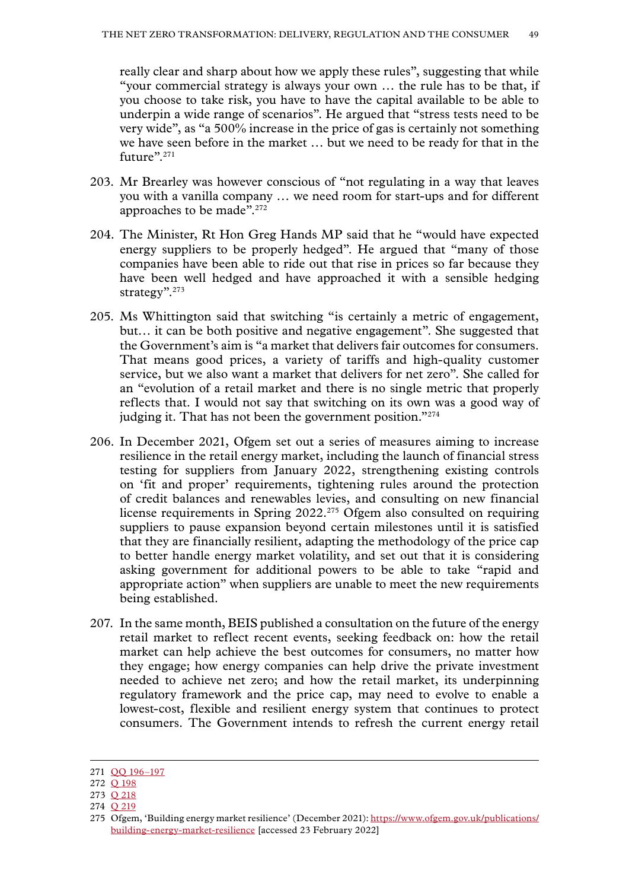really clear and sharp about how we apply these rules", suggesting that while "your commercial strategy is always your own … the rule has to be that, if you choose to take risk, you have to have the capital available to be able to underpin a wide range of scenarios". He argued that "stress tests need to be very wide", as "a 500% increase in the price of gas is certainly not something we have seen before in the market … but we need to be ready for that in the future".[271]

203. Mr Brearley was however conscious of "not regulating in a way that leaves you with a vanilla company … we need room for start-ups and for different approaches to be made".[272]

204. The Minister, Rt Hon Greg Hands MP said that he "would have expected energy suppliers to be properly hedged". He argued that "many of those companies have been able to ride out that rise in prices so far because they have been well hedged and have approached it with a sensible hedging strategy".[273]

205. Ms Whittington said that switching "is certainly a metric of engagement, but… it can be both positive and negative engagement". She suggested that the Government's aim is "a market that delivers fair outcomes for consumers. That means good prices, a variety of tariffs and high-quality customer service, but we also want a market that delivers for net zero". She called for an "evolution of a retail market and there is no single metric that properly reflects that. I would not say that switching on its own was a good way of judging it. That has not been the government position."[274]

206. In December 2021, Ofgem set out a series of measures aiming to increase resilience in the retail energy market, including the launch of financial stress testing for suppliers from January 2022, strengthening existing controls on 'fit and proper' requirements, tightening rules around the protection of credit balances and renewables levies, and consulting on new financial license requirements in Spring 2022.[275] Ofgem also consulted on requiring suppliers to pause expansion beyond certain milestones until it is satisfied that they are financially resilient, adapting the methodology of the price cap to better handle energy market volatility, and set out that it is considering asking government for additional powers to be able to take "rapid and appropriate action" when suppliers are unable to meet the new requirements being established.

207. In the same month, BEIS published a consultation on the future of the energy retail market to reflect recent events, seeking feedback on: how the retail market can help achieve the best outcomes for consumers, no matter how they engage; how energy companies can help drive the private investment needed to achieve net zero; and how the retail market, its underpinning regulatory framework and the price cap, may need to evolve to enable a lowest-cost, flexible and resilient energy system that continues to protect consumers. The Government intends to refresh the current energy retail

271 QQ 196–197
272 Q 198
273 Q 218
274 Q 219
275 Ofgem, 'Building energy market resilience' (December 2021): https://www.ofgem.gov.uk/publications/building-energy-market-resilience [accessed 23 February 2022]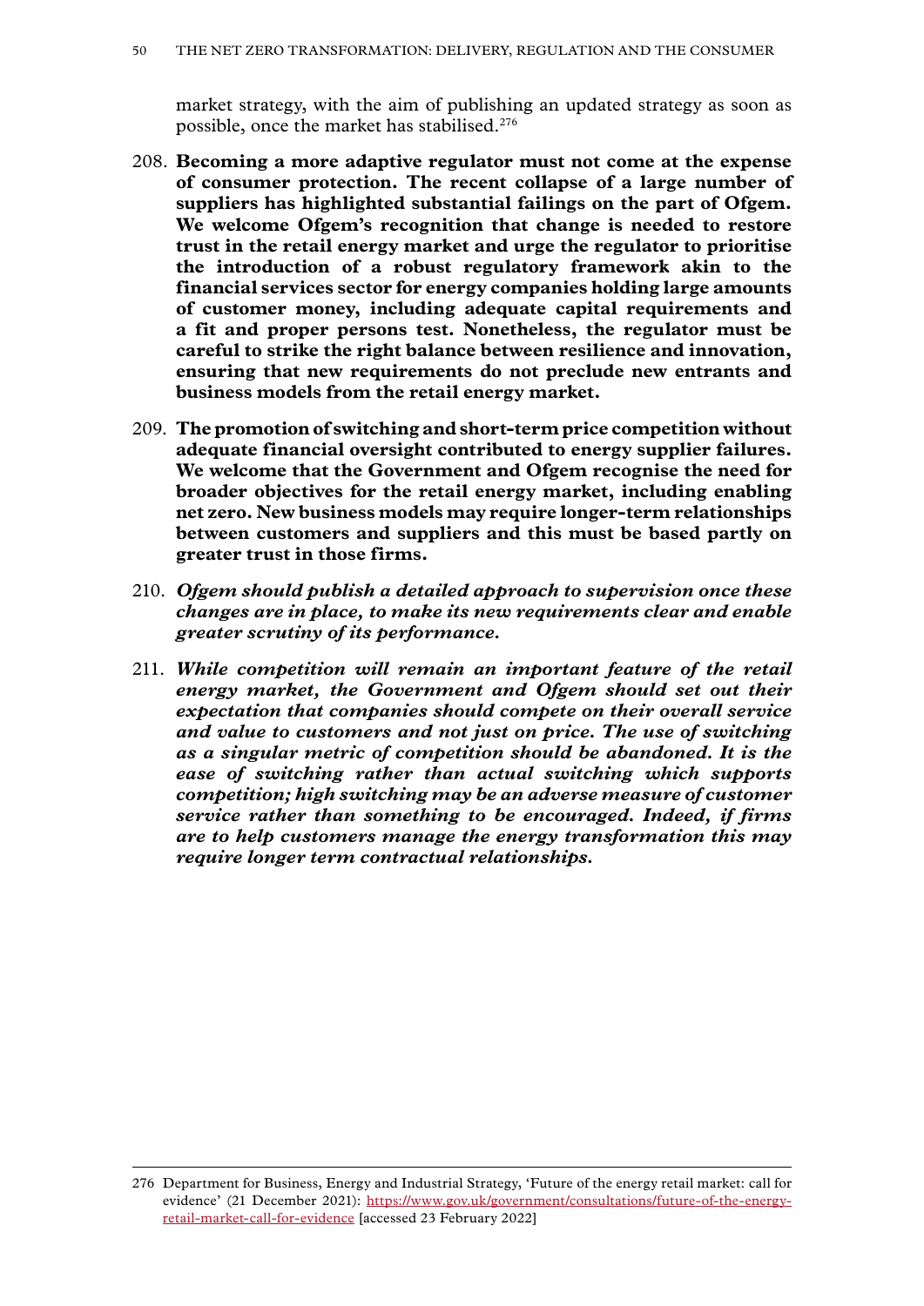market strategy, with the aim of publishing an updated strategy as soon as possible, once the market has stabilised.[276]

208. **Becoming a more adaptive regulator must not come at the expense of consumer protection. The recent collapse of a large number of suppliers has highlighted substantial failings on the part of Ofgem. We welcome Ofgem's recognition that change is needed to restore trust in the retail energy market and urge the regulator to prioritise the introduction of a robust regulatory framework akin to the financial services sector for energy companies holding large amounts of customer money, including adequate capital requirements and a fit and proper persons test. Nonetheless, the regulator must be careful to strike the right balance between resilience and innovation, ensuring that new requirements do not preclude new entrants and business models from the retail energy market.**

209. **The promotion of switching and short-term price competition without adequate financial oversight contributed to energy supplier failures. We welcome that the Government and Ofgem recognise the need for broader objectives for the retail energy market, including enabling net zero. New business models may require longer-term relationships between customers and suppliers and this must be based partly on greater trust in those firms.**

210. ***Ofgem should publish a detailed approach to supervision once these changes are in place, to make its new requirements clear and enable greater scrutiny of its performance.***

211. ***While competition will remain an important feature of the retail energy market, the Government and Ofgem should set out their expectation that companies should compete on their overall service and value to customers and not just on price. The use of switching as a singular metric of competition should be abandoned. It is the ease of switching rather than actual switching which supports competition; high switching may be an adverse measure of customer service rather than something to be encouraged. Indeed, if firms are to help customers manage the energy transformation this may require longer term contractual relationships.***

---

276 Department for Business, Energy and Industrial Strategy, 'Future of the energy retail market: call for evidence' (21 December 2021): https://www.gov.uk/government/consultations/future-of-the-energy-retail-market-call-for-evidence [accessed 23 February 2022]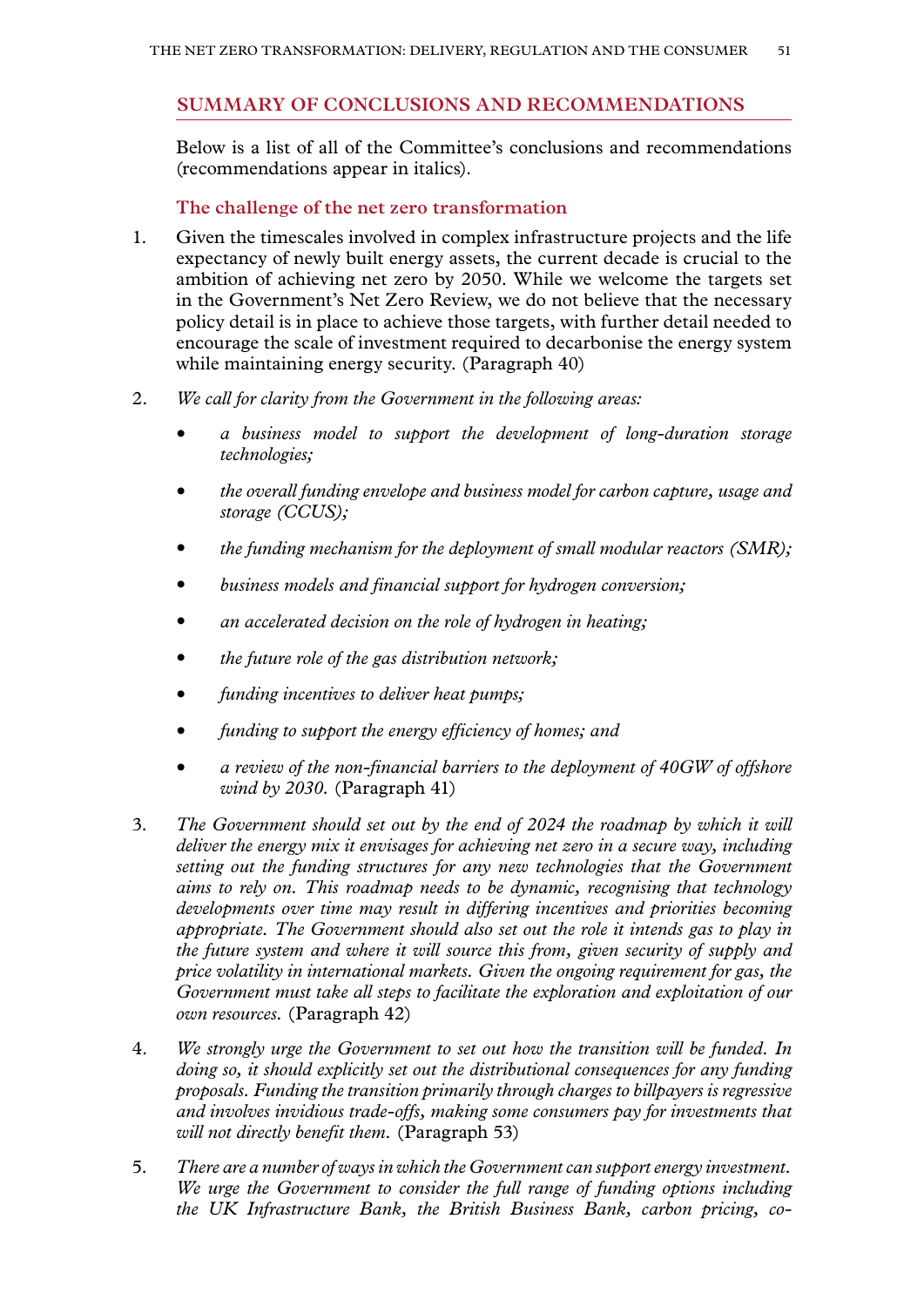## SUMMARY OF CONCLUSIONS AND RECOMMENDATIONS

Below is a list of all of the Committee's conclusions and recommendations (recommendations appear in italics).

### The challenge of the net zero transformation

1. Given the timescales involved in complex infrastructure projects and the life expectancy of newly built energy assets, the current decade is crucial to the ambition of achieving net zero by 2050. While we welcome the targets set in the Government's Net Zero Review, we do not believe that the necessary policy detail is in place to achieve those targets, with further detail needed to encourage the scale of investment required to decarbonise the energy system while maintaining energy security. (Paragraph 40)

2. *We call for clarity from the Government in the following areas:*

   - *a business model to support the development of long-duration storage technologies;*
   - *the overall funding envelope and business model for carbon capture, usage and storage (CCUS);*
   - *the funding mechanism for the deployment of small modular reactors (SMR);*
   - *business models and financial support for hydrogen conversion;*
   - *an accelerated decision on the role of hydrogen in heating;*
   - *the future role of the gas distribution network;*
   - *funding incentives to deliver heat pumps;*
   - *funding to support the energy efficiency of homes; and*
   - *a review of the non-financial barriers to the deployment of 40GW of offshore wind by 2030.* (Paragraph 41)

3. *The Government should set out by the end of 2024 the roadmap by which it will deliver the energy mix it envisages for achieving net zero in a secure way, including setting out the funding structures for any new technologies that the Government aims to rely on. This roadmap needs to be dynamic, recognising that technology developments over time may result in differing incentives and priorities becoming appropriate. The Government should also set out the role it intends gas to play in the future system and where it will source this from, given security of supply and price volatility in international markets. Given the ongoing requirement for gas, the Government must take all steps to facilitate the exploration and exploitation of our own resources.* (Paragraph 42)

4. *We strongly urge the Government to set out how the transition will be funded. In doing so, it should explicitly set out the distributional consequences for any funding proposals. Funding the transition primarily through charges to billpayers is regressive and involves invidious trade-offs, making some consumers pay for investments that will not directly benefit them.* (Paragraph 53)

5. *There are a number of ways in which the Government can support energy investment. We urge the Government to consider the full range of funding options including the UK Infrastructure Bank, the British Business Bank, carbon pricing, co-*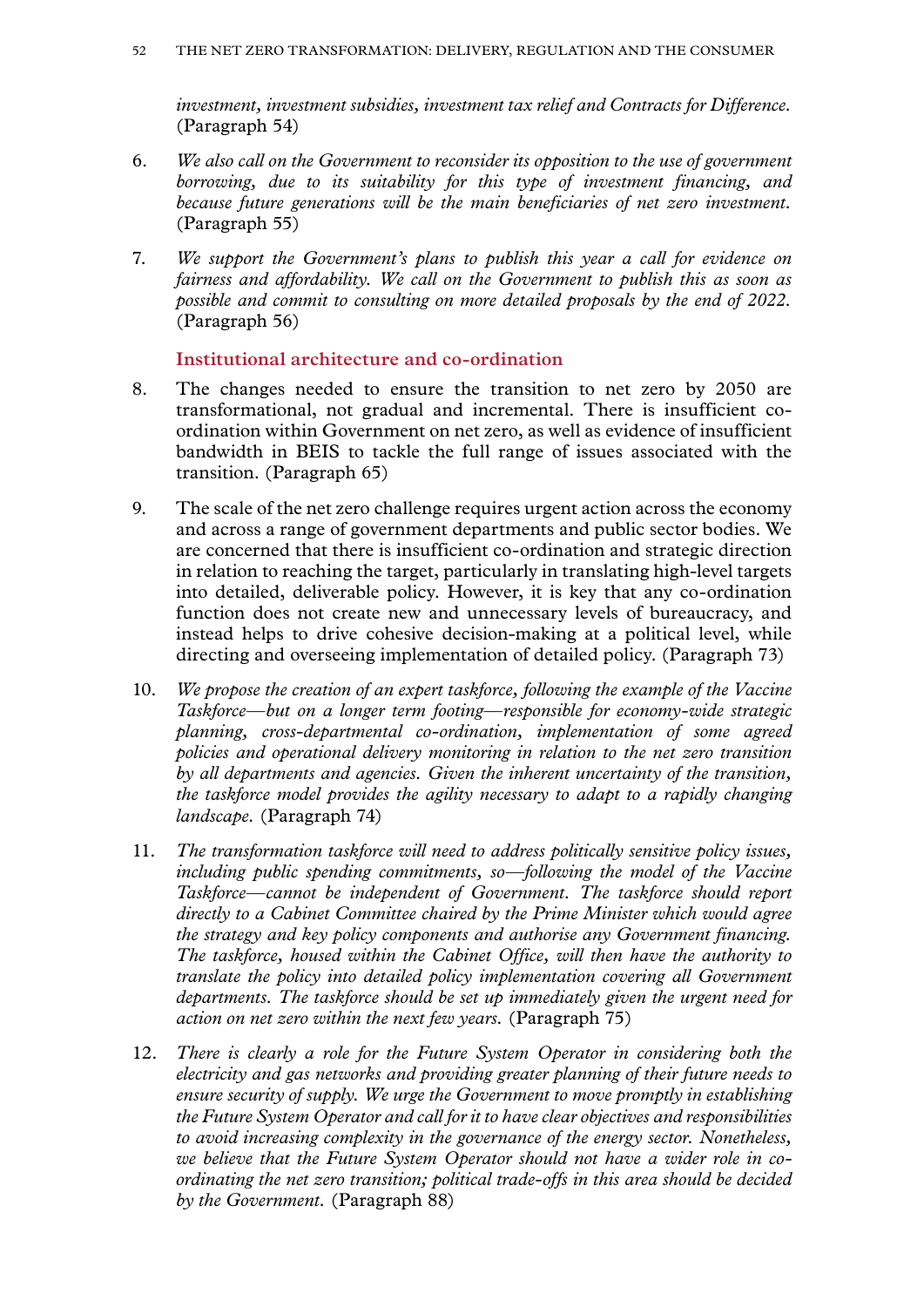*investment, investment subsidies, investment tax relief and Contracts for Difference.* (Paragraph 54)

6. *We also call on the Government to reconsider its opposition to the use of government borrowing, due to its suitability for this type of investment financing, and because future generations will be the main beneficiaries of net zero investment.* (Paragraph 55)

7. *We support the Government's plans to publish this year a call for evidence on fairness and affordability. We call on the Government to publish this as soon as possible and commit to consulting on more detailed proposals by the end of 2022.* (Paragraph 56)

### Institutional architecture and co-ordination

8. The changes needed to ensure the transition to net zero by 2050 are transformational, not gradual and incremental. There is insufficient co-ordination within Government on net zero, as well as evidence of insufficient bandwidth in BEIS to tackle the full range of issues associated with the transition. (Paragraph 65)

9. The scale of the net zero challenge requires urgent action across the economy and across a range of government departments and public sector bodies. We are concerned that there is insufficient co-ordination and strategic direction in relation to reaching the target, particularly in translating high-level targets into detailed, deliverable policy. However, it is key that any co-ordination function does not create new and unnecessary levels of bureaucracy, and instead helps to drive cohesive decision-making at a political level, while directing and overseeing implementation of detailed policy. (Paragraph 73)

10. *We propose the creation of an expert taskforce, following the example of the Vaccine Taskforce—but on a longer term footing—responsible for economy-wide strategic planning, cross-departmental co-ordination, implementation of some agreed policies and operational delivery monitoring in relation to the net zero transition by all departments and agencies. Given the inherent uncertainty of the transition, the taskforce model provides the agility necessary to adapt to a rapidly changing landscape.* (Paragraph 74)

11. *The transformation taskforce will need to address politically sensitive policy issues, including public spending commitments, so—following the model of the Vaccine Taskforce—cannot be independent of Government. The taskforce should report directly to a Cabinet Committee chaired by the Prime Minister which would agree the strategy and key policy components and authorise any Government financing. The taskforce, housed within the Cabinet Office, will then have the authority to translate the policy into detailed policy implementation covering all Government departments. The taskforce should be set up immediately given the urgent need for action on net zero within the next few years.* (Paragraph 75)

12. *There is clearly a role for the Future System Operator in considering both the electricity and gas networks and providing greater planning of their future needs to ensure security of supply. We urge the Government to move promptly in establishing the Future System Operator and call for it to have clear objectives and responsibilities to avoid increasing complexity in the governance of the energy sector. Nonetheless, we believe that the Future System Operator should not have a wider role in co-ordinating the net zero transition; political trade-offs in this area should be decided by the Government.* (Paragraph 88)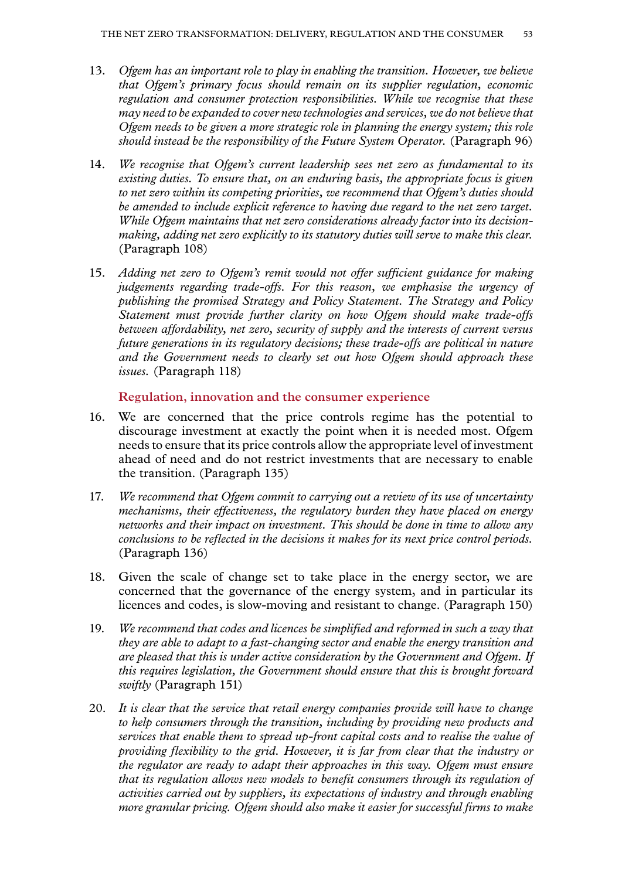13. *Ofgem has an important role to play in enabling the transition. However, we believe that Ofgem's primary focus should remain on its supplier regulation, economic regulation and consumer protection responsibilities. While we recognise that these may need to be expanded to cover new technologies and services, we do not believe that Ofgem needs to be given a more strategic role in planning the energy system; this role should instead be the responsibility of the Future System Operator.* (Paragraph 96)

14. *We recognise that Ofgem's current leadership sees net zero as fundamental to its existing duties. To ensure that, on an enduring basis, the appropriate focus is given to net zero within its competing priorities, we recommend that Ofgem's duties should be amended to include explicit reference to having due regard to the net zero target. While Ofgem maintains that net zero considerations already factor into its decision-making, adding net zero explicitly to its statutory duties will serve to make this clear.* (Paragraph 108)

15. *Adding net zero to Ofgem's remit would not offer sufficient guidance for making judgements regarding trade-offs. For this reason, we emphasise the urgency of publishing the promised Strategy and Policy Statement. The Strategy and Policy Statement must provide further clarity on how Ofgem should make trade-offs between affordability, net zero, security of supply and the interests of current versus future generations in its regulatory decisions; these trade-offs are political in nature and the Government needs to clearly set out how Ofgem should approach these issues.* (Paragraph 118)

### Regulation, innovation and the consumer experience

16. We are concerned that the price controls regime has the potential to discourage investment at exactly the point when it is needed most. Ofgem needs to ensure that its price controls allow the appropriate level of investment ahead of need and do not restrict investments that are necessary to enable the transition. (Paragraph 135)

17. *We recommend that Ofgem commit to carrying out a review of its use of uncertainty mechanisms, their effectiveness, the regulatory burden they have placed on energy networks and their impact on investment. This should be done in time to allow any conclusions to be reflected in the decisions it makes for its next price control periods.* (Paragraph 136)

18. Given the scale of change set to take place in the energy sector, we are concerned that the governance of the energy system, and in particular its licences and codes, is slow-moving and resistant to change. (Paragraph 150)

19. *We recommend that codes and licences be simplified and reformed in such a way that they are able to adapt to a fast-changing sector and enable the energy transition and are pleased that this is under active consideration by the Government and Ofgem. If this requires legislation, the Government should ensure that this is brought forward swiftly* (Paragraph 151)

20. *It is clear that the service that retail energy companies provide will have to change to help consumers through the transition, including by providing new products and services that enable them to spread up-front capital costs and to realise the value of providing flexibility to the grid. However, it is far from clear that the industry or the regulator are ready to adapt their approaches in this way. Ofgem must ensure that its regulation allows new models to benefit consumers through its regulation of activities carried out by suppliers, its expectations of industry and through enabling more granular pricing. Ofgem should also make it easier for successful firms to make*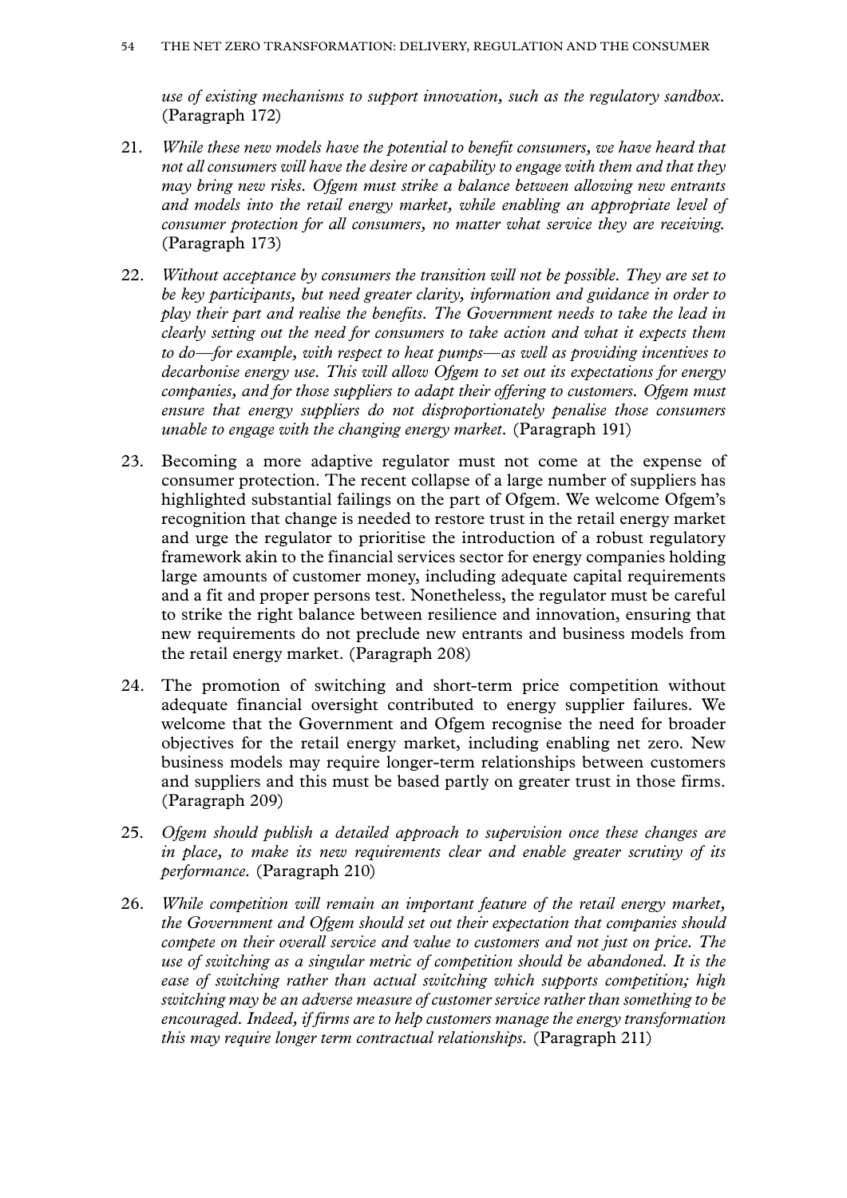*use of existing mechanisms to support innovation, such as the regulatory sandbox.* (Paragraph 172)

21. *While these new models have the potential to benefit consumers, we have heard that not all consumers will have the desire or capability to engage with them and that they may bring new risks. Ofgem must strike a balance between allowing new entrants and models into the retail energy market, while enabling an appropriate level of consumer protection for all consumers, no matter what service they are receiving.* (Paragraph 173)

22. *Without acceptance by consumers the transition will not be possible. They are set to be key participants, but need greater clarity, information and guidance in order to play their part and realise the benefits. The Government needs to take the lead in clearly setting out the need for consumers to take action and what it expects them to do—for example, with respect to heat pumps—as well as providing incentives to decarbonise energy use. This will allow Ofgem to set out its expectations for energy companies, and for those suppliers to adapt their offering to customers. Ofgem must ensure that energy suppliers do not disproportionately penalise those consumers unable to engage with the changing energy market.* (Paragraph 191)

23. Becoming a more adaptive regulator must not come at the expense of consumer protection. The recent collapse of a large number of suppliers has highlighted substantial failings on the part of Ofgem. We welcome Ofgem's recognition that change is needed to restore trust in the retail energy market and urge the regulator to prioritise the introduction of a robust regulatory framework akin to the financial services sector for energy companies holding large amounts of customer money, including adequate capital requirements and a fit and proper persons test. Nonetheless, the regulator must be careful to strike the right balance between resilience and innovation, ensuring that new requirements do not preclude new entrants and business models from the retail energy market. (Paragraph 208)

24. The promotion of switching and short-term price competition without adequate financial oversight contributed to energy supplier failures. We welcome that the Government and Ofgem recognise the need for broader objectives for the retail energy market, including enabling net zero. New business models may require longer-term relationships between customers and suppliers and this must be based partly on greater trust in those firms. (Paragraph 209)

25. *Ofgem should publish a detailed approach to supervision once these changes are in place, to make its new requirements clear and enable greater scrutiny of its performance.* (Paragraph 210)

26. *While competition will remain an important feature of the retail energy market, the Government and Ofgem should set out their expectation that companies should compete on their overall service and value to customers and not just on price. The use of switching as a singular metric of competition should be abandoned. It is the ease of switching rather than actual switching which supports competition; high switching may be an adverse measure of customer service rather than something to be encouraged. Indeed, if firms are to help customers manage the energy transformation this may require longer term contractual relationships.* (Paragraph 211)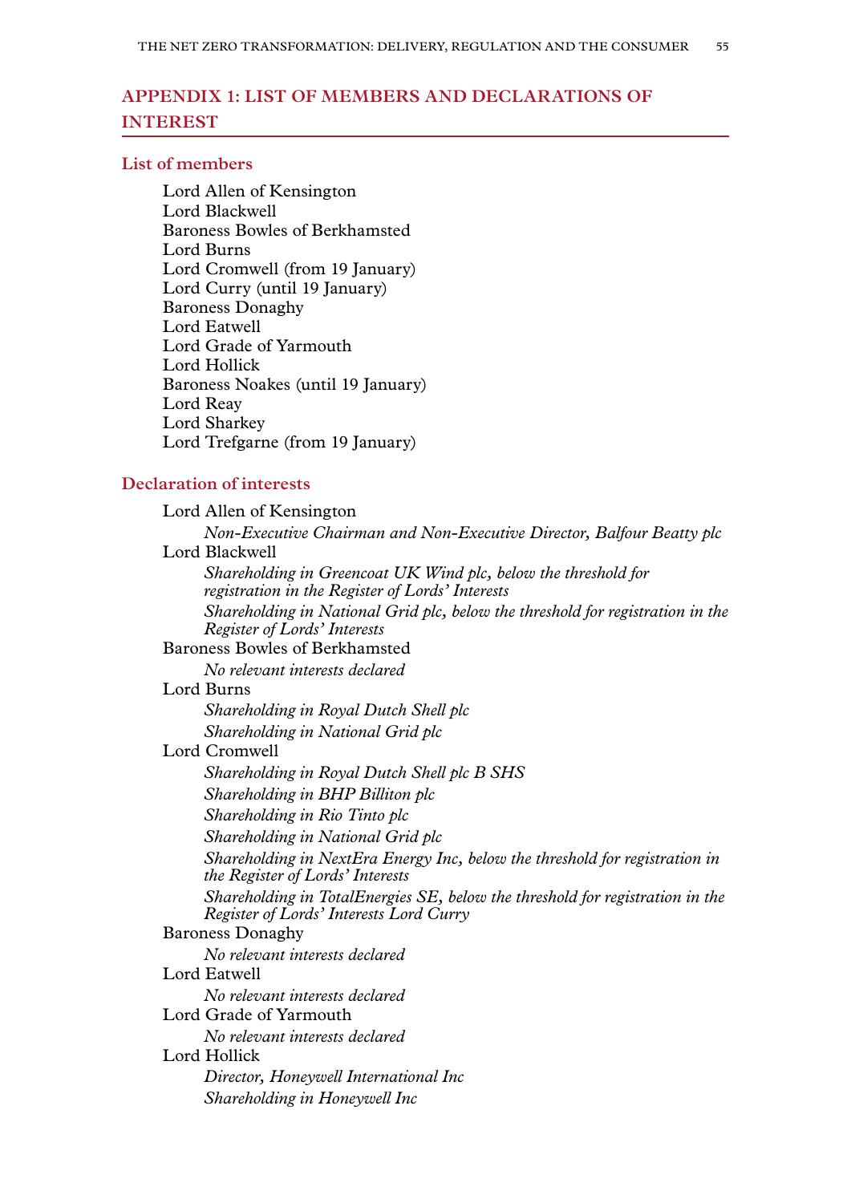## APPENDIX 1: LIST OF MEMBERS AND DECLARATIONS OF INTEREST

### List of members

Lord Allen of Kensington
Lord Blackwell
Baroness Bowles of Berkhamsted
Lord Burns
Lord Cromwell (from 19 January)
Lord Curry (until 19 January)
Baroness Donaghy
Lord Eatwell
Lord Grade of Yarmouth
Lord Hollick
Baroness Noakes (until 19 January)
Lord Reay
Lord Sharkey
Lord Trefgarne (from 19 January)

### Declaration of interests

Lord Allen of Kensington
*Non-Executive Chairman and Non-Executive Director, Balfour Beatty plc*

Lord Blackwell
*Shareholding in Greencoat UK Wind plc, below the threshold for registration in the Register of Lords' Interests*
*Shareholding in National Grid plc, below the threshold for registration in the Register of Lords' Interests*

Baroness Bowles of Berkhamsted
*No relevant interests declared*

Lord Burns
*Shareholding in Royal Dutch Shell plc*
*Shareholding in National Grid plc*

Lord Cromwell
*Shareholding in Royal Dutch Shell plc B SHS*
*Shareholding in BHP Billiton plc*
*Shareholding in Rio Tinto plc*
*Shareholding in National Grid plc*
*Shareholding in NextEra Energy Inc, below the threshold for registration in the Register of Lords' Interests*
*Shareholding in TotalEnergies SE, below the threshold for registration in the Register of Lords' Interests Lord Curry*

Baroness Donaghy
*No relevant interests declared*

Lord Eatwell
*No relevant interests declared*

Lord Grade of Yarmouth
*No relevant interests declared*

Lord Hollick
*Director, Honeywell International Inc*
*Shareholding in Honeywell Inc*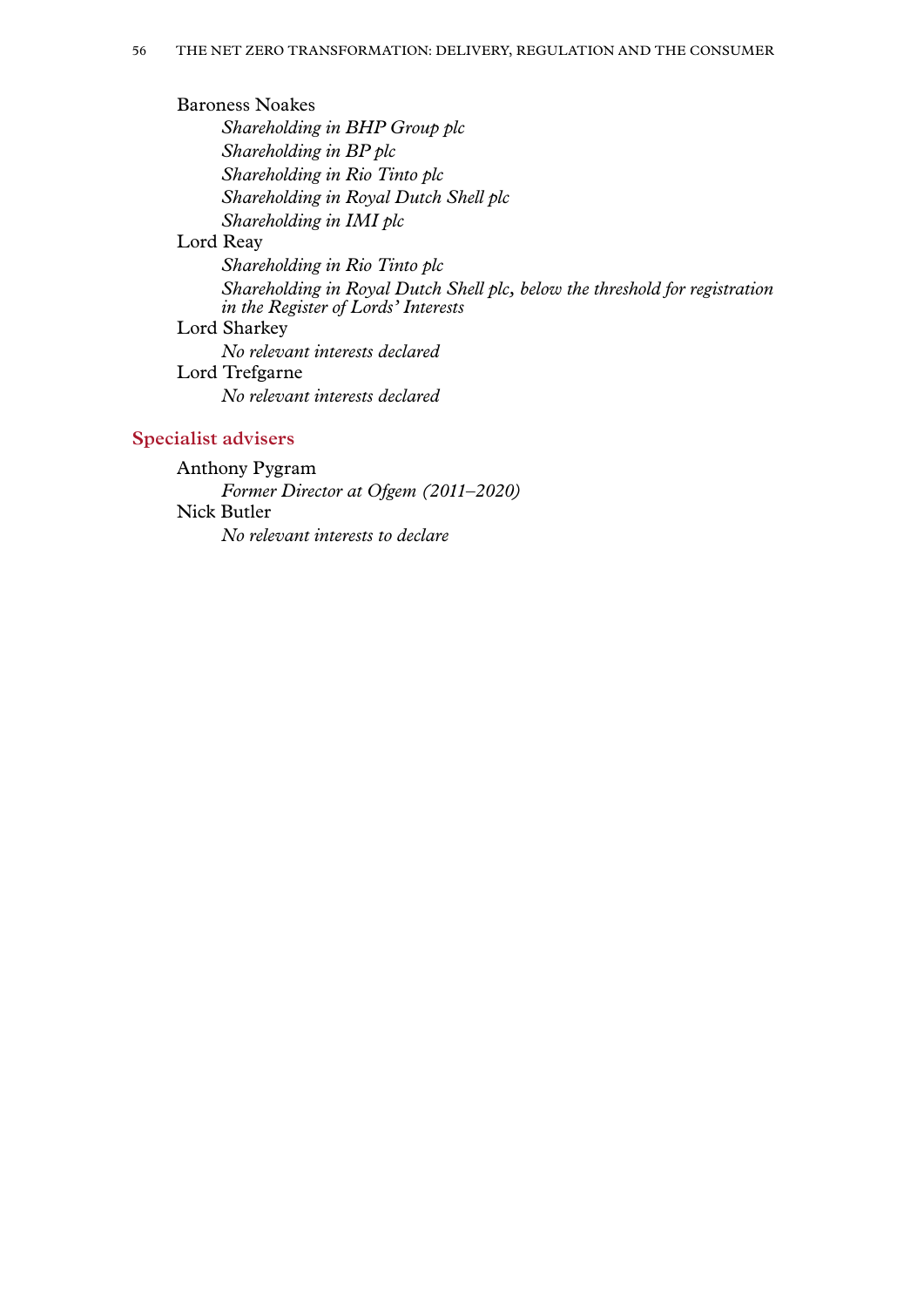Baroness Noakes

*Shareholding in BHP Group plc*

*Shareholding in BP plc*

*Shareholding in Rio Tinto plc*

*Shareholding in Royal Dutch Shell plc*

*Shareholding in IMI plc*

Lord Reay

*Shareholding in Rio Tinto plc*

*Shareholding in Royal Dutch Shell plc, below the threshold for registration in the Register of Lords' Interests*

Lord Sharkey

*No relevant interests declared*

Lord Trefgarne

*No relevant interests declared*

## Specialist advisers

Anthony Pygram

*Former Director at Ofgem (2011–2020)*

Nick Butler

*No relevant interests to declare*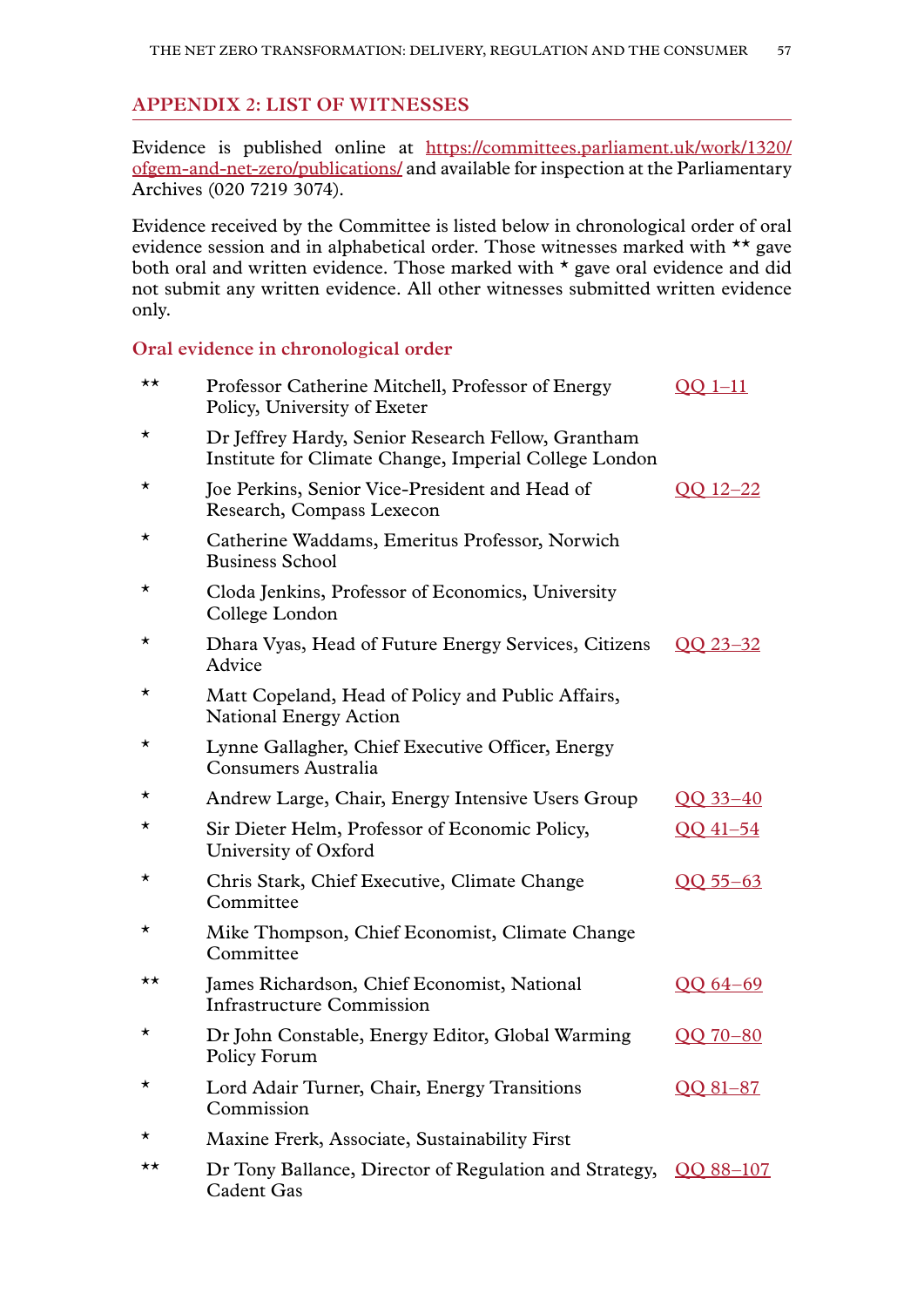## APPENDIX 2: LIST OF WITNESSES

Evidence is published online at https://committees.parliament.uk/work/1320/ofgem-and-net-zero/publications/ and available for inspection at the Parliamentary Archives (020 7219 3074).

Evidence received by the Committee is listed below in chronological order of oral evidence session and in alphabetical order. Those witnesses marked with ** gave both oral and written evidence. Those marked with * gave oral evidence and did not submit any written evidence. All other witnesses submitted written evidence only.

### Oral evidence in chronological order

| | | |
|---|---|---|
| ** | Professor Catherine Mitchell, Professor of Energy Policy, University of Exeter | QQ 1–11 |
| * | Dr Jeffrey Hardy, Senior Research Fellow, Grantham Institute for Climate Change, Imperial College London | |
| * | Joe Perkins, Senior Vice-President and Head of Research, Compass Lexecon | QQ 12–22 |
| * | Catherine Waddams, Emeritus Professor, Norwich Business School | |
| * | Cloda Jenkins, Professor of Economics, University College London | |
| * | Dhara Vyas, Head of Future Energy Services, Citizens Advice | QQ 23–32 |
| * | Matt Copeland, Head of Policy and Public Affairs, National Energy Action | |
| * | Lynne Gallagher, Chief Executive Officer, Energy Consumers Australia | |
| * | Andrew Large, Chair, Energy Intensive Users Group | QQ 33–40 |
| * | Sir Dieter Helm, Professor of Economic Policy, University of Oxford | QQ 41–54 |
| * | Chris Stark, Chief Executive, Climate Change Committee | QQ 55–63 |
| * | Mike Thompson, Chief Economist, Climate Change Committee | |
| ** | James Richardson, Chief Economist, National Infrastructure Commission | QQ 64–69 |
| * | Dr John Constable, Energy Editor, Global Warming Policy Forum | QQ 70–80 |
| * | Lord Adair Turner, Chair, Energy Transitions Commission | QQ 81–87 |
| * | Maxine Frerk, Associate, Sustainability First | |
| ** | Dr Tony Ballance, Director of Regulation and Strategy, Cadent Gas | QQ 88–107 |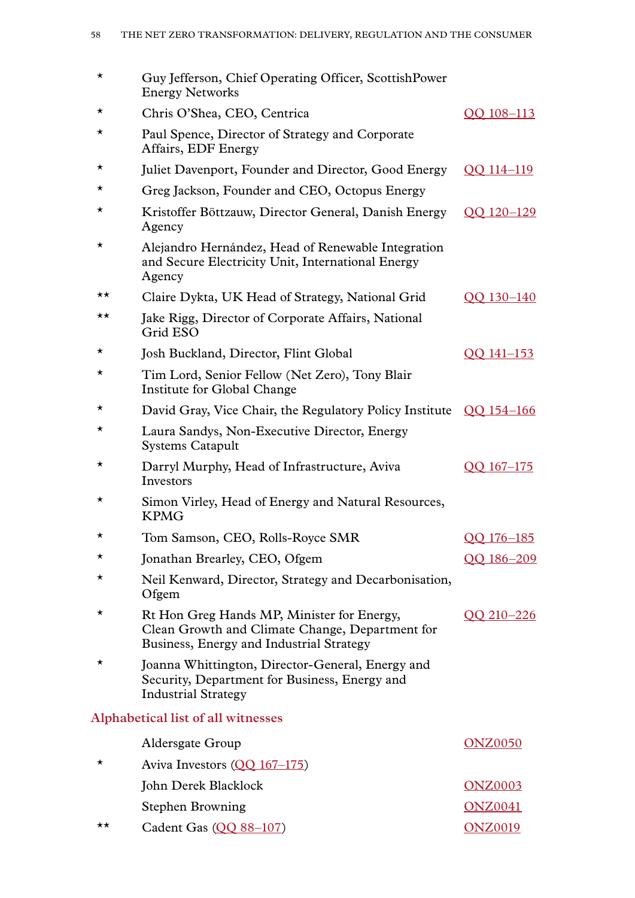| | | |
|---|---|---|
| * | Guy Jefferson, Chief Operating Officer, ScottishPower Energy Networks | |
| * | Chris O'Shea, CEO, Centrica | QQ 108–113 |
| * | Paul Spence, Director of Strategy and Corporate Affairs, EDF Energy | |
| * | Juliet Davenport, Founder and Director, Good Energy | QQ 114–119 |
| * | Greg Jackson, Founder and CEO, Octopus Energy | |
| * | Kristoffer Böttzauw, Director General, Danish Energy Agency | QQ 120–129 |
| * | Alejandro Hernández, Head of Renewable Integration and Secure Electricity Unit, International Energy Agency | |
| ** | Claire Dykta, UK Head of Strategy, National Grid | QQ 130–140 |
| ** | Jake Rigg, Director of Corporate Affairs, National Grid ESO | |
| * | Josh Buckland, Director, Flint Global | QQ 141–153 |
| * | Tim Lord, Senior Fellow (Net Zero), Tony Blair Institute for Global Change | |
| * | David Gray, Vice Chair, the Regulatory Policy Institute | QQ 154–166 |
| * | Laura Sandys, Non-Executive Director, Energy Systems Catapult | |
| * | Darryl Murphy, Head of Infrastructure, Aviva Investors | QQ 167–175 |
| * | Simon Virley, Head of Energy and Natural Resources, KPMG | |
| * | Tom Samson, CEO, Rolls-Royce SMR | QQ 176–185 |
| * | Jonathan Brearley, CEO, Ofgem | QQ 186–209 |
| * | Neil Kenward, Director, Strategy and Decarbonisation, Ofgem | |
| * | Rt Hon Greg Hands MP, Minister for Energy, Clean Growth and Climate Change, Department for Business, Energy and Industrial Strategy | QQ 210–226 |
| * | Joanna Whittington, Director-General, Energy and Security, Department for Business, Energy and Industrial Strategy | |

## Alphabetical list of all witnesses

| | | |
|---|---|---|
| | Aldersgate Group | ONZ0050 |
| * | Aviva Investors (QQ 167–175) | |
| | John Derek Blacklock | ONZ0003 |
| | Stephen Browning | ONZ0041 |
| ** | Cadent Gas (QQ 88–107) | ONZ0019 |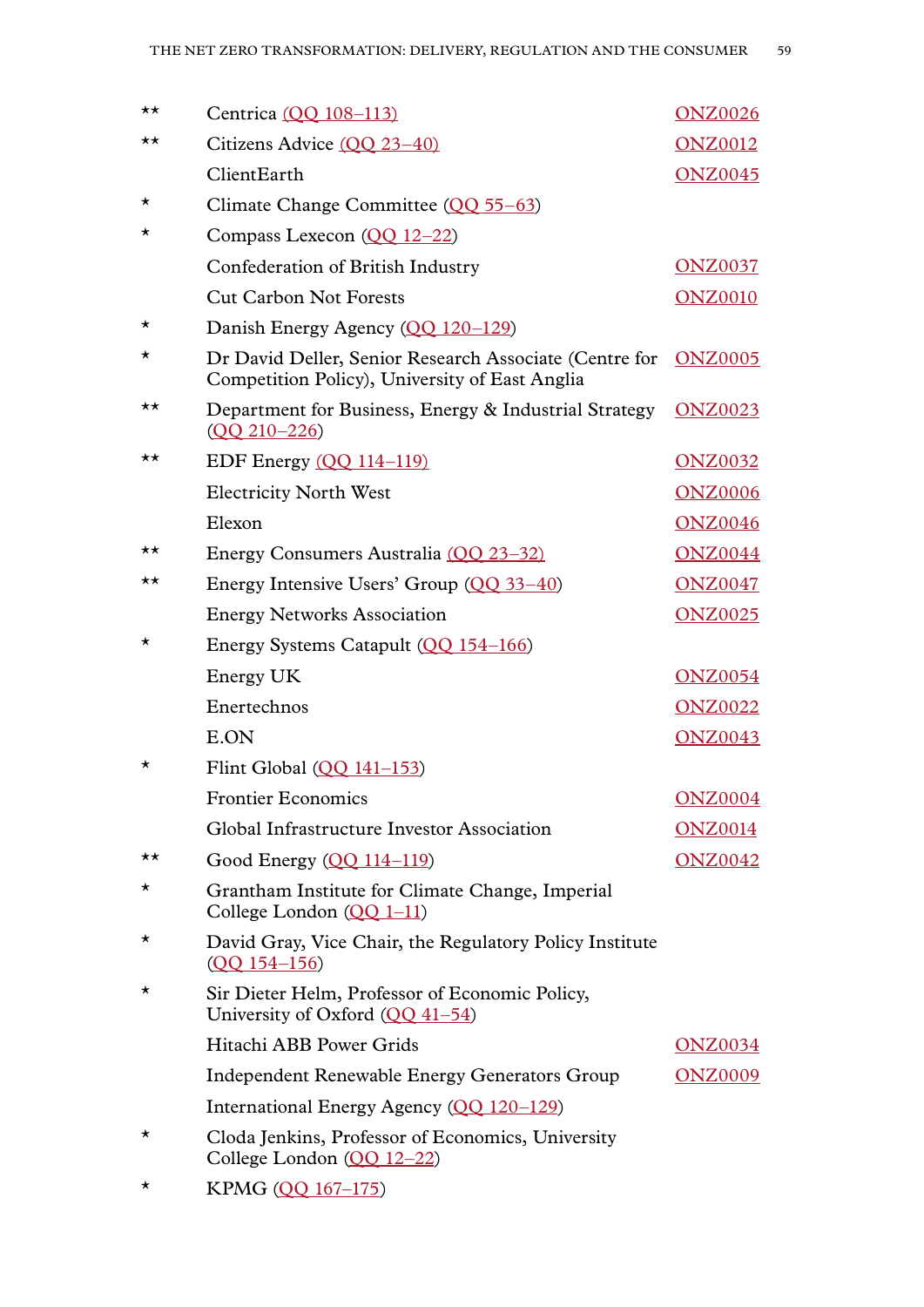| | | |
|---|---|---|
| ** | Centrica (QQ 108–113) | ONZ0026 |
| ** | Citizens Advice (QQ 23–40) | ONZ0012 |
| | ClientEarth | ONZ0045 |
| * | Climate Change Committee (QQ 55–63) | |
| * | Compass Lexecon (QQ 12–22) | |
| | Confederation of British Industry | ONZ0037 |
| | Cut Carbon Not Forests | ONZ0010 |
| * | Danish Energy Agency (QQ 120–129) | |
| * | Dr David Deller, Senior Research Associate (Centre for Competition Policy), University of East Anglia | ONZ0005 |
| ** | Department for Business, Energy & Industrial Strategy (QQ 210–226) | ONZ0023 |
| ** | EDF Energy (QQ 114–119) | ONZ0032 |
| | Electricity North West | ONZ0006 |
| | Elexon | ONZ0046 |
| ** | Energy Consumers Australia (QQ 23–32) | ONZ0044 |
| ** | Energy Intensive Users' Group (QQ 33–40) | ONZ0047 |
| | Energy Networks Association | ONZ0025 |
| * | Energy Systems Catapult (QQ 154–166) | |
| | Energy UK | ONZ0054 |
| | Enertechnos | ONZ0022 |
| | E.ON | ONZ0043 |
| * | Flint Global (QQ 141–153) | |
| | Frontier Economics | ONZ0004 |
| | Global Infrastructure Investor Association | ONZ0014 |
| ** | Good Energy (QQ 114–119) | ONZ0042 |
| * | Grantham Institute for Climate Change, Imperial College London (QQ 1–11) | |
| * | David Gray, Vice Chair, the Regulatory Policy Institute (QQ 154–156) | |
| * | Sir Dieter Helm, Professor of Economic Policy, University of Oxford (QQ 41–54) | |
| | Hitachi ABB Power Grids | ONZ0034 |
| | Independent Renewable Energy Generators Group | ONZ0009 |
| | International Energy Agency (QQ 120–129) | |
| * | Cloda Jenkins, Professor of Economics, University College London (QQ 12–22) | |
| * | KPMG (QQ 167–175) | |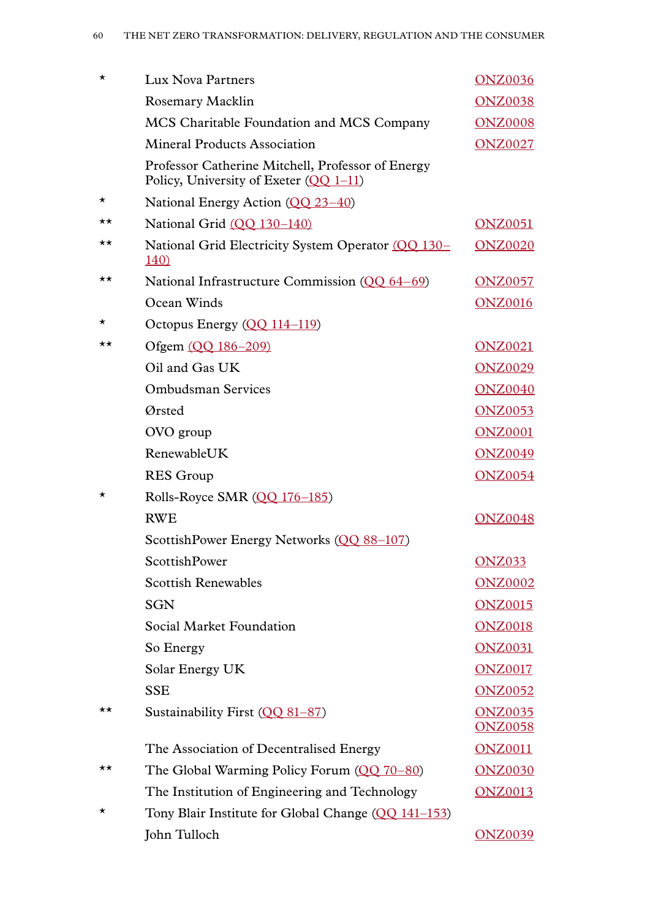| | | |
|---|---|---|
| * | Lux Nova Partners | ONZ0036 |
| | Rosemary Macklin | ONZ0038 |
| | MCS Charitable Foundation and MCS Company | ONZ0008 |
| | Mineral Products Association | ONZ0027 |
| | Professor Catherine Mitchell, Professor of Energy Policy, University of Exeter (QQ 1–11) | |
| * | National Energy Action (QQ 23–40) | |
| ** | National Grid (QQ 130–140) | ONZ0051 |
| ** | National Grid Electricity System Operator (QQ 130–140) | ONZ0020 |
| ** | National Infrastructure Commission (QQ 64–69) | ONZ0057 |
| | Ocean Winds | ONZ0016 |
| * | Octopus Energy (QQ 114–119) | |
| ** | Ofgem (QQ 186–209) | ONZ0021 |
| | Oil and Gas UK | ONZ0029 |
| | Ombudsman Services | ONZ0040 |
| | Ørsted | ONZ0053 |
| | OVO group | ONZ0001 |
| | RenewableUK | ONZ0049 |
| | RES Group | ONZ0054 |
| * | Rolls-Royce SMR (QQ 176–185) | |
| | RWE | ONZ0048 |
| | ScottishPower Energy Networks (QQ 88–107) | |
| | ScottishPower | ONZ033 |
| | Scottish Renewables | ONZ0002 |
| | SGN | ONZ0015 |
| | Social Market Foundation | ONZ0018 |
| | So Energy | ONZ0031 |
| | Solar Energy UK | ONZ0017 |
| | SSE | ONZ0052 |
| ** | Sustainability First (QQ 81–87) | ONZ0035 ONZ0058 |
| | The Association of Decentralised Energy | ONZ0011 |
| ** | The Global Warming Policy Forum (QQ 70–80) | ONZ0030 |
| | The Institution of Engineering and Technology | ONZ0013 |
| * | Tony Blair Institute for Global Change (QQ 141–153) | |
| | John Tulloch | ONZ0039 |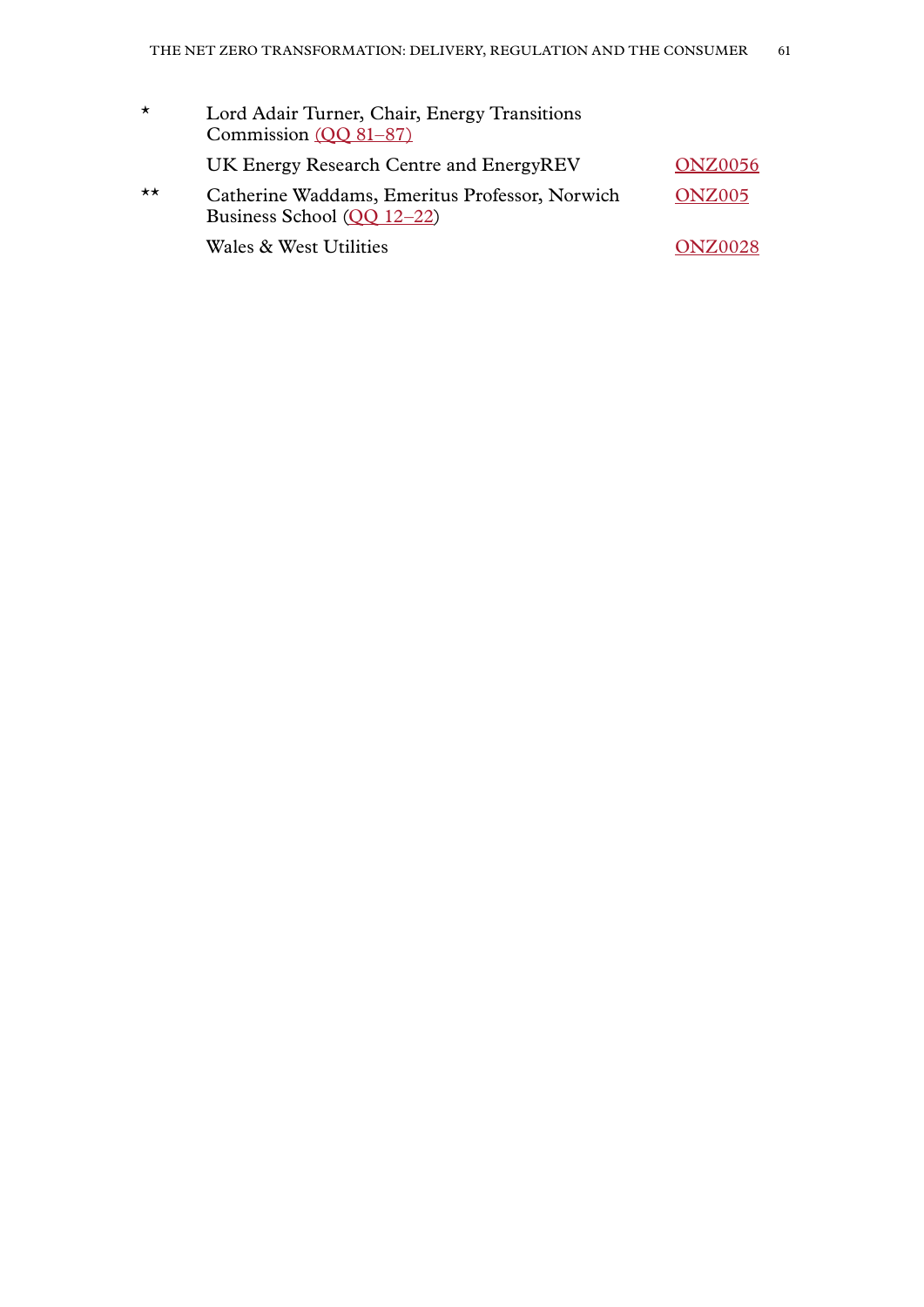| | | |
|---|---|---|
| * | Lord Adair Turner, Chair, Energy Transitions Commission (QQ 81–87) | |
| | UK Energy Research Centre and EnergyREV | ONZ0056 |
| ** | Catherine Waddams, Emeritus Professor, Norwich Business School (QQ 12–22) | ONZ005 |
| | Wales & West Utilities | ONZ0028 |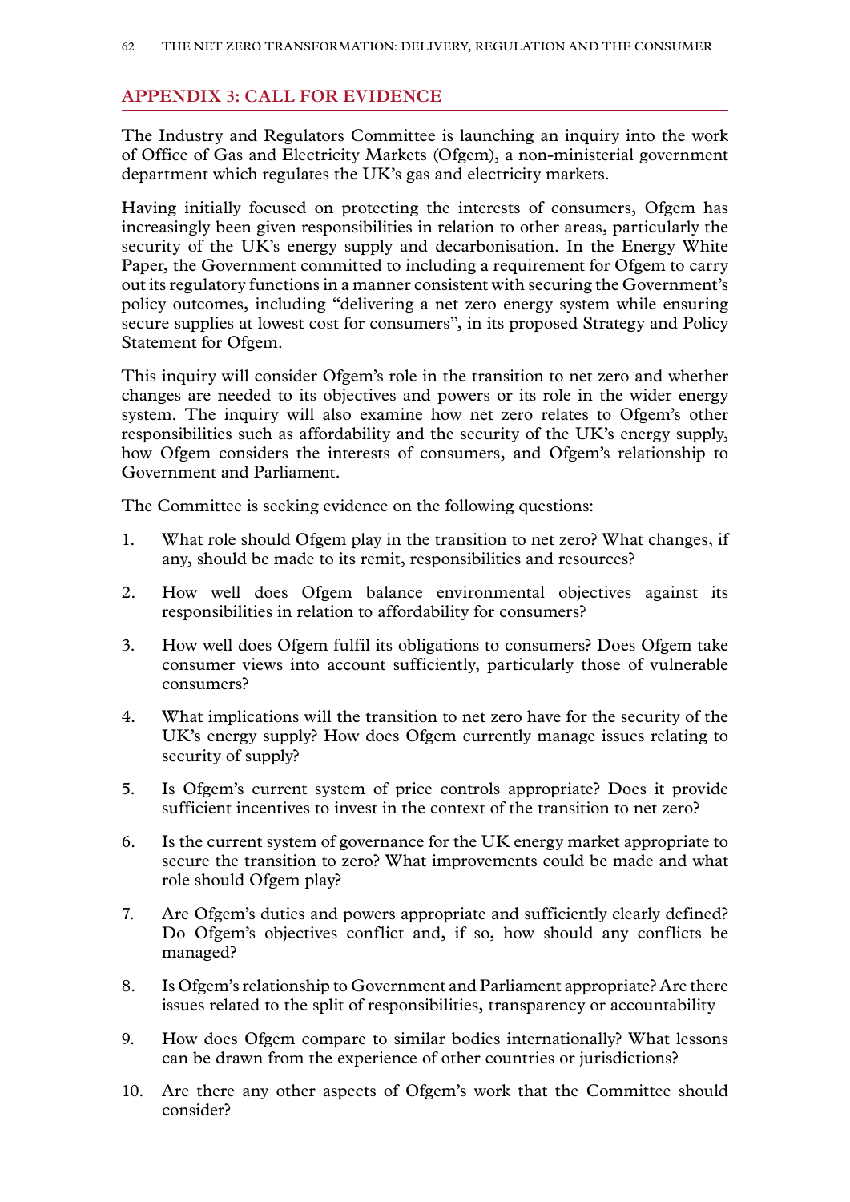## APPENDIX 3: CALL FOR EVIDENCE

The Industry and Regulators Committee is launching an inquiry into the work of Office of Gas and Electricity Markets (Ofgem), a non-ministerial government department which regulates the UK's gas and electricity markets.

Having initially focused on protecting the interests of consumers, Ofgem has increasingly been given responsibilities in relation to other areas, particularly the security of the UK's energy supply and decarbonisation. In the Energy White Paper, the Government committed to including a requirement for Ofgem to carry out its regulatory functions in a manner consistent with securing the Government's policy outcomes, including "delivering a net zero energy system while ensuring secure supplies at lowest cost for consumers", in its proposed Strategy and Policy Statement for Ofgem.

This inquiry will consider Ofgem's role in the transition to net zero and whether changes are needed to its objectives and powers or its role in the wider energy system. The inquiry will also examine how net zero relates to Ofgem's other responsibilities such as affordability and the security of the UK's energy supply, how Ofgem considers the interests of consumers, and Ofgem's relationship to Government and Parliament.

The Committee is seeking evidence on the following questions:

1. What role should Ofgem play in the transition to net zero? What changes, if any, should be made to its remit, responsibilities and resources?
2. How well does Ofgem balance environmental objectives against its responsibilities in relation to affordability for consumers?
3. How well does Ofgem fulfil its obligations to consumers? Does Ofgem take consumer views into account sufficiently, particularly those of vulnerable consumers?
4. What implications will the transition to net zero have for the security of the UK's energy supply? How does Ofgem currently manage issues relating to security of supply?
5. Is Ofgem's current system of price controls appropriate? Does it provide sufficient incentives to invest in the context of the transition to net zero?
6. Is the current system of governance for the UK energy market appropriate to secure the transition to zero? What improvements could be made and what role should Ofgem play?
7. Are Ofgem's duties and powers appropriate and sufficiently clearly defined? Do Ofgem's objectives conflict and, if so, how should any conflicts be managed?
8. Is Ofgem's relationship to Government and Parliament appropriate? Are there issues related to the split of responsibilities, transparency or accountability
9. How does Ofgem compare to similar bodies internationally? What lessons can be drawn from the experience of other countries or jurisdictions?
10. Are there any other aspects of Ofgem's work that the Committee should consider?